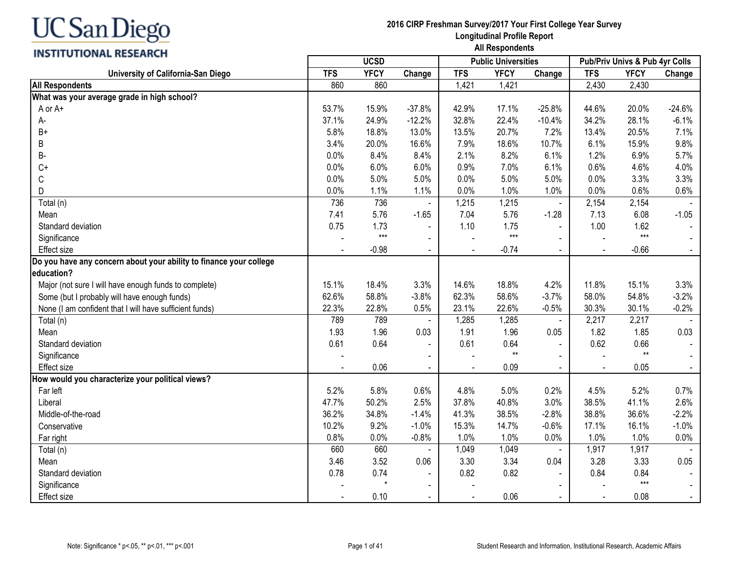UC San Diego
INSTITUTIONAL RESEARCH

**2016 CIRP Freshman Survey/2017 Your First College Year Survey**
**Longitudinal Profile Report**
**All Respondents**

| University of California-San Diego | UCSD | | | Public Universities | | | Pub/Priv Univs & Pub 4yr Colls | | |
|---|---|---|---|---|---|---|---|---|---|
| | TFS | YFCY | Change | TFS | YFCY | Change | TFS | YFCY | Change |
| **All Respondents** | 860 | 860 | | 1,421 | 1,421 | | 2,430 | 2,430 | |
| **What was your average grade in high school?** | | | | | | | | | |
| A or A+ | 53.7% | 15.9% | -37.8% | 42.9% | 17.1% | -25.8% | 44.6% | 20.0% | -24.6% |
| A- | 37.1% | 24.9% | -12.2% | 32.8% | 22.4% | -10.4% | 34.2% | 28.1% | -6.1% |
| B+ | 5.8% | 18.8% | 13.0% | 13.5% | 20.7% | 7.2% | 13.4% | 20.5% | 7.1% |
| B | 3.4% | 20.0% | 16.6% | 7.9% | 18.6% | 10.7% | 6.1% | 15.9% | 9.8% |
| B- | 0.0% | 8.4% | 8.4% | 2.1% | 8.2% | 6.1% | 1.2% | 6.9% | 5.7% |
| C+ | 0.0% | 6.0% | 6.0% | 0.9% | 7.0% | 6.1% | 0.6% | 4.6% | 4.0% |
| C | 0.0% | 5.0% | 5.0% | 0.0% | 5.0% | 5.0% | 0.0% | 3.3% | 3.3% |
| D | 0.0% | 1.1% | 1.1% | 0.0% | 1.0% | 1.0% | 0.0% | 0.6% | 0.6% |
| Total (n) | 736 | 736 | - | 1,215 | 1,215 | - | 2,154 | 2,154 | - |
| Mean | 7.41 | 5.76 | -1.65 | 7.04 | 5.76 | -1.28 | 7.13 | 6.08 | -1.05 |
| Standard deviation | 0.75 | 1.73 | - | 1.10 | 1.75 | - | 1.00 | 1.62 | - |
| Significance | - | *** | - | - | *** | - | - | *** | - |
| Effect size | - | -0.98 | - | - | -0.74 | - | - | -0.66 | - |
| **Do you have any concern about your ability to finance your college education?** | | | | | | | | | |
| Major (not sure I will have enough funds to complete) | 15.1% | 18.4% | 3.3% | 14.6% | 18.8% | 4.2% | 11.8% | 15.1% | 3.3% |
| Some (but I probably will have enough funds) | 62.6% | 58.8% | -3.8% | 62.3% | 58.6% | -3.7% | 58.0% | 54.8% | -3.2% |
| None (I am confident that I will have sufficient funds) | 22.3% | 22.8% | 0.5% | 23.1% | 22.6% | -0.5% | 30.3% | 30.1% | -0.2% |
| Total (n) | 789 | 789 | - | 1,285 | 1,285 | - | 2,217 | 2,217 | - |
| Mean | 1.93 | 1.96 | 0.03 | 1.91 | 1.96 | 0.05 | 1.82 | 1.85 | 0.03 |
| Standard deviation | 0.61 | 0.64 | - | 0.61 | 0.64 | - | 0.62 | 0.66 | - |
| Significance | - | | - | - | ** | - | - | ** | - |
| Effect size | - | 0.06 | - | - | 0.09 | - | - | 0.05 | - |
| **How would you characterize your political views?** | | | | | | | | | |
| Far left | 5.2% | 5.8% | 0.6% | 4.8% | 5.0% | 0.2% | 4.5% | 5.2% | 0.7% |
| Liberal | 47.7% | 50.2% | 2.5% | 37.8% | 40.8% | 3.0% | 38.5% | 41.1% | 2.6% |
| Middle-of-the-road | 36.2% | 34.8% | -1.4% | 41.3% | 38.5% | -2.8% | 38.8% | 36.6% | -2.2% |
| Conservative | 10.2% | 9.2% | -1.0% | 15.3% | 14.7% | -0.6% | 17.1% | 16.1% | -1.0% |
| Far right | 0.8% | 0.0% | -0.8% | 1.0% | 1.0% | 0.0% | 1.0% | 1.0% | 0.0% |
| Total (n) | 660 | 660 | - | 1,049 | 1,049 | - | 1,917 | 1,917 | - |
| Mean | 3.46 | 3.52 | 0.06 | 3.30 | 3.34 | 0.04 | 3.28 | 3.33 | 0.05 |
| Standard deviation | 0.78 | 0.74 | - | 0.82 | 0.82 | - | 0.84 | 0.84 | - |
| Significance | - | * | - | - | | - | - | *** | - |
| Effect size | - | 0.10 | - | - | 0.06 | - | - | 0.08 | - |

Note: Significance * p<.05, ** p<.01, *** p<.001

Student Research and Information, Institutional Research, Academic Affairs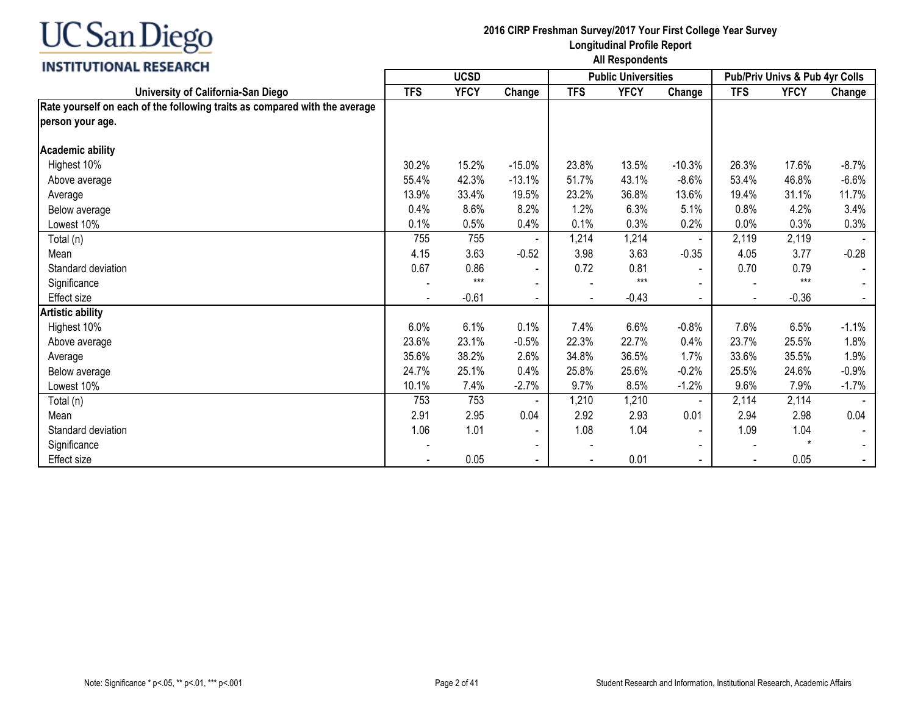UC San Diego
INSTITUTIONAL RESEARCH

**2016 CIRP Freshman Survey/2017 Your First College Year Survey**
**Longitudinal Profile Report**
**All Respondents**

| University of California-San Diego | UCSD | | | Public Universities | | | Pub/Priv Univs & Pub 4yr Colls | | |
|---|---|---|---|---|---|---|---|---|---|
| | TFS | YFCY | Change | TFS | YFCY | Change | TFS | YFCY | Change |
| **Rate yourself on each of the following traits as compared with the average person your age.** | | | | | | | | | |
| **Academic ability** | | | | | | | | | |
| Highest 10% | 30.2% | 15.2% | -15.0% | 23.8% | 13.5% | -10.3% | 26.3% | 17.6% | -8.7% |
| Above average | 55.4% | 42.3% | -13.1% | 51.7% | 43.1% | -8.6% | 53.4% | 46.8% | -6.6% |
| Average | 13.9% | 33.4% | 19.5% | 23.2% | 36.8% | 13.6% | 19.4% | 31.1% | 11.7% |
| Below average | 0.4% | 8.6% | 8.2% | 1.2% | 6.3% | 5.1% | 0.8% | 4.2% | 3.4% |
| Lowest 10% | 0.1% | 0.5% | 0.4% | 0.1% | 0.3% | 0.2% | 0.0% | 0.3% | 0.3% |
| Total (n) | 755 | 755 | - | 1,214 | 1,214 | - | 2,119 | 2,119 | - |
| Mean | 4.15 | 3.63 | -0.52 | 3.98 | 3.63 | -0.35 | 4.05 | 3.77 | -0.28 |
| Standard deviation | 0.67 | 0.86 | - | 0.72 | 0.81 | - | 0.70 | 0.79 | - |
| Significance | - | *** | - | - | *** | - | - | *** | - |
| Effect size | - | -0.61 | - | - | -0.43 | - | - | -0.36 | - |
| **Artistic ability** | | | | | | | | | |
| Highest 10% | 6.0% | 6.1% | 0.1% | 7.4% | 6.6% | -0.8% | 7.6% | 6.5% | -1.1% |
| Above average | 23.6% | 23.1% | -0.5% | 22.3% | 22.7% | 0.4% | 23.7% | 25.5% | 1.8% |
| Average | 35.6% | 38.2% | 2.6% | 34.8% | 36.5% | 1.7% | 33.6% | 35.5% | 1.9% |
| Below average | 24.7% | 25.1% | 0.4% | 25.8% | 25.6% | -0.2% | 25.5% | 24.6% | -0.9% |
| Lowest 10% | 10.1% | 7.4% | -2.7% | 9.7% | 8.5% | -1.2% | 9.6% | 7.9% | -1.7% |
| Total (n) | 753 | 753 | - | 1,210 | 1,210 | - | 2,114 | 2,114 | - |
| Mean | 2.91 | 2.95 | 0.04 | 2.92 | 2.93 | 0.01 | 2.94 | 2.98 | 0.04 |
| Standard deviation | 1.06 | 1.01 | - | 1.08 | 1.04 | - | 1.09 | 1.04 | - |
| Significance | - | | - | - | | - | - | * | - |
| Effect size | - | 0.05 | - | - | 0.01 | - | - | 0.05 | - |

Note: Significance * p<.05, ** p<.01, *** p<.001

Student Research and Information, Institutional Research, Academic Affairs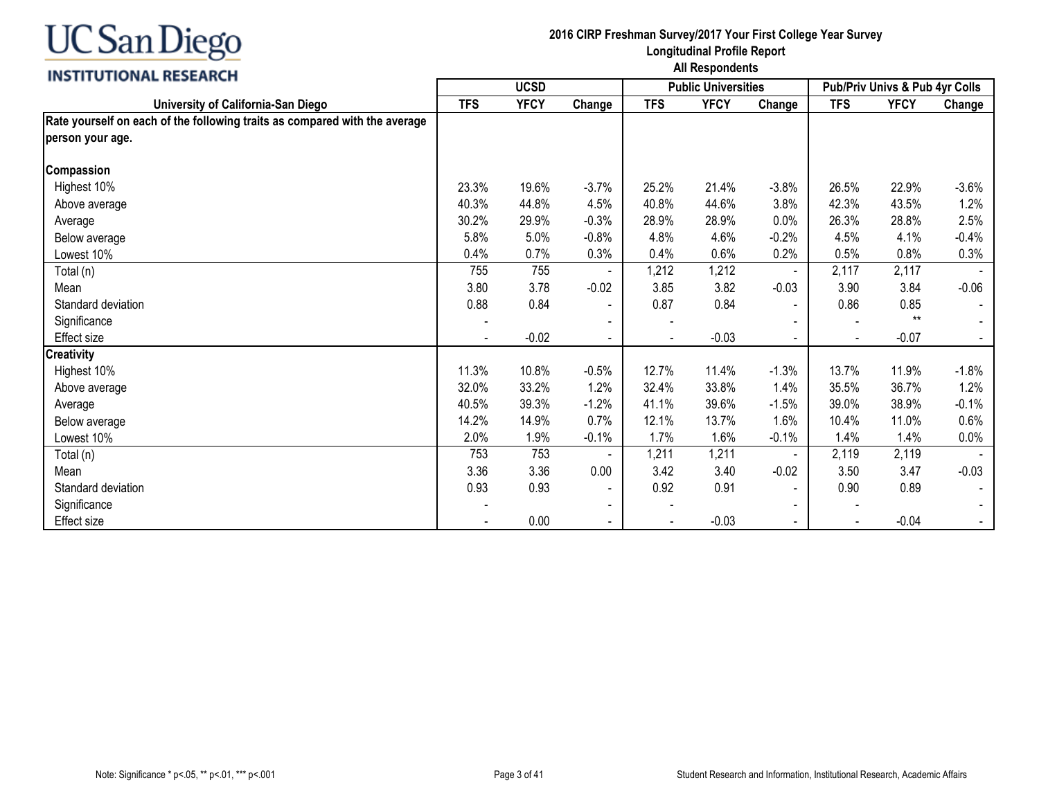UC San Diego

INSTITUTIONAL RESEARCH

**2016 CIRP Freshman Survey/2017 Your First College Year Survey**
**Longitudinal Profile Report**
**All Respondents**

| | UCSD | | | Public Universities | | | Pub/Priv Univs & Pub 4yr Colls | | |
|---|---|---|---|---|---|---|---|---|---|
| **University of California-San Diego** | **TFS** | **YFCY** | **Change** | **TFS** | **YFCY** | **Change** | **TFS** | **YFCY** | **Change** |
| **Rate yourself on each of the following traits as compared with the average person your age.** | | | | | | | | | |
| **Compassion** | | | | | | | | | |
| Highest 10% | 23.3% | 19.6% | -3.7% | 25.2% | 21.4% | -3.8% | 26.5% | 22.9% | -3.6% |
| Above average | 40.3% | 44.8% | 4.5% | 40.8% | 44.6% | 3.8% | 42.3% | 43.5% | 1.2% |
| Average | 30.2% | 29.9% | -0.3% | 28.9% | 28.9% | 0.0% | 26.3% | 28.8% | 2.5% |
| Below average | 5.8% | 5.0% | -0.8% | 4.8% | 4.6% | -0.2% | 4.5% | 4.1% | -0.4% |
| Lowest 10% | 0.4% | 0.7% | 0.3% | 0.4% | 0.6% | 0.2% | 0.5% | 0.8% | 0.3% |
| Total (n) | 755 | 755 | - | 1,212 | 1,212 | - | 2,117 | 2,117 | - |
| Mean | 3.80 | 3.78 | -0.02 | 3.85 | 3.82 | -0.03 | 3.90 | 3.84 | -0.06 |
| Standard deviation | 0.88 | 0.84 | - | 0.87 | 0.84 | - | 0.86 | 0.85 | - |
| Significance | - | | - | - | | - | - | ** | - |
| Effect size | - | -0.02 | - | - | -0.03 | - | - | -0.07 | - |
| **Creativity** | | | | | | | | | |
| Highest 10% | 11.3% | 10.8% | -0.5% | 12.7% | 11.4% | -1.3% | 13.7% | 11.9% | -1.8% |
| Above average | 32.0% | 33.2% | 1.2% | 32.4% | 33.8% | 1.4% | 35.5% | 36.7% | 1.2% |
| Average | 40.5% | 39.3% | -1.2% | 41.1% | 39.6% | -1.5% | 39.0% | 38.9% | -0.1% |
| Below average | 14.2% | 14.9% | 0.7% | 12.1% | 13.7% | 1.6% | 10.4% | 11.0% | 0.6% |
| Lowest 10% | 2.0% | 1.9% | -0.1% | 1.7% | 1.6% | -0.1% | 1.4% | 1.4% | 0.0% |
| Total (n) | 753 | 753 | - | 1,211 | 1,211 | - | 2,119 | 2,119 | - |
| Mean | 3.36 | 3.36 | 0.00 | 3.42 | 3.40 | -0.02 | 3.50 | 3.47 | -0.03 |
| Standard deviation | 0.93 | 0.93 | - | 0.92 | 0.91 | - | 0.90 | 0.89 | - |
| Significance | - | | - | - | | - | - | | - |
| Effect size | - | 0.00 | - | - | -0.03 | - | - | -0.04 | - |

Note: Significance * p<.05, ** p<.01, *** p<.001

Student Research and Information, Institutional Research, Academic Affairs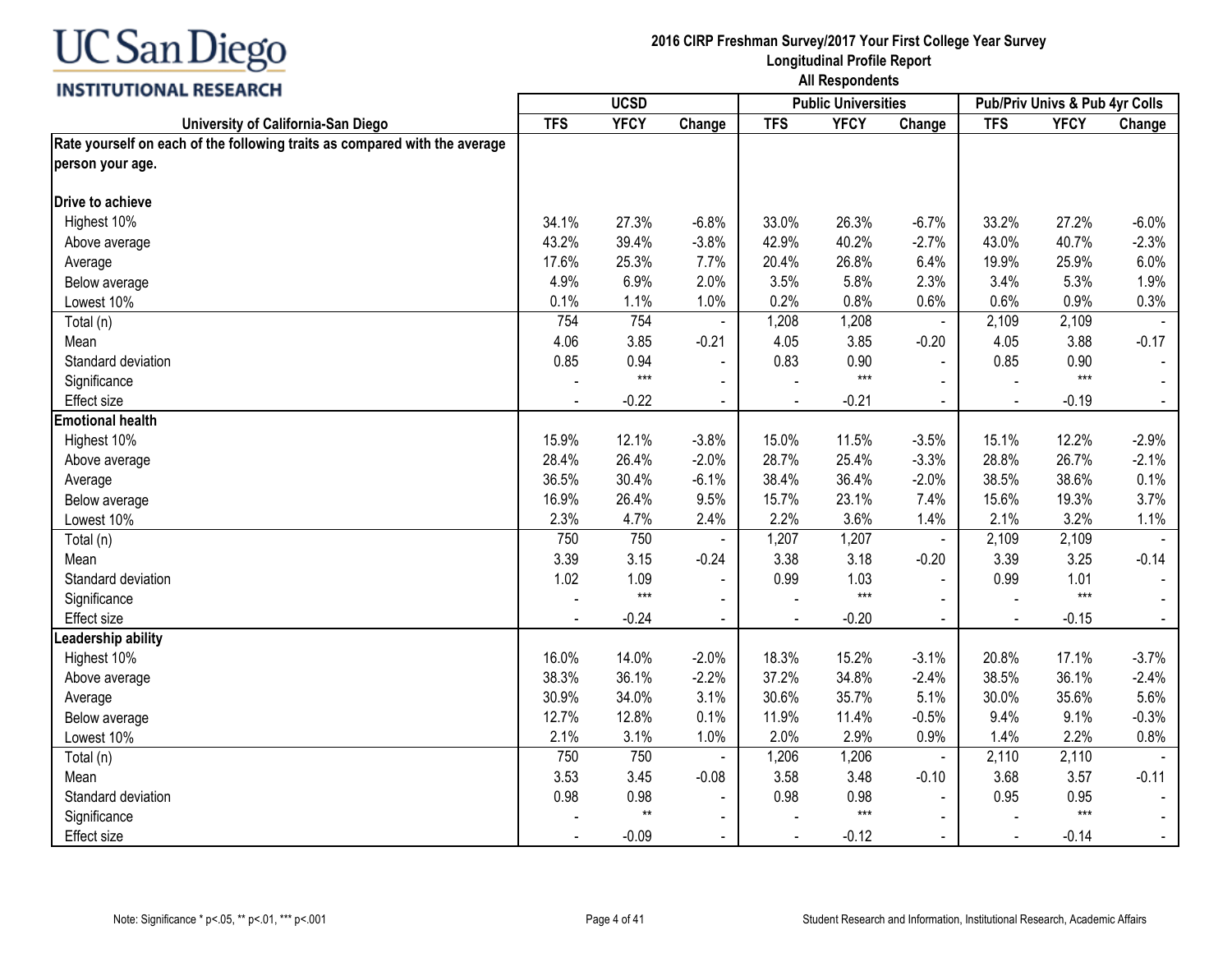**UC San Diego INSTITUTIONAL RESEARCH**

**2016 CIRP Freshman Survey/2017 Your First College Year Survey**
**Longitudinal Profile Report**
**All Respondents**

| | UCSD | | | Public Universities | | | Pub/Priv Univs & Pub 4yr Colls | | |
|---|---|---|---|---|---|---|---|---|---|
| **University of California-San Diego** | **TFS** | **YFCY** | **Change** | **TFS** | **YFCY** | **Change** | **TFS** | **YFCY** | **Change** |
| **Rate yourself on each of the following traits as compared with the average person your age.** | | | | | | | | | |
| **Drive to achieve** | | | | | | | | | |
| Highest 10% | 34.1% | 27.3% | -6.8% | 33.0% | 26.3% | -6.7% | 33.2% | 27.2% | -6.0% |
| Above average | 43.2% | 39.4% | -3.8% | 42.9% | 40.2% | -2.7% | 43.0% | 40.7% | -2.3% |
| Average | 17.6% | 25.3% | 7.7% | 20.4% | 26.8% | 6.4% | 19.9% | 25.9% | 6.0% |
| Below average | 4.9% | 6.9% | 2.0% | 3.5% | 5.8% | 2.3% | 3.4% | 5.3% | 1.9% |
| Lowest 10% | 0.1% | 1.1% | 1.0% | 0.2% | 0.8% | 0.6% | 0.6% | 0.9% | 0.3% |
| Total (n) | 754 | 754 | - | 1,208 | 1,208 | - | 2,109 | 2,109 | - |
| Mean | 4.06 | 3.85 | -0.21 | 4.05 | 3.85 | -0.20 | 4.05 | 3.88 | -0.17 |
| Standard deviation | 0.85 | 0.94 | - | 0.83 | 0.90 | - | 0.85 | 0.90 | - |
| Significance | - | *** | - | - | *** | - | - | *** | - |
| Effect size | - | -0.22 | - | - | -0.21 | - | - | -0.19 | - |
| **Emotional health** | | | | | | | | | |
| Highest 10% | 15.9% | 12.1% | -3.8% | 15.0% | 11.5% | -3.5% | 15.1% | 12.2% | -2.9% |
| Above average | 28.4% | 26.4% | -2.0% | 28.7% | 25.4% | -3.3% | 28.8% | 26.7% | -2.1% |
| Average | 36.5% | 30.4% | -6.1% | 38.4% | 36.4% | -2.0% | 38.5% | 38.6% | 0.1% |
| Below average | 16.9% | 26.4% | 9.5% | 15.7% | 23.1% | 7.4% | 15.6% | 19.3% | 3.7% |
| Lowest 10% | 2.3% | 4.7% | 2.4% | 2.2% | 3.6% | 1.4% | 2.1% | 3.2% | 1.1% |
| Total (n) | 750 | 750 | - | 1,207 | 1,207 | - | 2,109 | 2,109 | - |
| Mean | 3.39 | 3.15 | -0.24 | 3.38 | 3.18 | -0.20 | 3.39 | 3.25 | -0.14 |
| Standard deviation | 1.02 | 1.09 | - | 0.99 | 1.03 | - | 0.99 | 1.01 | - |
| Significance | - | *** | - | - | *** | - | - | *** | - |
| Effect size | - | -0.24 | - | - | -0.20 | - | - | -0.15 | - |
| **Leadership ability** | | | | | | | | | |
| Highest 10% | 16.0% | 14.0% | -2.0% | 18.3% | 15.2% | -3.1% | 20.8% | 17.1% | -3.7% |
| Above average | 38.3% | 36.1% | -2.2% | 37.2% | 34.8% | -2.4% | 38.5% | 36.1% | -2.4% |
| Average | 30.9% | 34.0% | 3.1% | 30.6% | 35.7% | 5.1% | 30.0% | 35.6% | 5.6% |
| Below average | 12.7% | 12.8% | 0.1% | 11.9% | 11.4% | -0.5% | 9.4% | 9.1% | -0.3% |
| Lowest 10% | 2.1% | 3.1% | 1.0% | 2.0% | 2.9% | 0.9% | 1.4% | 2.2% | 0.8% |
| Total (n) | 750 | 750 | - | 1,206 | 1,206 | - | 2,110 | 2,110 | - |
| Mean | 3.53 | 3.45 | -0.08 | 3.58 | 3.48 | -0.10 | 3.68 | 3.57 | -0.11 |
| Standard deviation | 0.98 | 0.98 | - | 0.98 | 0.98 | - | 0.95 | 0.95 | - |
| Significance | - | ** | - | - | *** | - | - | *** | - |
| Effect size | - | -0.09 | - | - | -0.12 | - | - | -0.14 | - |

Note: Significance * p<.05, ** p<.01, *** p<.001

Student Research and Information, Institutional Research, Academic Affairs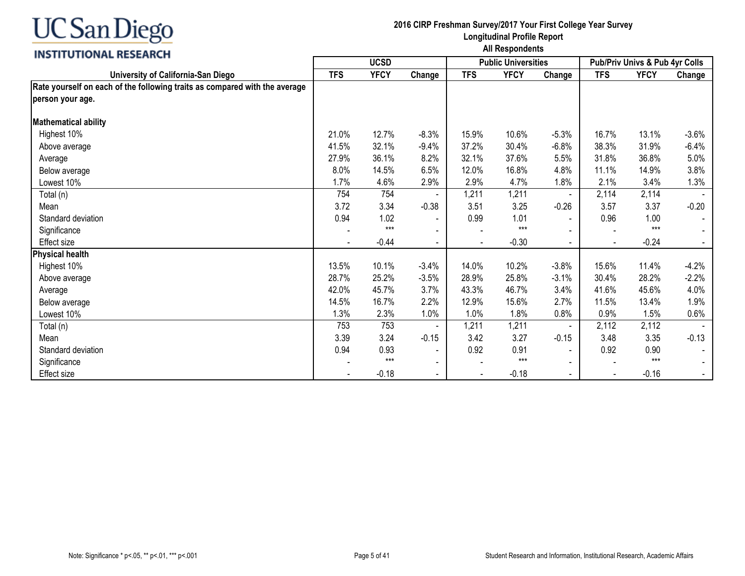UC San Diego
INSTITUTIONAL RESEARCH

**2016 CIRP Freshman Survey/2017 Your First College Year Survey**
**Longitudinal Profile Report**
**All Respondents**

| University of California-San Diego | UCSD | | | Public Universities | | | Pub/Priv Univs & Pub 4yr Colls | | |
|---|---|---|---|---|---|---|---|---|---|
| | TFS | YFCY | Change | TFS | YFCY | Change | TFS | YFCY | Change |
| **Rate yourself on each of the following traits as compared with the average person your age.** | | | | | | | | | |
| **Mathematical ability** | | | | | | | | | |
| Highest 10% | 21.0% | 12.7% | -8.3% | 15.9% | 10.6% | -5.3% | 16.7% | 13.1% | -3.6% |
| Above average | 41.5% | 32.1% | -9.4% | 37.2% | 30.4% | -6.8% | 38.3% | 31.9% | -6.4% |
| Average | 27.9% | 36.1% | 8.2% | 32.1% | 37.6% | 5.5% | 31.8% | 36.8% | 5.0% |
| Below average | 8.0% | 14.5% | 6.5% | 12.0% | 16.8% | 4.8% | 11.1% | 14.9% | 3.8% |
| Lowest 10% | 1.7% | 4.6% | 2.9% | 2.9% | 4.7% | 1.8% | 2.1% | 3.4% | 1.3% |
| Total (n) | 754 | 754 | - | 1,211 | 1,211 | - | 2,114 | 2,114 | - |
| Mean | 3.72 | 3.34 | -0.38 | 3.51 | 3.25 | -0.26 | 3.57 | 3.37 | -0.20 |
| Standard deviation | 0.94 | 1.02 | - | 0.99 | 1.01 | - | 0.96 | 1.00 | - |
| Significance | - | *** | - | - | *** | - | - | *** | - |
| Effect size | - | -0.44 | - | - | -0.30 | - | - | -0.24 | - |
| **Physical health** | | | | | | | | | |
| Highest 10% | 13.5% | 10.1% | -3.4% | 14.0% | 10.2% | -3.8% | 15.6% | 11.4% | -4.2% |
| Above average | 28.7% | 25.2% | -3.5% | 28.9% | 25.8% | -3.1% | 30.4% | 28.2% | -2.2% |
| Average | 42.0% | 45.7% | 3.7% | 43.3% | 46.7% | 3.4% | 41.6% | 45.6% | 4.0% |
| Below average | 14.5% | 16.7% | 2.2% | 12.9% | 15.6% | 2.7% | 11.5% | 13.4% | 1.9% |
| Lowest 10% | 1.3% | 2.3% | 1.0% | 1.0% | 1.8% | 0.8% | 0.9% | 1.5% | 0.6% |
| Total (n) | 753 | 753 | - | 1,211 | 1,211 | - | 2,112 | 2,112 | - |
| Mean | 3.39 | 3.24 | -0.15 | 3.42 | 3.27 | -0.15 | 3.48 | 3.35 | -0.13 |
| Standard deviation | 0.94 | 0.93 | - | 0.92 | 0.91 | - | 0.92 | 0.90 | - |
| Significance | - | *** | - | - | *** | - | - | *** | - |
| Effect size | - | -0.18 | - | - | -0.18 | - | - | -0.16 | - |

Note: Significance * p<.05, ** p<.01, *** p<.001

Student Research and Information, Institutional Research, Academic Affairs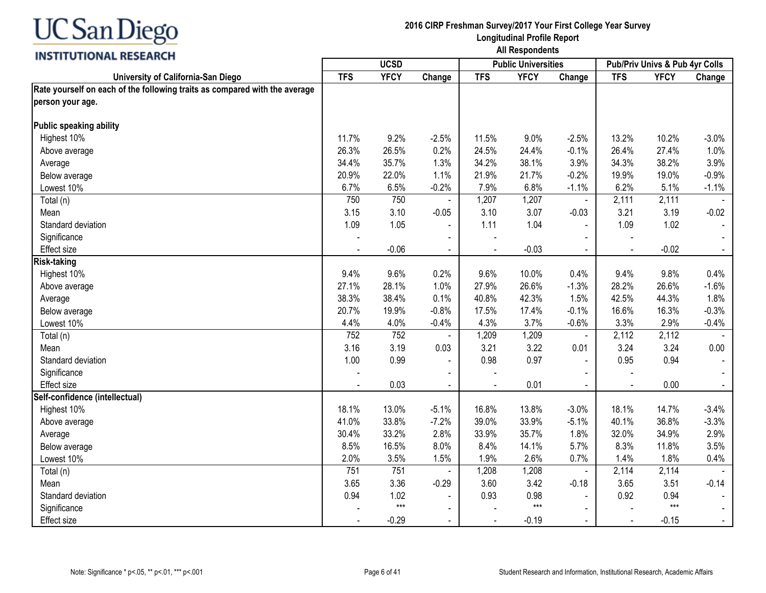UC San Diego
INSTITUTIONAL RESEARCH

**2016 CIRP Freshman Survey/2017 Your First College Year Survey**
**Longitudinal Profile Report**
**All Respondents**

| University of California-San Diego | UCSD | | | Public Universities | | | Pub/Priv Univs & Pub 4yr Colls | | |
|---|---|---|---|---|---|---|---|---|---|
| | TFS | YFCY | Change | TFS | YFCY | Change | TFS | YFCY | Change |
| **Rate yourself on each of the following traits as compared with the average person your age.** | | | | | | | | | |
| **Public speaking ability** | | | | | | | | | |
| Highest 10% | 11.7% | 9.2% | -2.5% | 11.5% | 9.0% | -2.5% | 13.2% | 10.2% | -3.0% |
| Above average | 26.3% | 26.5% | 0.2% | 24.5% | 24.4% | -0.1% | 26.4% | 27.4% | 1.0% |
| Average | 34.4% | 35.7% | 1.3% | 34.2% | 38.1% | 3.9% | 34.3% | 38.2% | 3.9% |
| Below average | 20.9% | 22.0% | 1.1% | 21.9% | 21.7% | -0.2% | 19.9% | 19.0% | -0.9% |
| Lowest 10% | 6.7% | 6.5% | -0.2% | 7.9% | 6.8% | -1.1% | 6.2% | 5.1% | -1.1% |
| Total (n) | 750 | 750 | - | 1,207 | 1,207 | - | 2,111 | 2,111 | - |
| Mean | 3.15 | 3.10 | -0.05 | 3.10 | 3.07 | -0.03 | 3.21 | 3.19 | -0.02 |
| Standard deviation | 1.09 | 1.05 | - | 1.11 | 1.04 | - | 1.09 | 1.02 | - |
| Significance | - | | - | - | | - | - | | - |
| Effect size | - | -0.06 | - | - | -0.03 | - | - | -0.02 | - |
| **Risk-taking** | | | | | | | | | |
| Highest 10% | 9.4% | 9.6% | 0.2% | 9.6% | 10.0% | 0.4% | 9.4% | 9.8% | 0.4% |
| Above average | 27.1% | 28.1% | 1.0% | 27.9% | 26.6% | -1.3% | 28.2% | 26.6% | -1.6% |
| Average | 38.3% | 38.4% | 0.1% | 40.8% | 42.3% | 1.5% | 42.5% | 44.3% | 1.8% |
| Below average | 20.7% | 19.9% | -0.8% | 17.5% | 17.4% | -0.1% | 16.6% | 16.3% | -0.3% |
| Lowest 10% | 4.4% | 4.0% | -0.4% | 4.3% | 3.7% | -0.6% | 3.3% | 2.9% | -0.4% |
| Total (n) | 752 | 752 | - | 1,209 | 1,209 | - | 2,112 | 2,112 | - |
| Mean | 3.16 | 3.19 | 0.03 | 3.21 | 3.22 | 0.01 | 3.24 | 3.24 | 0.00 |
| Standard deviation | 1.00 | 0.99 | - | 0.98 | 0.97 | - | 0.95 | 0.94 | - |
| Significance | - | | - | - | | - | - | | - |
| Effect size | - | 0.03 | - | - | 0.01 | - | - | 0.00 | - |
| **Self-confidence (intellectual)** | | | | | | | | | |
| Highest 10% | 18.1% | 13.0% | -5.1% | 16.8% | 13.8% | -3.0% | 18.1% | 14.7% | -3.4% |
| Above average | 41.0% | 33.8% | -7.2% | 39.0% | 33.9% | -5.1% | 40.1% | 36.8% | -3.3% |
| Average | 30.4% | 33.2% | 2.8% | 33.9% | 35.7% | 1.8% | 32.0% | 34.9% | 2.9% |
| Below average | 8.5% | 16.5% | 8.0% | 8.4% | 14.1% | 5.7% | 8.3% | 11.8% | 3.5% |
| Lowest 10% | 2.0% | 3.5% | 1.5% | 1.9% | 2.6% | 0.7% | 1.4% | 1.8% | 0.4% |
| Total (n) | 751 | 751 | - | 1,208 | 1,208 | - | 2,114 | 2,114 | - |
| Mean | 3.65 | 3.36 | -0.29 | 3.60 | 3.42 | -0.18 | 3.65 | 3.51 | -0.14 |
| Standard deviation | 0.94 | 1.02 | - | 0.93 | 0.98 | - | 0.92 | 0.94 | - |
| Significance | - | *** | - | - | *** | - | - | *** | - |
| Effect size | - | -0.29 | - | - | -0.19 | - | - | -0.15 | - |

Note: Significance * p<.05, ** p<.01, *** p<.001

Student Research and Information, Institutional Research, Academic Affairs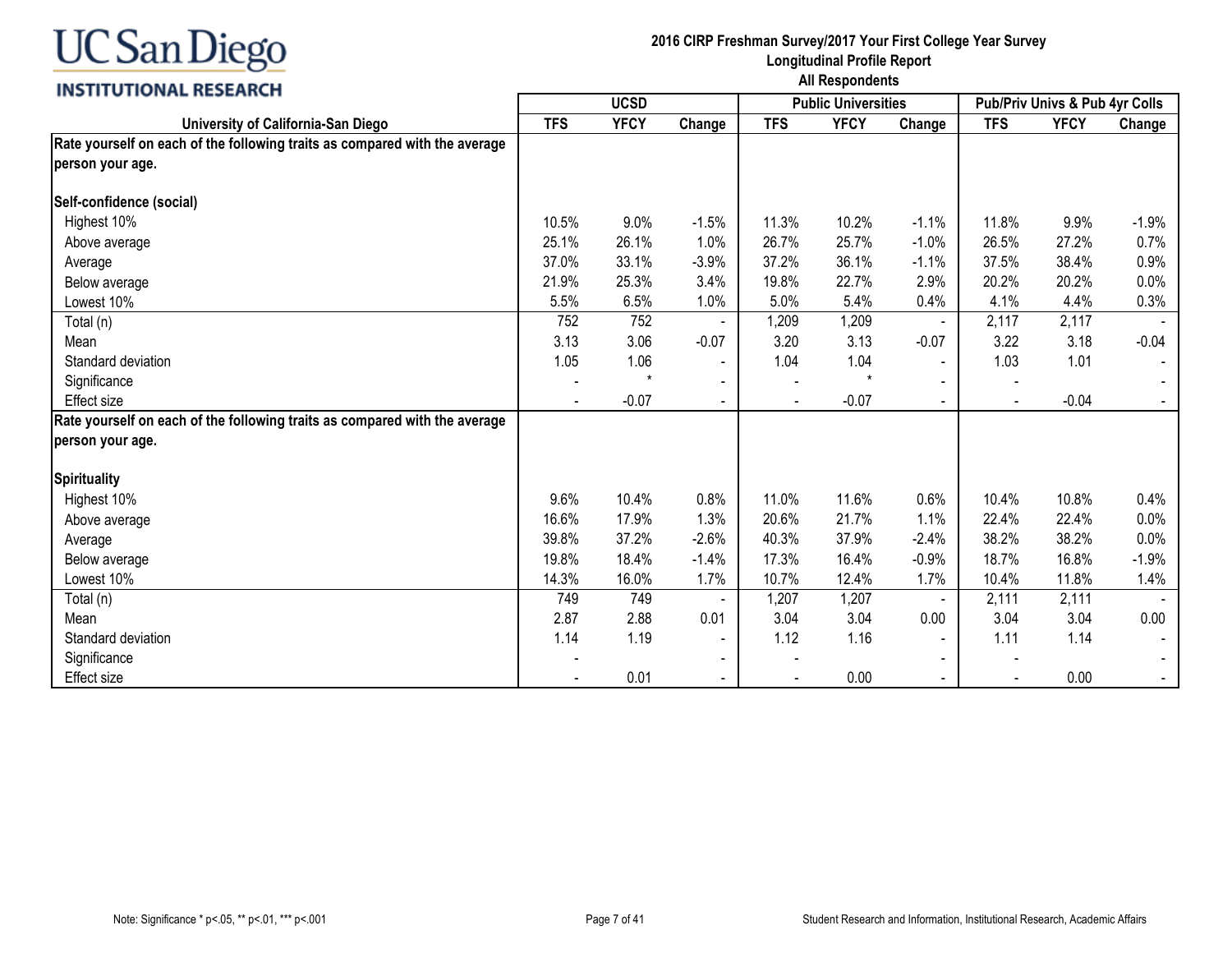**UC San Diego INSTITUTIONAL RESEARCH**

**2016 CIRP Freshman Survey/2017 Your First College Year Survey**
**Longitudinal Profile Report**
**All Respondents**

| | UCSD | | | Public Universities | | | Pub/Priv Univs & Pub 4yr Colls | | |
|---|---|---|---|---|---|---|---|---|---|
| **University of California-San Diego** | **TFS** | **YFCY** | **Change** | **TFS** | **YFCY** | **Change** | **TFS** | **YFCY** | **Change** |
| **Rate yourself on each of the following traits as compared with the average person your age.** | | | | | | | | | |
| **Self-confidence (social)** | | | | | | | | | |
| Highest 10% | 10.5% | 9.0% | -1.5% | 11.3% | 10.2% | -1.1% | 11.8% | 9.9% | -1.9% |
| Above average | 25.1% | 26.1% | 1.0% | 26.7% | 25.7% | -1.0% | 26.5% | 27.2% | 0.7% |
| Average | 37.0% | 33.1% | -3.9% | 37.2% | 36.1% | -1.1% | 37.5% | 38.4% | 0.9% |
| Below average | 21.9% | 25.3% | 3.4% | 19.8% | 22.7% | 2.9% | 20.2% | 20.2% | 0.0% |
| Lowest 10% | 5.5% | 6.5% | 1.0% | 5.0% | 5.4% | 0.4% | 4.1% | 4.4% | 0.3% |
| Total (n) | 752 | 752 | - | 1,209 | 1,209 | - | 2,117 | 2,117 | - |
| Mean | 3.13 | 3.06 | -0.07 | 3.20 | 3.13 | -0.07 | 3.22 | 3.18 | -0.04 |
| Standard deviation | 1.05 | 1.06 | - | 1.04 | 1.04 | - | 1.03 | 1.01 | - |
| Significance | - | * | - | - | * | - | - | | - |
| Effect size | - | -0.07 | - | - | -0.07 | - | - | -0.04 | - |
| **Rate yourself on each of the following traits as compared with the average person your age.** | | | | | | | | | |
| **Spirituality** | | | | | | | | | |
| Highest 10% | 9.6% | 10.4% | 0.8% | 11.0% | 11.6% | 0.6% | 10.4% | 10.8% | 0.4% |
| Above average | 16.6% | 17.9% | 1.3% | 20.6% | 21.7% | 1.1% | 22.4% | 22.4% | 0.0% |
| Average | 39.8% | 37.2% | -2.6% | 40.3% | 37.9% | -2.4% | 38.2% | 38.2% | 0.0% |
| Below average | 19.8% | 18.4% | -1.4% | 17.3% | 16.4% | -0.9% | 18.7% | 16.8% | -1.9% |
| Lowest 10% | 14.3% | 16.0% | 1.7% | 10.7% | 12.4% | 1.7% | 10.4% | 11.8% | 1.4% |
| Total (n) | 749 | 749 | - | 1,207 | 1,207 | - | 2,111 | 2,111 | - |
| Mean | 2.87 | 2.88 | 0.01 | 3.04 | 3.04 | 0.00 | 3.04 | 3.04 | 0.00 |
| Standard deviation | 1.14 | 1.19 | - | 1.12 | 1.16 | - | 1.11 | 1.14 | - |
| Significance | - | | - | - | | - | - | | - |
| Effect size | - | 0.01 | - | - | 0.00 | - | - | 0.00 | - |

Note: Significance * p<.05, ** p<.01, *** p<.001

Student Research and Information, Institutional Research, Academic Affairs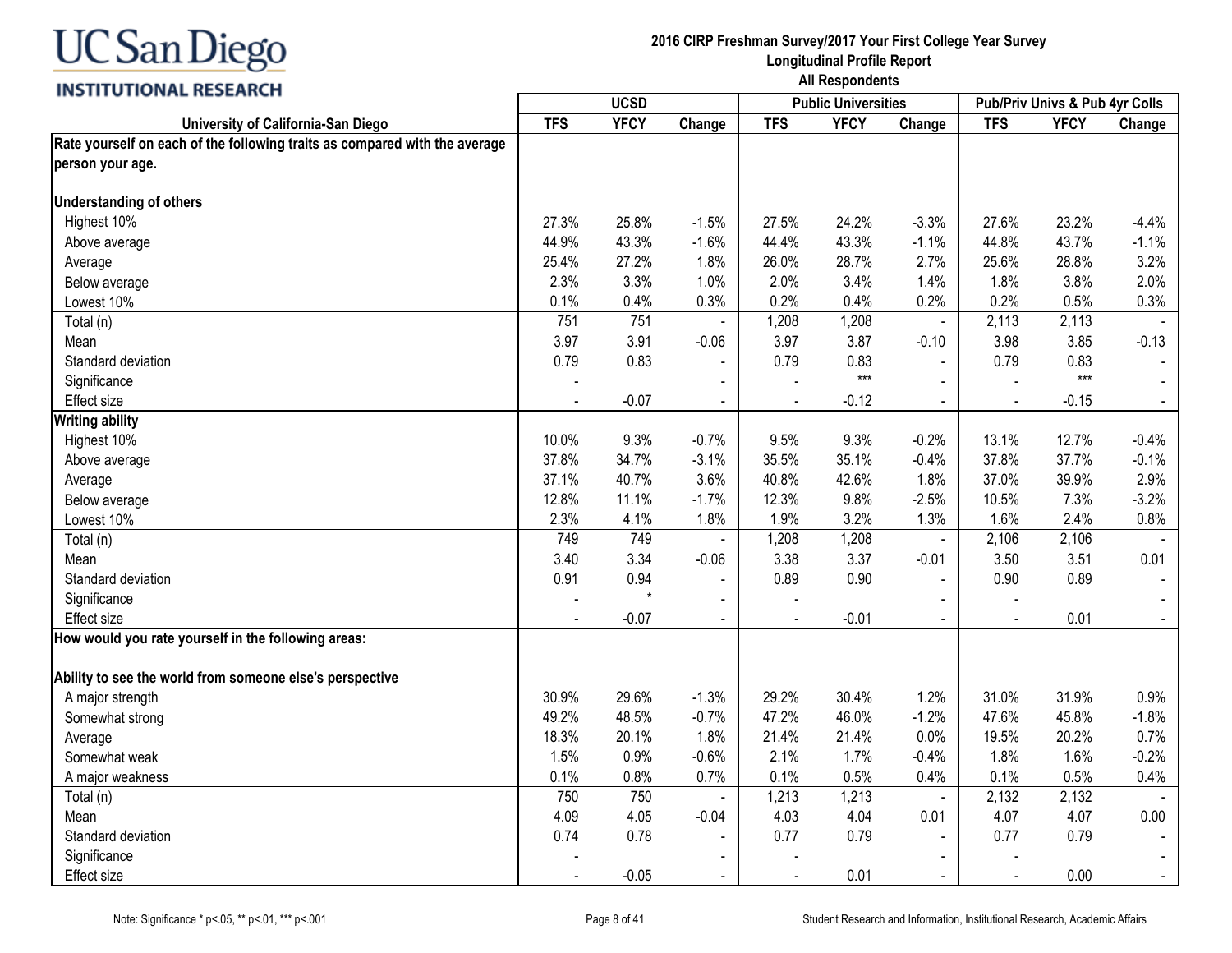**UC San Diego**
**INSTITUTIONAL RESEARCH**

**2016 CIRP Freshman Survey/2017 Your First College Year Survey**
**Longitudinal Profile Report**
**All Respondents**

| University of California-San Diego | UCSD | | | Public Universities | | | Pub/Priv Univs & Pub 4yr Colls | | |
|---|---|---|---|---|---|---|---|---|---|
| | TFS | YFCY | Change | TFS | YFCY | Change | TFS | YFCY | Change |
| **Rate yourself on each of the following traits as compared with the average person your age.** | | | | | | | | | |
| **Understanding of others** | | | | | | | | | |
| Highest 10% | 27.3% | 25.8% | -1.5% | 27.5% | 24.2% | -3.3% | 27.6% | 23.2% | -4.4% |
| Above average | 44.9% | 43.3% | -1.6% | 44.4% | 43.3% | -1.1% | 44.8% | 43.7% | -1.1% |
| Average | 25.4% | 27.2% | 1.8% | 26.0% | 28.7% | 2.7% | 25.6% | 28.8% | 3.2% |
| Below average | 2.3% | 3.3% | 1.0% | 2.0% | 3.4% | 1.4% | 1.8% | 3.8% | 2.0% |
| Lowest 10% | 0.1% | 0.4% | 0.3% | 0.2% | 0.4% | 0.2% | 0.2% | 0.5% | 0.3% |
| Total (n) | 751 | 751 | - | 1,208 | 1,208 | - | 2,113 | 2,113 | - |
| Mean | 3.97 | 3.91 | -0.06 | 3.97 | 3.87 | -0.10 | 3.98 | 3.85 | -0.13 |
| Standard deviation | 0.79 | 0.83 | - | 0.79 | 0.83 | - | 0.79 | 0.83 | - |
| Significance | - | | - | - | *** | - | - | *** | - |
| Effect size | - | -0.07 | - | - | -0.12 | - | - | -0.15 | - |
| **Writing ability** | | | | | | | | | |
| Highest 10% | 10.0% | 9.3% | -0.7% | 9.5% | 9.3% | -0.2% | 13.1% | 12.7% | -0.4% |
| Above average | 37.8% | 34.7% | -3.1% | 35.5% | 35.1% | -0.4% | 37.8% | 37.7% | -0.1% |
| Average | 37.1% | 40.7% | 3.6% | 40.8% | 42.6% | 1.8% | 37.0% | 39.9% | 2.9% |
| Below average | 12.8% | 11.1% | -1.7% | 12.3% | 9.8% | -2.5% | 10.5% | 7.3% | -3.2% |
| Lowest 10% | 2.3% | 4.1% | 1.8% | 1.9% | 3.2% | 1.3% | 1.6% | 2.4% | 0.8% |
| Total (n) | 749 | 749 | - | 1,208 | 1,208 | - | 2,106 | 2,106 | - |
| Mean | 3.40 | 3.34 | -0.06 | 3.38 | 3.37 | -0.01 | 3.50 | 3.51 | 0.01 |
| Standard deviation | 0.91 | 0.94 | - | 0.89 | 0.90 | - | 0.90 | 0.89 | - |
| Significance | - | * | - | - | | - | - | | - |
| Effect size | - | -0.07 | - | - | -0.01 | - | - | 0.01 | - |
| **How would you rate yourself in the following areas:** | | | | | | | | | |
| **Ability to see the world from someone else's perspective** | | | | | | | | | |
| A major strength | 30.9% | 29.6% | -1.3% | 29.2% | 30.4% | 1.2% | 31.0% | 31.9% | 0.9% |
| Somewhat strong | 49.2% | 48.5% | -0.7% | 47.2% | 46.0% | -1.2% | 47.6% | 45.8% | -1.8% |
| Average | 18.3% | 20.1% | 1.8% | 21.4% | 21.4% | 0.0% | 19.5% | 20.2% | 0.7% |
| Somewhat weak | 1.5% | 0.9% | -0.6% | 2.1% | 1.7% | -0.4% | 1.8% | 1.6% | -0.2% |
| A major weakness | 0.1% | 0.8% | 0.7% | 0.1% | 0.5% | 0.4% | 0.1% | 0.5% | 0.4% |
| Total (n) | 750 | 750 | - | 1,213 | 1,213 | - | 2,132 | 2,132 | - |
| Mean | 4.09 | 4.05 | -0.04 | 4.03 | 4.04 | 0.01 | 4.07 | 4.07 | 0.00 |
| Standard deviation | 0.74 | 0.78 | - | 0.77 | 0.79 | - | 0.77 | 0.79 | - |
| Significance | - | | - | - | | - | - | | - |
| Effect size | - | -0.05 | - | - | 0.01 | - | - | 0.00 | - |

Note: Significance * p<.05, ** p<.01, *** p<.001

Student Research and Information, Institutional Research, Academic Affairs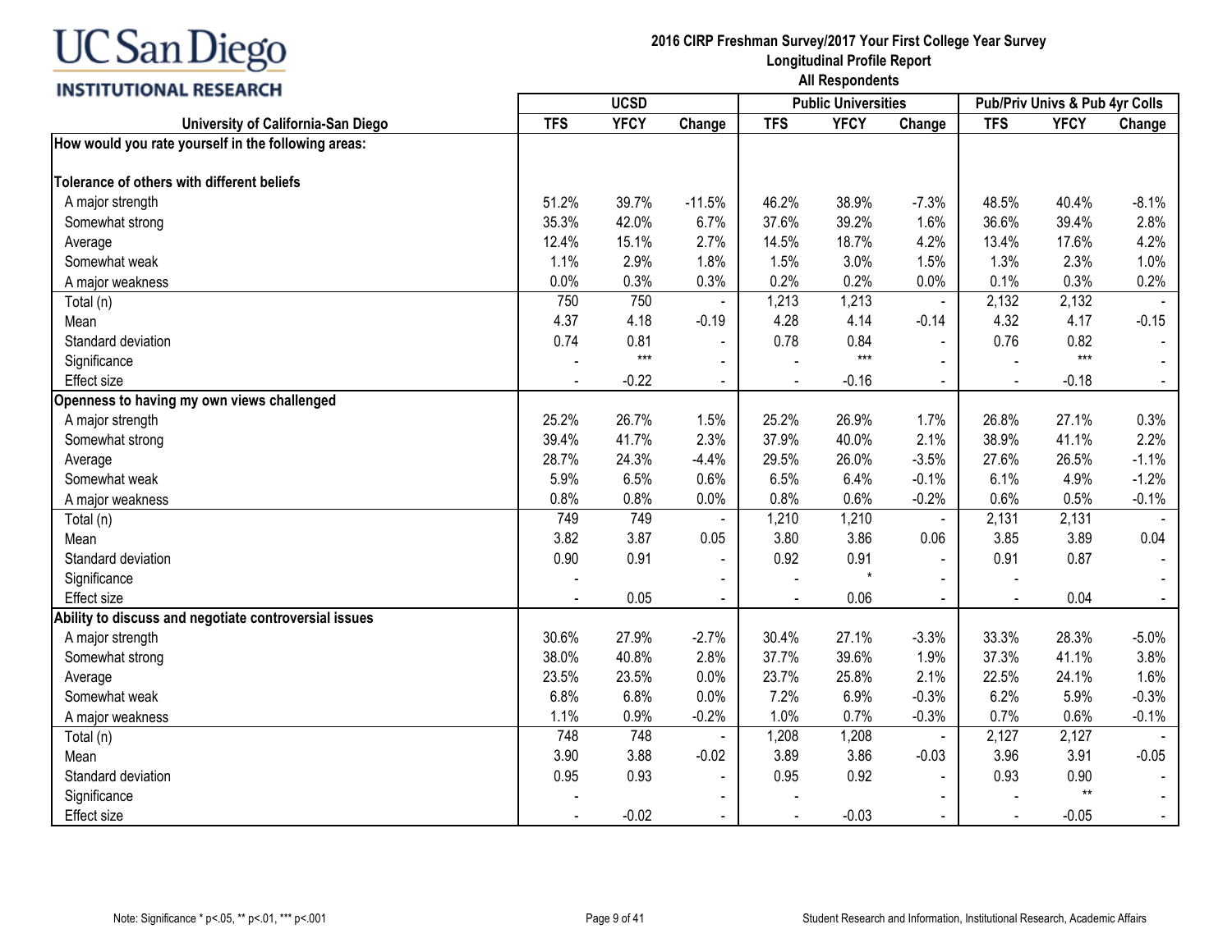# UC San Diego INSTITUTIONAL RESEARCH

**2016 CIRP Freshman Survey/2017 Your First College Year Survey**
**Longitudinal Profile Report**
**All Respondents**

| University of California-San Diego | UCSD | | | Public Universities | | | Pub/Priv Univs & Pub 4yr Colls | | |
|---|---|---|---|---|---|---|---|---|---|
| | TFS | YFCY | Change | TFS | YFCY | Change | TFS | YFCY | Change |
| **How would you rate yourself in the following areas:** | | | | | | | | | |
| **Tolerance of others with different beliefs** | | | | | | | | | |
| A major strength | 51.2% | 39.7% | -11.5% | 46.2% | 38.9% | -7.3% | 48.5% | 40.4% | -8.1% |
| Somewhat strong | 35.3% | 42.0% | 6.7% | 37.6% | 39.2% | 1.6% | 36.6% | 39.4% | 2.8% |
| Average | 12.4% | 15.1% | 2.7% | 14.5% | 18.7% | 4.2% | 13.4% | 17.6% | 4.2% |
| Somewhat weak | 1.1% | 2.9% | 1.8% | 1.5% | 3.0% | 1.5% | 1.3% | 2.3% | 1.0% |
| A major weakness | 0.0% | 0.3% | 0.3% | 0.2% | 0.2% | 0.0% | 0.1% | 0.3% | 0.2% |
| Total (n) | 750 | 750 | - | 1,213 | 1,213 | - | 2,132 | 2,132 | - |
| Mean | 4.37 | 4.18 | -0.19 | 4.28 | 4.14 | -0.14 | 4.32 | 4.17 | -0.15 |
| Standard deviation | 0.74 | 0.81 | - | 0.78 | 0.84 | - | 0.76 | 0.82 | - |
| Significance | - | *** | - | - | *** | - | - | *** | - |
| Effect size | - | -0.22 | - | - | -0.16 | - | - | -0.18 | - |
| **Openness to having my own views challenged** | | | | | | | | | |
| A major strength | 25.2% | 26.7% | 1.5% | 25.2% | 26.9% | 1.7% | 26.8% | 27.1% | 0.3% |
| Somewhat strong | 39.4% | 41.7% | 2.3% | 37.9% | 40.0% | 2.1% | 38.9% | 41.1% | 2.2% |
| Average | 28.7% | 24.3% | -4.4% | 29.5% | 26.0% | -3.5% | 27.6% | 26.5% | -1.1% |
| Somewhat weak | 5.9% | 6.5% | 0.6% | 6.5% | 6.4% | -0.1% | 6.1% | 4.9% | -1.2% |
| A major weakness | 0.8% | 0.8% | 0.0% | 0.8% | 0.6% | -0.2% | 0.6% | 0.5% | -0.1% |
| Total (n) | 749 | 749 | - | 1,210 | 1,210 | - | 2,131 | 2,131 | - |
| Mean | 3.82 | 3.87 | 0.05 | 3.80 | 3.86 | 0.06 | 3.85 | 3.89 | 0.04 |
| Standard deviation | 0.90 | 0.91 | - | 0.92 | 0.91 | - | 0.91 | 0.87 | - |
| Significance | - | | - | - | * | - | - | | - |
| Effect size | - | 0.05 | - | - | 0.06 | - | - | 0.04 | - |
| **Ability to discuss and negotiate controversial issues** | | | | | | | | | |
| A major strength | 30.6% | 27.9% | -2.7% | 30.4% | 27.1% | -3.3% | 33.3% | 28.3% | -5.0% |
| Somewhat strong | 38.0% | 40.8% | 2.8% | 37.7% | 39.6% | 1.9% | 37.3% | 41.1% | 3.8% |
| Average | 23.5% | 23.5% | 0.0% | 23.7% | 25.8% | 2.1% | 22.5% | 24.1% | 1.6% |
| Somewhat weak | 6.8% | 6.8% | 0.0% | 7.2% | 6.9% | -0.3% | 6.2% | 5.9% | -0.3% |
| A major weakness | 1.1% | 0.9% | -0.2% | 1.0% | 0.7% | -0.3% | 0.7% | 0.6% | -0.1% |
| Total (n) | 748 | 748 | - | 1,208 | 1,208 | - | 2,127 | 2,127 | - |
| Mean | 3.90 | 3.88 | -0.02 | 3.89 | 3.86 | -0.03 | 3.96 | 3.91 | -0.05 |
| Standard deviation | 0.95 | 0.93 | - | 0.95 | 0.92 | - | 0.93 | 0.90 | - |
| Significance | - | | - | - | | - | - | ** | - |
| Effect size | - | -0.02 | - | - | -0.03 | - | - | -0.05 | - |

Note: Significance * p<.05, ** p<.01, *** p<.001

Student Research and Information, Institutional Research, Academic Affairs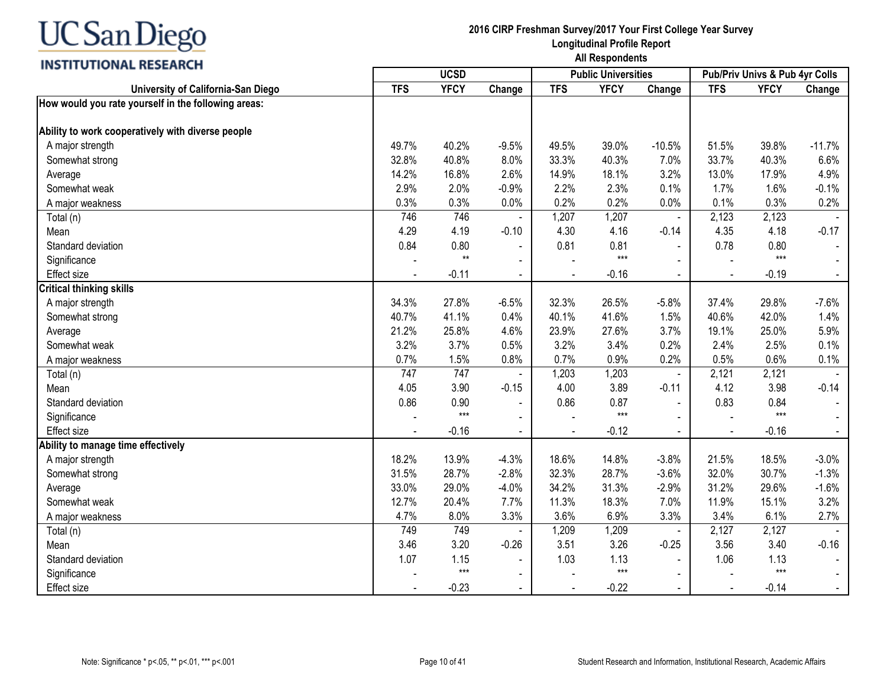# UC San Diego INSTITUTIONAL RESEARCH

**2016 CIRP Freshman Survey/2017 Your First College Year Survey**
**Longitudinal Profile Report**
**All Respondents**

| University of California-San Diego | UCSD | | | Public Universities | | | Pub/Priv Univs & Pub 4yr Colls | | |
|---|---|---|---|---|---|---|---|---|---|
| | TFS | YFCY | Change | TFS | YFCY | Change | TFS | YFCY | Change |
| **How would you rate yourself in the following areas:** | | | | | | | | | |
| **Ability to work cooperatively with diverse people** | | | | | | | | | |
| A major strength | 49.7% | 40.2% | -9.5% | 49.5% | 39.0% | -10.5% | 51.5% | 39.8% | -11.7% |
| Somewhat strong | 32.8% | 40.8% | 8.0% | 33.3% | 40.3% | 7.0% | 33.7% | 40.3% | 6.6% |
| Average | 14.2% | 16.8% | 2.6% | 14.9% | 18.1% | 3.2% | 13.0% | 17.9% | 4.9% |
| Somewhat weak | 2.9% | 2.0% | -0.9% | 2.2% | 2.3% | 0.1% | 1.7% | 1.6% | -0.1% |
| A major weakness | 0.3% | 0.3% | 0.0% | 0.2% | 0.2% | 0.0% | 0.1% | 0.3% | 0.2% |
| Total (n) | 746 | 746 | - | 1,207 | 1,207 | - | 2,123 | 2,123 | - |
| Mean | 4.29 | 4.19 | -0.10 | 4.30 | 4.16 | -0.14 | 4.35 | 4.18 | -0.17 |
| Standard deviation | 0.84 | 0.80 | - | 0.81 | 0.81 | - | 0.78 | 0.80 | - |
| Significance | - | ** | - | - | *** | - | - | *** | - |
| Effect size | - | -0.11 | - | - | -0.16 | - | - | -0.19 | - |
| **Critical thinking skills** | | | | | | | | | |
| A major strength | 34.3% | 27.8% | -6.5% | 32.3% | 26.5% | -5.8% | 37.4% | 29.8% | -7.6% |
| Somewhat strong | 40.7% | 41.1% | 0.4% | 40.1% | 41.6% | 1.5% | 40.6% | 42.0% | 1.4% |
| Average | 21.2% | 25.8% | 4.6% | 23.9% | 27.6% | 3.7% | 19.1% | 25.0% | 5.9% |
| Somewhat weak | 3.2% | 3.7% | 0.5% | 3.2% | 3.4% | 0.2% | 2.4% | 2.5% | 0.1% |
| A major weakness | 0.7% | 1.5% | 0.8% | 0.7% | 0.9% | 0.2% | 0.5% | 0.6% | 0.1% |
| Total (n) | 747 | 747 | - | 1,203 | 1,203 | - | 2,121 | 2,121 | - |
| Mean | 4.05 | 3.90 | -0.15 | 4.00 | 3.89 | -0.11 | 4.12 | 3.98 | -0.14 |
| Standard deviation | 0.86 | 0.90 | - | 0.86 | 0.87 | - | 0.83 | 0.84 | - |
| Significance | - | *** | - | - | *** | - | - | *** | - |
| Effect size | - | -0.16 | - | - | -0.12 | - | - | -0.16 | - |
| **Ability to manage time effectively** | | | | | | | | | |
| A major strength | 18.2% | 13.9% | -4.3% | 18.6% | 14.8% | -3.8% | 21.5% | 18.5% | -3.0% |
| Somewhat strong | 31.5% | 28.7% | -2.8% | 32.3% | 28.7% | -3.6% | 32.0% | 30.7% | -1.3% |
| Average | 33.0% | 29.0% | -4.0% | 34.2% | 31.3% | -2.9% | 31.2% | 29.6% | -1.6% |
| Somewhat weak | 12.7% | 20.4% | 7.7% | 11.3% | 18.3% | 7.0% | 11.9% | 15.1% | 3.2% |
| A major weakness | 4.7% | 8.0% | 3.3% | 3.6% | 6.9% | 3.3% | 3.4% | 6.1% | 2.7% |
| Total (n) | 749 | 749 | - | 1,209 | 1,209 | - | 2,127 | 2,127 | - |
| Mean | 3.46 | 3.20 | -0.26 | 3.51 | 3.26 | -0.25 | 3.56 | 3.40 | -0.16 |
| Standard deviation | 1.07 | 1.15 | - | 1.03 | 1.13 | - | 1.06 | 1.13 | - |
| Significance | - | *** | - | - | *** | - | - | *** | - |
| Effect size | - | -0.23 | - | - | -0.22 | - | - | -0.14 | - |

Note: Significance * p<.05, ** p<.01, *** p<.001

Student Research and Information, Institutional Research, Academic Affairs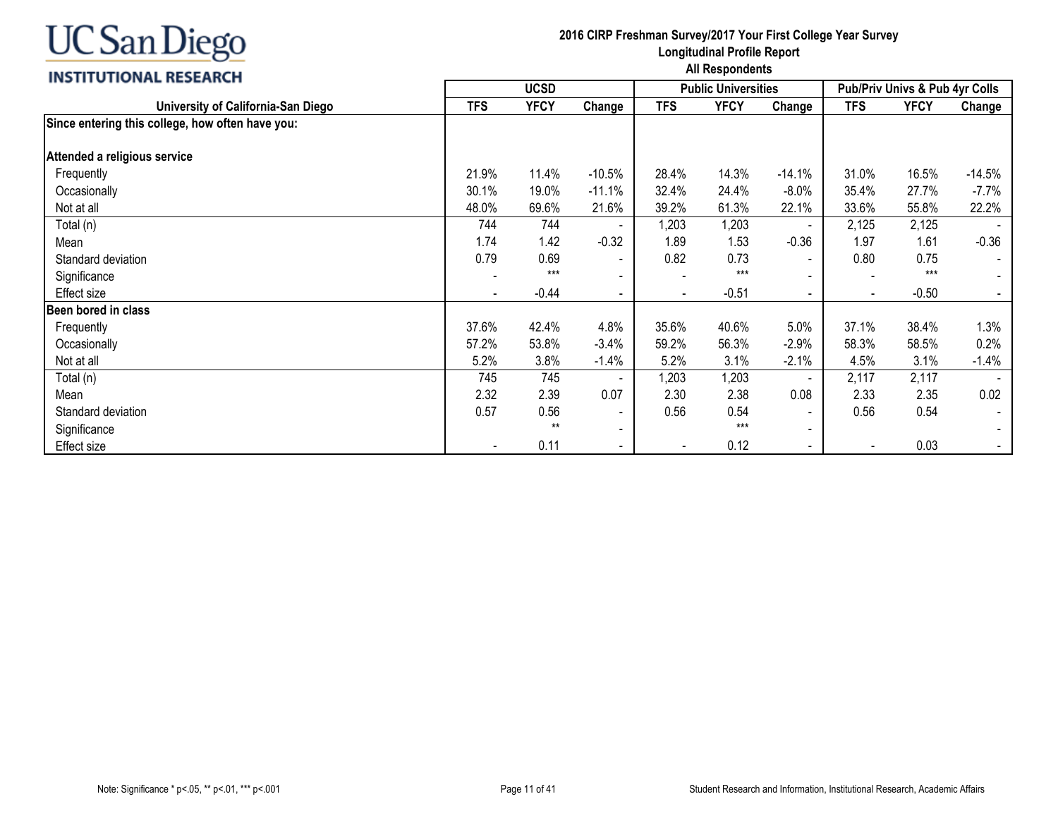UC San Diego INSTITUTIONAL RESEARCH

**2016 CIRP Freshman Survey/2017 Your First College Year Survey**
**Longitudinal Profile Report**
**All Respondents**

| | UCSD | | | Public Universities | | | Pub/Priv Univs & Pub 4yr Colls | | |
|---|---|---|---|---|---|---|---|---|---|
| **University of California-San Diego** | **TFS** | **YFCY** | **Change** | **TFS** | **YFCY** | **Change** | **TFS** | **YFCY** | **Change** |
| **Since entering this college, how often have you:** | | | | | | | | | |
| **Attended a religious service** | | | | | | | | | |
| Frequently | 21.9% | 11.4% | -10.5% | 28.4% | 14.3% | -14.1% | 31.0% | 16.5% | -14.5% |
| Occasionally | 30.1% | 19.0% | -11.1% | 32.4% | 24.4% | -8.0% | 35.4% | 27.7% | -7.7% |
| Not at all | 48.0% | 69.6% | 21.6% | 39.2% | 61.3% | 22.1% | 33.6% | 55.8% | 22.2% |
| Total (n) | 744 | 744 | - | 1,203 | 1,203 | - | 2,125 | 2,125 | - |
| Mean | 1.74 | 1.42 | -0.32 | 1.89 | 1.53 | -0.36 | 1.97 | 1.61 | -0.36 |
| Standard deviation | 0.79 | 0.69 | - | 0.82 | 0.73 | - | 0.80 | 0.75 | - |
| Significance | - | *** | - | - | *** | - | - | *** | - |
| Effect size | - | -0.44 | - | - | -0.51 | - | - | -0.50 | - |
| **Been bored in class** | | | | | | | | | |
| Frequently | 37.6% | 42.4% | 4.8% | 35.6% | 40.6% | 5.0% | 37.1% | 38.4% | 1.3% |
| Occasionally | 57.2% | 53.8% | -3.4% | 59.2% | 56.3% | -2.9% | 58.3% | 58.5% | 0.2% |
| Not at all | 5.2% | 3.8% | -1.4% | 5.2% | 3.1% | -2.1% | 4.5% | 3.1% | -1.4% |
| Total (n) | 745 | 745 | - | 1,203 | 1,203 | - | 2,117 | 2,117 | - |
| Mean | 2.32 | 2.39 | 0.07 | 2.30 | 2.38 | 0.08 | 2.33 | 2.35 | 0.02 |
| Standard deviation | 0.57 | 0.56 | - | 0.56 | 0.54 | - | 0.56 | 0.54 | - |
| Significance | | ** | - | | *** | - | | | - |
| Effect size | - | 0.11 | - | - | 0.12 | - | - | 0.03 | - |

Note: Significance * p<.05, ** p<.01, *** p<.001

Student Research and Information, Institutional Research, Academic Affairs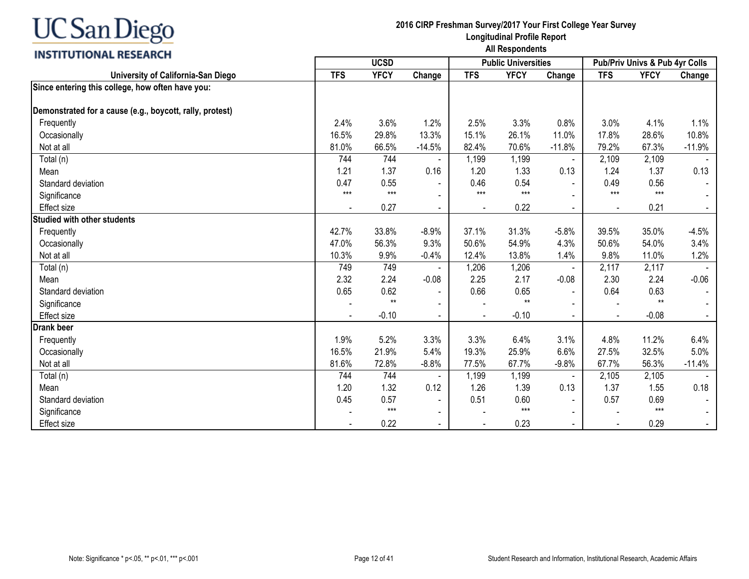# UC San Diego INSTITUTIONAL RESEARCH

**2016 CIRP Freshman Survey/2017 Your First College Year Survey**
**Longitudinal Profile Report**
**All Respondents**

| University of California-San Diego | UCSD | | | Public Universities | | | Pub/Priv Univs & Pub 4yr Colls | | |
|---|---|---|---|---|---|---|---|---|---|
| | TFS | YFCY | Change | TFS | YFCY | Change | TFS | YFCY | Change |
| **Since entering this college, how often have you:** | | | | | | | | | |
| **Demonstrated for a cause (e.g., boycott, rally, protest)** | | | | | | | | | |
| Frequently | 2.4% | 3.6% | 1.2% | 2.5% | 3.3% | 0.8% | 3.0% | 4.1% | 1.1% |
| Occasionally | 16.5% | 29.8% | 13.3% | 15.1% | 26.1% | 11.0% | 17.8% | 28.6% | 10.8% |
| Not at all | 81.0% | 66.5% | -14.5% | 82.4% | 70.6% | -11.8% | 79.2% | 67.3% | -11.9% |
| Total (n) | 744 | 744 | - | 1,199 | 1,199 | - | 2,109 | 2,109 | - |
| Mean | 1.21 | 1.37 | 0.16 | 1.20 | 1.33 | 0.13 | 1.24 | 1.37 | 0.13 |
| Standard deviation | 0.47 | 0.55 | - | 0.46 | 0.54 | - | 0.49 | 0.56 | - |
| Significance | *** | *** | - | *** | *** | - | *** | *** | - |
| Effect size | - | 0.27 | - | - | 0.22 | - | - | 0.21 | - |
| **Studied with other students** | | | | | | | | | |
| Frequently | 42.7% | 33.8% | -8.9% | 37.1% | 31.3% | -5.8% | 39.5% | 35.0% | -4.5% |
| Occasionally | 47.0% | 56.3% | 9.3% | 50.6% | 54.9% | 4.3% | 50.6% | 54.0% | 3.4% |
| Not at all | 10.3% | 9.9% | -0.4% | 12.4% | 13.8% | 1.4% | 9.8% | 11.0% | 1.2% |
| Total (n) | 749 | 749 | - | 1,206 | 1,206 | - | 2,117 | 2,117 | - |
| Mean | 2.32 | 2.24 | -0.08 | 2.25 | 2.17 | -0.08 | 2.30 | 2.24 | -0.06 |
| Standard deviation | 0.65 | 0.62 | - | 0.66 | 0.65 | - | 0.64 | 0.63 | - |
| Significance | - | ** | - | - | ** | - | - | ** | - |
| Effect size | - | -0.10 | - | - | -0.10 | - | - | -0.08 | - |
| **Drank beer** | | | | | | | | | |
| Frequently | 1.9% | 5.2% | 3.3% | 3.3% | 6.4% | 3.1% | 4.8% | 11.2% | 6.4% |
| Occasionally | 16.5% | 21.9% | 5.4% | 19.3% | 25.9% | 6.6% | 27.5% | 32.5% | 5.0% |
| Not at all | 81.6% | 72.8% | -8.8% | 77.5% | 67.7% | -9.8% | 67.7% | 56.3% | -11.4% |
| Total (n) | 744 | 744 | - | 1,199 | 1,199 | - | 2,105 | 2,105 | - |
| Mean | 1.20 | 1.32 | 0.12 | 1.26 | 1.39 | 0.13 | 1.37 | 1.55 | 0.18 |
| Standard deviation | 0.45 | 0.57 | - | 0.51 | 0.60 | - | 0.57 | 0.69 | - |
| Significance | - | *** | - | - | *** | - | - | *** | - |
| Effect size | - | 0.22 | - | - | 0.23 | - | - | 0.29 | - |

Note: Significance * p<.05, ** p<.01, *** p<.001

Student Research and Information, Institutional Research, Academic Affairs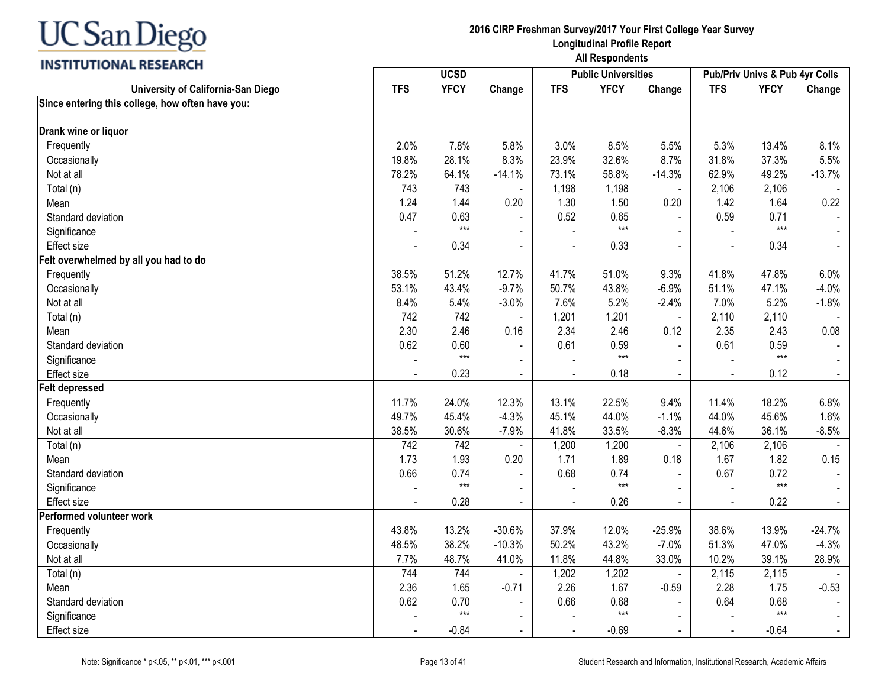UC San Diego
INSTITUTIONAL RESEARCH

**2016 CIRP Freshman Survey/2017 Your First College Year Survey**
**Longitudinal Profile Report**
**All Respondents**

| University of California-San Diego | UCSD | | | Public Universities | | | Pub/Priv Univs & Pub 4yr Colls | | |
|---|---|---|---|---|---|---|---|---|---|
| | TFS | YFCY | Change | TFS | YFCY | Change | TFS | YFCY | Change |
| **Since entering this college, how often have you:** | | | | | | | | | |
| **Drank wine or liquor** | | | | | | | | | |
| Frequently | 2.0% | 7.8% | 5.8% | 3.0% | 8.5% | 5.5% | 5.3% | 13.4% | 8.1% |
| Occasionally | 19.8% | 28.1% | 8.3% | 23.9% | 32.6% | 8.7% | 31.8% | 37.3% | 5.5% |
| Not at all | 78.2% | 64.1% | -14.1% | 73.1% | 58.8% | -14.3% | 62.9% | 49.2% | -13.7% |
| Total (n) | 743 | 743 | - | 1,198 | 1,198 | - | 2,106 | 2,106 | - |
| Mean | 1.24 | 1.44 | 0.20 | 1.30 | 1.50 | 0.20 | 1.42 | 1.64 | 0.22 |
| Standard deviation | 0.47 | 0.63 | - | 0.52 | 0.65 | - | 0.59 | 0.71 | - |
| Significance | - | *** | - | - | *** | - | - | *** | - |
| Effect size | - | 0.34 | - | - | 0.33 | - | - | 0.34 | - |
| **Felt overwhelmed by all you had to do** | | | | | | | | | |
| Frequently | 38.5% | 51.2% | 12.7% | 41.7% | 51.0% | 9.3% | 41.8% | 47.8% | 6.0% |
| Occasionally | 53.1% | 43.4% | -9.7% | 50.7% | 43.8% | -6.9% | 51.1% | 47.1% | -4.0% |
| Not at all | 8.4% | 5.4% | -3.0% | 7.6% | 5.2% | -2.4% | 7.0% | 5.2% | -1.8% |
| Total (n) | 742 | 742 | - | 1,201 | 1,201 | - | 2,110 | 2,110 | - |
| Mean | 2.30 | 2.46 | 0.16 | 2.34 | 2.46 | 0.12 | 2.35 | 2.43 | 0.08 |
| Standard deviation | 0.62 | 0.60 | - | 0.61 | 0.59 | - | 0.61 | 0.59 | - |
| Significance | - | *** | - | - | *** | - | - | *** | - |
| Effect size | - | 0.23 | - | - | 0.18 | - | - | 0.12 | - |
| **Felt depressed** | | | | | | | | | |
| Frequently | 11.7% | 24.0% | 12.3% | 13.1% | 22.5% | 9.4% | 11.4% | 18.2% | 6.8% |
| Occasionally | 49.7% | 45.4% | -4.3% | 45.1% | 44.0% | -1.1% | 44.0% | 45.6% | 1.6% |
| Not at all | 38.5% | 30.6% | -7.9% | 41.8% | 33.5% | -8.3% | 44.6% | 36.1% | -8.5% |
| Total (n) | 742 | 742 | - | 1,200 | 1,200 | - | 2,106 | 2,106 | - |
| Mean | 1.73 | 1.93 | 0.20 | 1.71 | 1.89 | 0.18 | 1.67 | 1.82 | 0.15 |
| Standard deviation | 0.66 | 0.74 | - | 0.68 | 0.74 | - | 0.67 | 0.72 | - |
| Significance | - | *** | - | - | *** | - | - | *** | - |
| Effect size | - | 0.28 | - | - | 0.26 | - | - | 0.22 | - |
| **Performed volunteer work** | | | | | | | | | |
| Frequently | 43.8% | 13.2% | -30.6% | 37.9% | 12.0% | -25.9% | 38.6% | 13.9% | -24.7% |
| Occasionally | 48.5% | 38.2% | -10.3% | 50.2% | 43.2% | -7.0% | 51.3% | 47.0% | -4.3% |
| Not at all | 7.7% | 48.7% | 41.0% | 11.8% | 44.8% | 33.0% | 10.2% | 39.1% | 28.9% |
| Total (n) | 744 | 744 | - | 1,202 | 1,202 | - | 2,115 | 2,115 | - |
| Mean | 2.36 | 1.65 | -0.71 | 2.26 | 1.67 | -0.59 | 2.28 | 1.75 | -0.53 |
| Standard deviation | 0.62 | 0.70 | - | 0.66 | 0.68 | - | 0.64 | 0.68 | - |
| Significance | - | *** | - | - | *** | - | - | *** | - |
| Effect size | - | -0.84 | - | - | -0.69 | - | - | -0.64 | - |

Note: Significance * p<.05, ** p<.01, *** p<.001

Student Research and Information, Institutional Research, Academic Affairs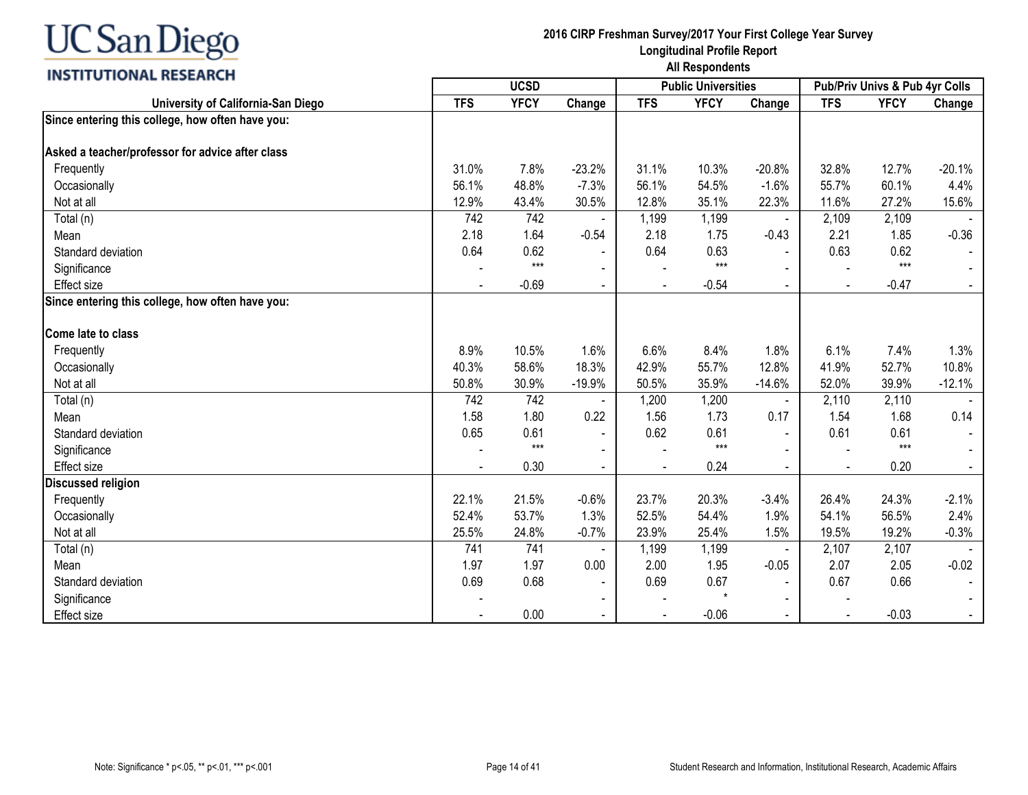**UC San Diego INSTITUTIONAL RESEARCH**

**2016 CIRP Freshman Survey/2017 Your First College Year Survey**
**Longitudinal Profile Report**
**All Respondents**

| University of California-San Diego | UCSD | | | Public Universities | | | Pub/Priv Univs & Pub 4yr Colls | | |
|---|---|---|---|---|---|---|---|---|---|
| | TFS | YFCY | Change | TFS | YFCY | Change | TFS | YFCY | Change |
| **Since entering this college, how often have you:** | | | | | | | | | |
| **Asked a teacher/professor for advice after class** | | | | | | | | | |
| Frequently | 31.0% | 7.8% | -23.2% | 31.1% | 10.3% | -20.8% | 32.8% | 12.7% | -20.1% |
| Occasionally | 56.1% | 48.8% | -7.3% | 56.1% | 54.5% | -1.6% | 55.7% | 60.1% | 4.4% |
| Not at all | 12.9% | 43.4% | 30.5% | 12.8% | 35.1% | 22.3% | 11.6% | 27.2% | 15.6% |
| Total (n) | 742 | 742 | - | 1,199 | 1,199 | - | 2,109 | 2,109 | - |
| Mean | 2.18 | 1.64 | -0.54 | 2.18 | 1.75 | -0.43 | 2.21 | 1.85 | -0.36 |
| Standard deviation | 0.64 | 0.62 | - | 0.64 | 0.63 | - | 0.63 | 0.62 | - |
| Significance | - | *** | - | - | *** | - | - | *** | - |
| Effect size | - | -0.69 | - | - | -0.54 | - | - | -0.47 | - |
| **Since entering this college, how often have you:** | | | | | | | | | |
| **Come late to class** | | | | | | | | | |
| Frequently | 8.9% | 10.5% | 1.6% | 6.6% | 8.4% | 1.8% | 6.1% | 7.4% | 1.3% |
| Occasionally | 40.3% | 58.6% | 18.3% | 42.9% | 55.7% | 12.8% | 41.9% | 52.7% | 10.8% |
| Not at all | 50.8% | 30.9% | -19.9% | 50.5% | 35.9% | -14.6% | 52.0% | 39.9% | -12.1% |
| Total (n) | 742 | 742 | - | 1,200 | 1,200 | - | 2,110 | 2,110 | - |
| Mean | 1.58 | 1.80 | 0.22 | 1.56 | 1.73 | 0.17 | 1.54 | 1.68 | 0.14 |
| Standard deviation | 0.65 | 0.61 | - | 0.62 | 0.61 | - | 0.61 | 0.61 | - |
| Significance | - | *** | - | - | *** | - | - | *** | - |
| Effect size | - | 0.30 | - | - | 0.24 | - | - | 0.20 | - |
| **Discussed religion** | | | | | | | | | |
| Frequently | 22.1% | 21.5% | -0.6% | 23.7% | 20.3% | -3.4% | 26.4% | 24.3% | -2.1% |
| Occasionally | 52.4% | 53.7% | 1.3% | 52.5% | 54.4% | 1.9% | 54.1% | 56.5% | 2.4% |
| Not at all | 25.5% | 24.8% | -0.7% | 23.9% | 25.4% | 1.5% | 19.5% | 19.2% | -0.3% |
| Total (n) | 741 | 741 | - | 1,199 | 1,199 | - | 2,107 | 2,107 | - |
| Mean | 1.97 | 1.97 | 0.00 | 2.00 | 1.95 | -0.05 | 2.07 | 2.05 | -0.02 |
| Standard deviation | 0.69 | 0.68 | - | 0.69 | 0.67 | - | 0.67 | 0.66 | - |
| Significance | - | | - | - | * | - | - | | - |
| Effect size | - | 0.00 | - | - | -0.06 | - | - | -0.03 | - |

Note: Significance * p<.05, ** p<.01, *** p<.001

Student Research and Information, Institutional Research, Academic Affairs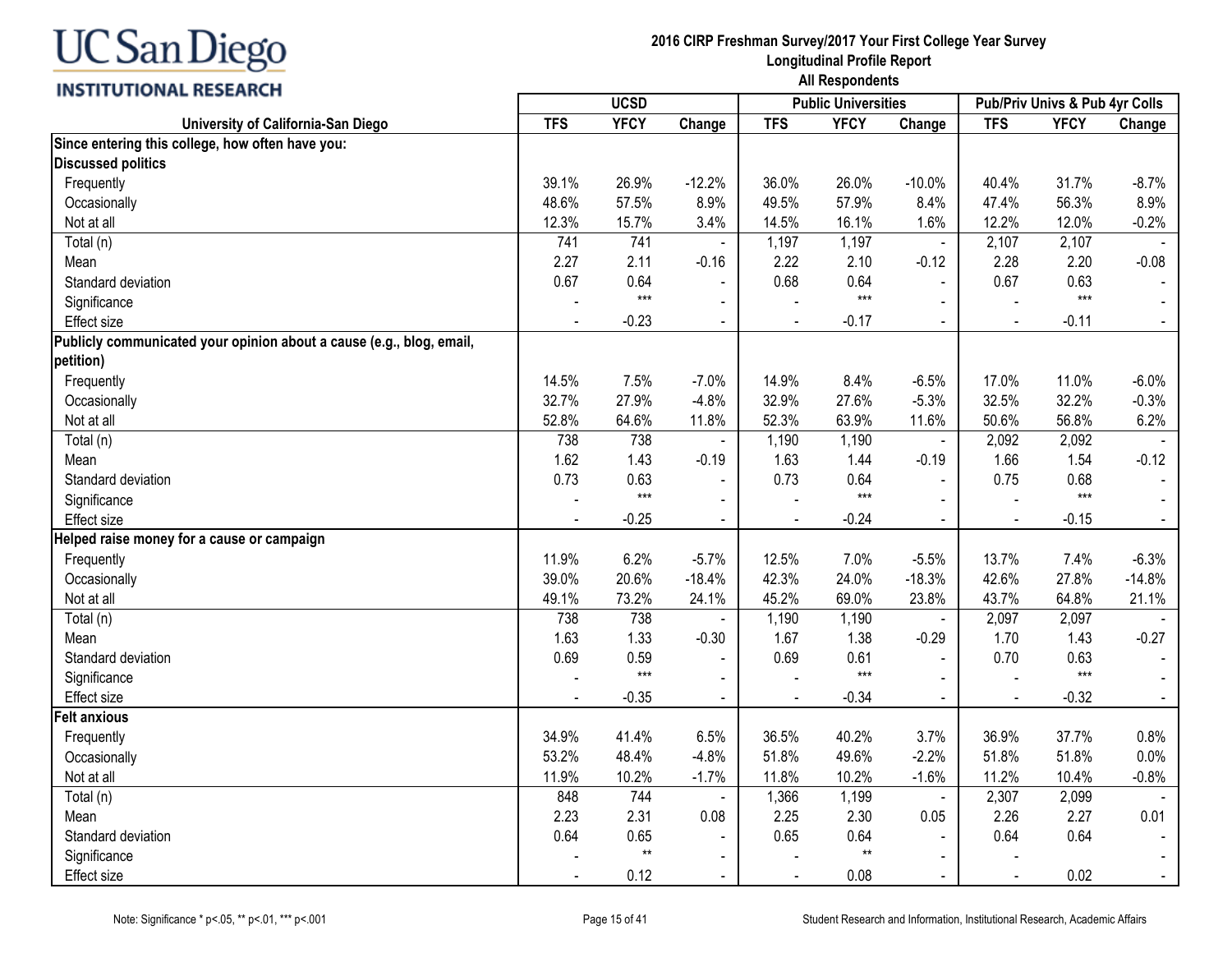UC San Diego
INSTITUTIONAL RESEARCH

**2016 CIRP Freshman Survey/2017 Your First College Year Survey**
**Longitudinal Profile Report**
**All Respondents**

| University of California-San Diego | UCSD | | | Public Universities | | | Pub/Priv Univs & Pub 4yr Colls | | |
|---|---|---|---|---|---|---|---|---|---|
| | TFS | YFCY | Change | TFS | YFCY | Change | TFS | YFCY | Change |
| **Since entering this college, how often have you:** | | | | | | | | | |
| **Discussed politics** | | | | | | | | | |
| Frequently | 39.1% | 26.9% | -12.2% | 36.0% | 26.0% | -10.0% | 40.4% | 31.7% | -8.7% |
| Occasionally | 48.6% | 57.5% | 8.9% | 49.5% | 57.9% | 8.4% | 47.4% | 56.3% | 8.9% |
| Not at all | 12.3% | 15.7% | 3.4% | 14.5% | 16.1% | 1.6% | 12.2% | 12.0% | -0.2% |
| Total (n) | 741 | 741 | - | 1,197 | 1,197 | - | 2,107 | 2,107 | - |
| Mean | 2.27 | 2.11 | -0.16 | 2.22 | 2.10 | -0.12 | 2.28 | 2.20 | -0.08 |
| Standard deviation | 0.67 | 0.64 | - | 0.68 | 0.64 | - | 0.67 | 0.63 | - |
| Significance | - | *** | - | - | *** | - | - | *** | - |
| Effect size | - | -0.23 | - | - | -0.17 | - | - | -0.11 | - |
| **Publicly communicated your opinion about a cause (e.g., blog, email, petition)** | | | | | | | | | |
| Frequently | 14.5% | 7.5% | -7.0% | 14.9% | 8.4% | -6.5% | 17.0% | 11.0% | -6.0% |
| Occasionally | 32.7% | 27.9% | -4.8% | 32.9% | 27.6% | -5.3% | 32.5% | 32.2% | -0.3% |
| Not at all | 52.8% | 64.6% | 11.8% | 52.3% | 63.9% | 11.6% | 50.6% | 56.8% | 6.2% |
| Total (n) | 738 | 738 | - | 1,190 | 1,190 | - | 2,092 | 2,092 | - |
| Mean | 1.62 | 1.43 | -0.19 | 1.63 | 1.44 | -0.19 | 1.66 | 1.54 | -0.12 |
| Standard deviation | 0.73 | 0.63 | - | 0.73 | 0.64 | - | 0.75 | 0.68 | - |
| Significance | - | *** | - | - | *** | - | - | *** | - |
| Effect size | - | -0.25 | - | - | -0.24 | - | - | -0.15 | - |
| **Helped raise money for a cause or campaign** | | | | | | | | | |
| Frequently | 11.9% | 6.2% | -5.7% | 12.5% | 7.0% | -5.5% | 13.7% | 7.4% | -6.3% |
| Occasionally | 39.0% | 20.6% | -18.4% | 42.3% | 24.0% | -18.3% | 42.6% | 27.8% | -14.8% |
| Not at all | 49.1% | 73.2% | 24.1% | 45.2% | 69.0% | 23.8% | 43.7% | 64.8% | 21.1% |
| Total (n) | 738 | 738 | - | 1,190 | 1,190 | - | 2,097 | 2,097 | - |
| Mean | 1.63 | 1.33 | -0.30 | 1.67 | 1.38 | -0.29 | 1.70 | 1.43 | -0.27 |
| Standard deviation | 0.69 | 0.59 | - | 0.69 | 0.61 | - | 0.70 | 0.63 | - |
| Significance | - | *** | - | - | *** | - | - | *** | - |
| Effect size | - | -0.35 | - | - | -0.34 | - | - | -0.32 | - |
| **Felt anxious** | | | | | | | | | |
| Frequently | 34.9% | 41.4% | 6.5% | 36.5% | 40.2% | 3.7% | 36.9% | 37.7% | 0.8% |
| Occasionally | 53.2% | 48.4% | -4.8% | 51.8% | 49.6% | -2.2% | 51.8% | 51.8% | 0.0% |
| Not at all | 11.9% | 10.2% | -1.7% | 11.8% | 10.2% | -1.6% | 11.2% | 10.4% | -0.8% |
| Total (n) | 848 | 744 | - | 1,366 | 1,199 | - | 2,307 | 2,099 | - |
| Mean | 2.23 | 2.31 | 0.08 | 2.25 | 2.30 | 0.05 | 2.26 | 2.27 | 0.01 |
| Standard deviation | 0.64 | 0.65 | - | 0.65 | 0.64 | - | 0.64 | 0.64 | - |
| Significance | - | ** | - | - | ** | - | - | | - |
| Effect size | - | 0.12 | - | - | 0.08 | - | - | 0.02 | - |

Note: Significance * p<.05, ** p<.01, *** p<.001

Student Research and Information, Institutional Research, Academic Affairs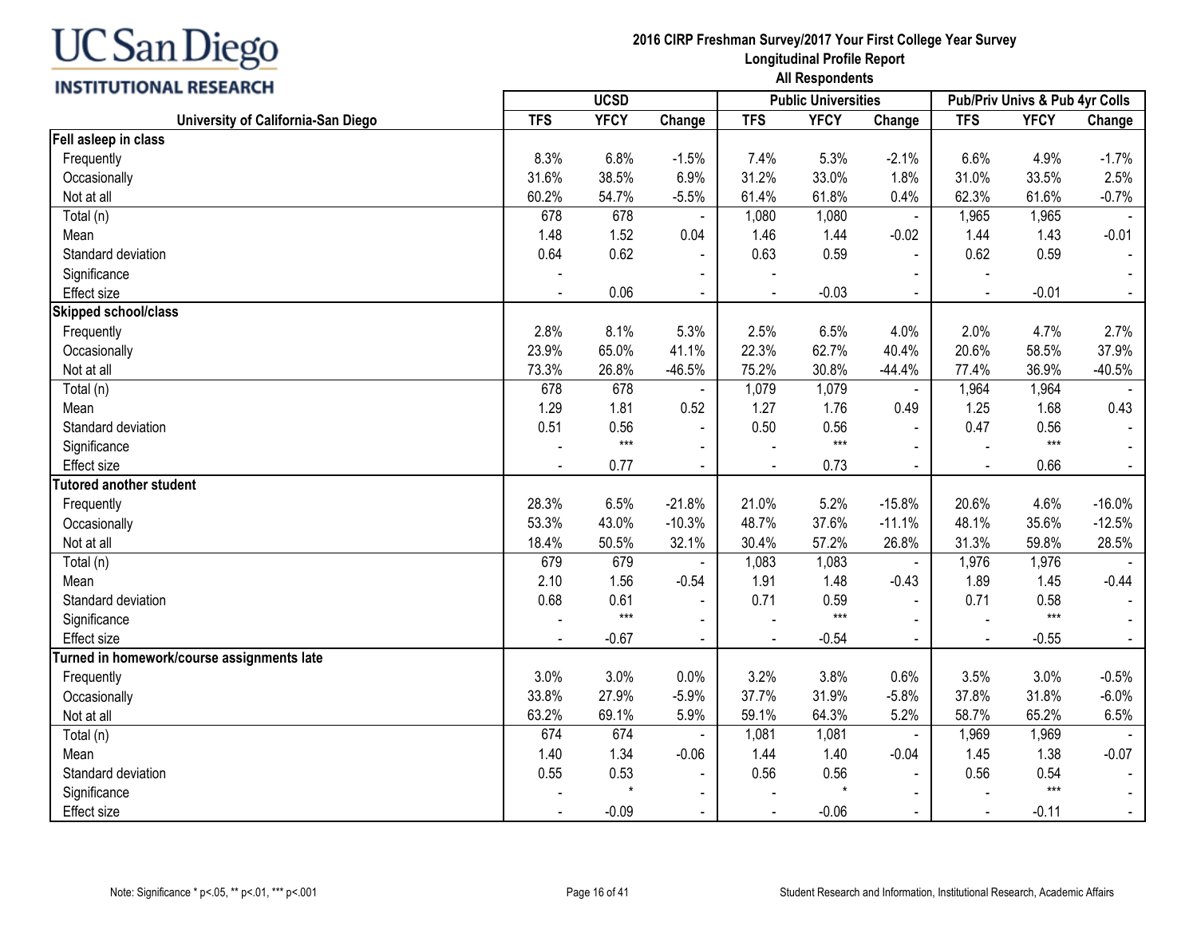UC San Diego
INSTITUTIONAL RESEARCH

**2016 CIRP Freshman Survey/2017 Your First College Year Survey**
**Longitudinal Profile Report**
**All Respondents**

| | UCSD | | | Public Universities | | | Pub/Priv Univs & Pub 4yr Colls | | |
|---|---|---|---|---|---|---|---|---|---|
| **University of California-San Diego** | **TFS** | **YFCY** | **Change** | **TFS** | **YFCY** | **Change** | **TFS** | **YFCY** | **Change** |
| **Fell asleep in class** | | | | | | | | | |
| Frequently | 8.3% | 6.8% | -1.5% | 7.4% | 5.3% | -2.1% | 6.6% | 4.9% | -1.7% |
| Occasionally | 31.6% | 38.5% | 6.9% | 31.2% | 33.0% | 1.8% | 31.0% | 33.5% | 2.5% |
| Not at all | 60.2% | 54.7% | -5.5% | 61.4% | 61.8% | 0.4% | 62.3% | 61.6% | -0.7% |
| Total (n) | 678 | 678 | - | 1,080 | 1,080 | - | 1,965 | 1,965 | - |
| Mean | 1.48 | 1.52 | 0.04 | 1.46 | 1.44 | -0.02 | 1.44 | 1.43 | -0.01 |
| Standard deviation | 0.64 | 0.62 | - | 0.63 | 0.59 | - | 0.62 | 0.59 | - |
| Significance | - | | - | - | | - | - | | - |
| Effect size | - | 0.06 | - | - | -0.03 | - | - | -0.01 | - |
| **Skipped school/class** | | | | | | | | | |
| Frequently | 2.8% | 8.1% | 5.3% | 2.5% | 6.5% | 4.0% | 2.0% | 4.7% | 2.7% |
| Occasionally | 23.9% | 65.0% | 41.1% | 22.3% | 62.7% | 40.4% | 20.6% | 58.5% | 37.9% |
| Not at all | 73.3% | 26.8% | -46.5% | 75.2% | 30.8% | -44.4% | 77.4% | 36.9% | -40.5% |
| Total (n) | 678 | 678 | - | 1,079 | 1,079 | - | 1,964 | 1,964 | - |
| Mean | 1.29 | 1.81 | 0.52 | 1.27 | 1.76 | 0.49 | 1.25 | 1.68 | 0.43 |
| Standard deviation | 0.51 | 0.56 | - | 0.50 | 0.56 | - | 0.47 | 0.56 | - |
| Significance | - | *** | - | - | *** | - | - | *** | - |
| Effect size | - | 0.77 | - | - | 0.73 | - | - | 0.66 | - |
| **Tutored another student** | | | | | | | | | |
| Frequently | 28.3% | 6.5% | -21.8% | 21.0% | 5.2% | -15.8% | 20.6% | 4.6% | -16.0% |
| Occasionally | 53.3% | 43.0% | -10.3% | 48.7% | 37.6% | -11.1% | 48.1% | 35.6% | -12.5% |
| Not at all | 18.4% | 50.5% | 32.1% | 30.4% | 57.2% | 26.8% | 31.3% | 59.8% | 28.5% |
| Total (n) | 679 | 679 | - | 1,083 | 1,083 | - | 1,976 | 1,976 | - |
| Mean | 2.10 | 1.56 | -0.54 | 1.91 | 1.48 | -0.43 | 1.89 | 1.45 | -0.44 |
| Standard deviation | 0.68 | 0.61 | - | 0.71 | 0.59 | - | 0.71 | 0.58 | - |
| Significance | - | *** | - | - | *** | - | - | *** | - |
| Effect size | - | -0.67 | - | - | -0.54 | - | - | -0.55 | - |
| **Turned in homework/course assignments late** | | | | | | | | | |
| Frequently | 3.0% | 3.0% | 0.0% | 3.2% | 3.8% | 0.6% | 3.5% | 3.0% | -0.5% |
| Occasionally | 33.8% | 27.9% | -5.9% | 37.7% | 31.9% | -5.8% | 37.8% | 31.8% | -6.0% |
| Not at all | 63.2% | 69.1% | 5.9% | 59.1% | 64.3% | 5.2% | 58.7% | 65.2% | 6.5% |
| Total (n) | 674 | 674 | - | 1,081 | 1,081 | - | 1,969 | 1,969 | - |
| Mean | 1.40 | 1.34 | -0.06 | 1.44 | 1.40 | -0.04 | 1.45 | 1.38 | -0.07 |
| Standard deviation | 0.55 | 0.53 | - | 0.56 | 0.56 | - | 0.56 | 0.54 | - |
| Significance | - | * | - | - | * | - | - | *** | - |
| Effect size | - | -0.09 | - | - | -0.06 | - | - | -0.11 | - |

Note: Significance * p<.05, ** p<.01, *** p<.001

Student Research and Information, Institutional Research, Academic Affairs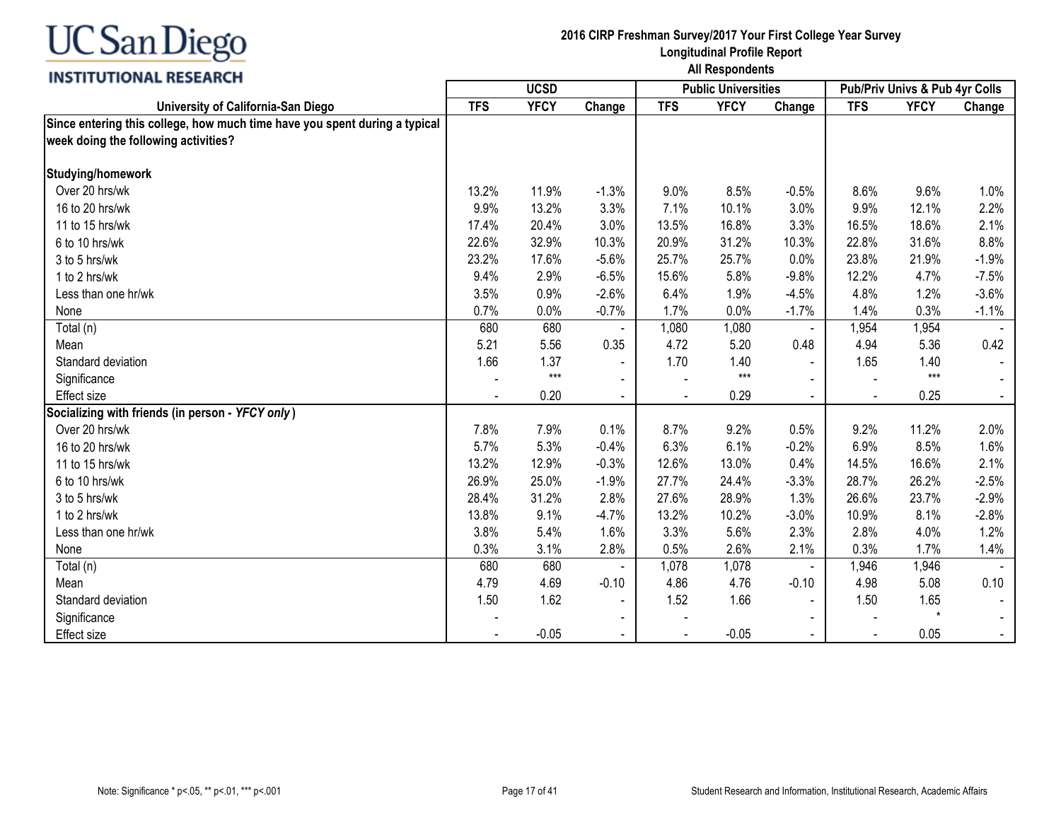UC San Diego
INSTITUTIONAL RESEARCH

**2016 CIRP Freshman Survey/2017 Your First College Year Survey**
**Longitudinal Profile Report**
**All Respondents**

| University of California-San Diego | UCSD | | | Public Universities | | | Pub/Priv Univs & Pub 4yr Colls | | |
|---|---|---|---|---|---|---|---|---|---|
| | TFS | YFCY | Change | TFS | YFCY | Change | TFS | YFCY | Change |
| **Since entering this college, how much time have you spent during a typical week doing the following activities?** | | | | | | | | | |
| **Studying/homework** | | | | | | | | | |
| Over 20 hrs/wk | 13.2% | 11.9% | -1.3% | 9.0% | 8.5% | -0.5% | 8.6% | 9.6% | 1.0% |
| 16 to 20 hrs/wk | 9.9% | 13.2% | 3.3% | 7.1% | 10.1% | 3.0% | 9.9% | 12.1% | 2.2% |
| 11 to 15 hrs/wk | 17.4% | 20.4% | 3.0% | 13.5% | 16.8% | 3.3% | 16.5% | 18.6% | 2.1% |
| 6 to 10 hrs/wk | 22.6% | 32.9% | 10.3% | 20.9% | 31.2% | 10.3% | 22.8% | 31.6% | 8.8% |
| 3 to 5 hrs/wk | 23.2% | 17.6% | -5.6% | 25.7% | 25.7% | 0.0% | 23.8% | 21.9% | -1.9% |
| 1 to 2 hrs/wk | 9.4% | 2.9% | -6.5% | 15.6% | 5.8% | -9.8% | 12.2% | 4.7% | -7.5% |
| Less than one hr/wk | 3.5% | 0.9% | -2.6% | 6.4% | 1.9% | -4.5% | 4.8% | 1.2% | -3.6% |
| None | 0.7% | 0.0% | -0.7% | 1.7% | 0.0% | -1.7% | 1.4% | 0.3% | -1.1% |
| Total (n) | 680 | 680 | - | 1,080 | 1,080 | - | 1,954 | 1,954 | - |
| Mean | 5.21 | 5.56 | 0.35 | 4.72 | 5.20 | 0.48 | 4.94 | 5.36 | 0.42 |
| Standard deviation | 1.66 | 1.37 | - | 1.70 | 1.40 | - | 1.65 | 1.40 | - |
| Significance | - | *** | - | - | *** | - | - | *** | - |
| Effect size | - | 0.20 | - | - | 0.29 | - | - | 0.25 | - |
| **Socializing with friends (in person - *YFCY only*)** | | | | | | | | | |
| Over 20 hrs/wk | 7.8% | 7.9% | 0.1% | 8.7% | 9.2% | 0.5% | 9.2% | 11.2% | 2.0% |
| 16 to 20 hrs/wk | 5.7% | 5.3% | -0.4% | 6.3% | 6.1% | -0.2% | 6.9% | 8.5% | 1.6% |
| 11 to 15 hrs/wk | 13.2% | 12.9% | -0.3% | 12.6% | 13.0% | 0.4% | 14.5% | 16.6% | 2.1% |
| 6 to 10 hrs/wk | 26.9% | 25.0% | -1.9% | 27.7% | 24.4% | -3.3% | 28.7% | 26.2% | -2.5% |
| 3 to 5 hrs/wk | 28.4% | 31.2% | 2.8% | 27.6% | 28.9% | 1.3% | 26.6% | 23.7% | -2.9% |
| 1 to 2 hrs/wk | 13.8% | 9.1% | -4.7% | 13.2% | 10.2% | -3.0% | 10.9% | 8.1% | -2.8% |
| Less than one hr/wk | 3.8% | 5.4% | 1.6% | 3.3% | 5.6% | 2.3% | 2.8% | 4.0% | 1.2% |
| None | 0.3% | 3.1% | 2.8% | 0.5% | 2.6% | 2.1% | 0.3% | 1.7% | 1.4% |
| Total (n) | 680 | 680 | - | 1,078 | 1,078 | - | 1,946 | 1,946 | - |
| Mean | 4.79 | 4.69 | -0.10 | 4.86 | 4.76 | -0.10 | 4.98 | 5.08 | 0.10 |
| Standard deviation | 1.50 | 1.62 | - | 1.52 | 1.66 | - | 1.50 | 1.65 | - |
| Significance | - | | - | - | | - | - | * | - |
| Effect size | - | -0.05 | - | - | -0.05 | - | - | 0.05 | - |

Note: Significance * p<.05, ** p<.01, *** p<.001

Student Research and Information, Institutional Research, Academic Affairs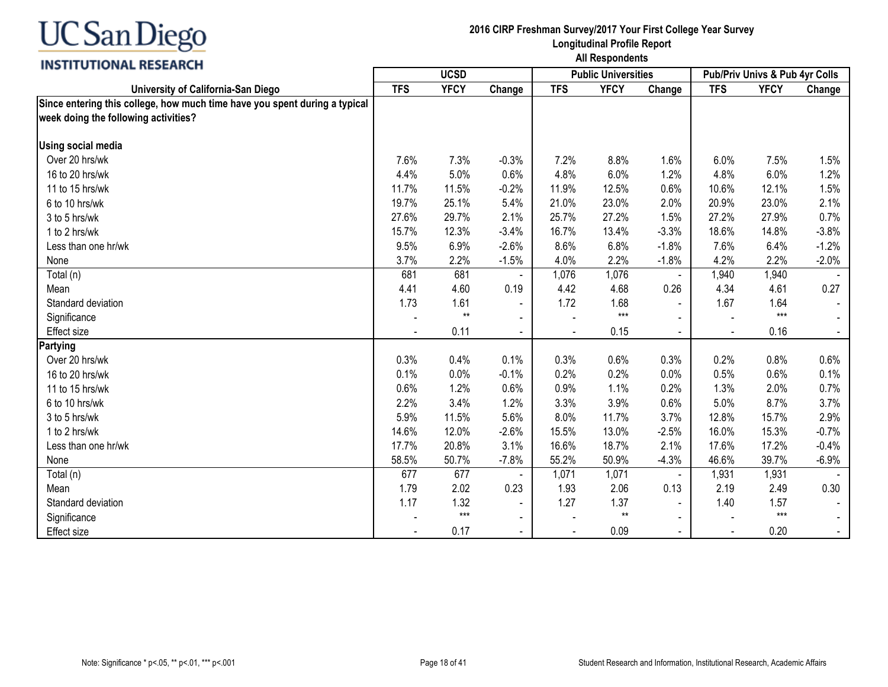UC San Diego
INSTITUTIONAL RESEARCH

**2016 CIRP Freshman Survey/2017 Your First College Year Survey**
**Longitudinal Profile Report**
**All Respondents**

| | UCSD | | | Public Universities | | | Pub/Priv Univs & Pub 4yr Colls | | |
|---|---|---|---|---|---|---|---|---|---|
| **University of California-San Diego** | **TFS** | **YFCY** | **Change** | **TFS** | **YFCY** | **Change** | **TFS** | **YFCY** | **Change** |
| **Since entering this college, how much time have you spent during a typical week doing the following activities?** | | | | | | | | | |
| **Using social media** | | | | | | | | | |
| Over 20 hrs/wk | 7.6% | 7.3% | -0.3% | 7.2% | 8.8% | 1.6% | 6.0% | 7.5% | 1.5% |
| 16 to 20 hrs/wk | 4.4% | 5.0% | 0.6% | 4.8% | 6.0% | 1.2% | 4.8% | 6.0% | 1.2% |
| 11 to 15 hrs/wk | 11.7% | 11.5% | -0.2% | 11.9% | 12.5% | 0.6% | 10.6% | 12.1% | 1.5% |
| 6 to 10 hrs/wk | 19.7% | 25.1% | 5.4% | 21.0% | 23.0% | 2.0% | 20.9% | 23.0% | 2.1% |
| 3 to 5 hrs/wk | 27.6% | 29.7% | 2.1% | 25.7% | 27.2% | 1.5% | 27.2% | 27.9% | 0.7% |
| 1 to 2 hrs/wk | 15.7% | 12.3% | -3.4% | 16.7% | 13.4% | -3.3% | 18.6% | 14.8% | -3.8% |
| Less than one hr/wk | 9.5% | 6.9% | -2.6% | 8.6% | 6.8% | -1.8% | 7.6% | 6.4% | -1.2% |
| None | 3.7% | 2.2% | -1.5% | 4.0% | 2.2% | -1.8% | 4.2% | 2.2% | -2.0% |
| Total (n) | 681 | 681 | - | 1,076 | 1,076 | - | 1,940 | 1,940 | - |
| Mean | 4.41 | 4.60 | 0.19 | 4.42 | 4.68 | 0.26 | 4.34 | 4.61 | 0.27 |
| Standard deviation | 1.73 | 1.61 | - | 1.72 | 1.68 | - | 1.67 | 1.64 | - |
| Significance | - | ** | - | - | *** | - | - | *** | - |
| Effect size | - | 0.11 | - | - | 0.15 | - | - | 0.16 | - |
| **Partying** | | | | | | | | | |
| Over 20 hrs/wk | 0.3% | 0.4% | 0.1% | 0.3% | 0.6% | 0.3% | 0.2% | 0.8% | 0.6% |
| 16 to 20 hrs/wk | 0.1% | 0.0% | -0.1% | 0.2% | 0.2% | 0.0% | 0.5% | 0.6% | 0.1% |
| 11 to 15 hrs/wk | 0.6% | 1.2% | 0.6% | 0.9% | 1.1% | 0.2% | 1.3% | 2.0% | 0.7% |
| 6 to 10 hrs/wk | 2.2% | 3.4% | 1.2% | 3.3% | 3.9% | 0.6% | 5.0% | 8.7% | 3.7% |
| 3 to 5 hrs/wk | 5.9% | 11.5% | 5.6% | 8.0% | 11.7% | 3.7% | 12.8% | 15.7% | 2.9% |
| 1 to 2 hrs/wk | 14.6% | 12.0% | -2.6% | 15.5% | 13.0% | -2.5% | 16.0% | 15.3% | -0.7% |
| Less than one hr/wk | 17.7% | 20.8% | 3.1% | 16.6% | 18.7% | 2.1% | 17.6% | 17.2% | -0.4% |
| None | 58.5% | 50.7% | -7.8% | 55.2% | 50.9% | -4.3% | 46.6% | 39.7% | -6.9% |
| Total (n) | 677 | 677 | - | 1,071 | 1,071 | - | 1,931 | 1,931 | - |
| Mean | 1.79 | 2.02 | 0.23 | 1.93 | 2.06 | 0.13 | 2.19 | 2.49 | 0.30 |
| Standard deviation | 1.17 | 1.32 | - | 1.27 | 1.37 | - | 1.40 | 1.57 | - |
| Significance | - | *** | - | - | ** | - | - | *** | - |
| Effect size | - | 0.17 | - | - | 0.09 | - | - | 0.20 | - |

Note: Significance * p<.05, ** p<.01, *** p<.001

Student Research and Information, Institutional Research, Academic Affairs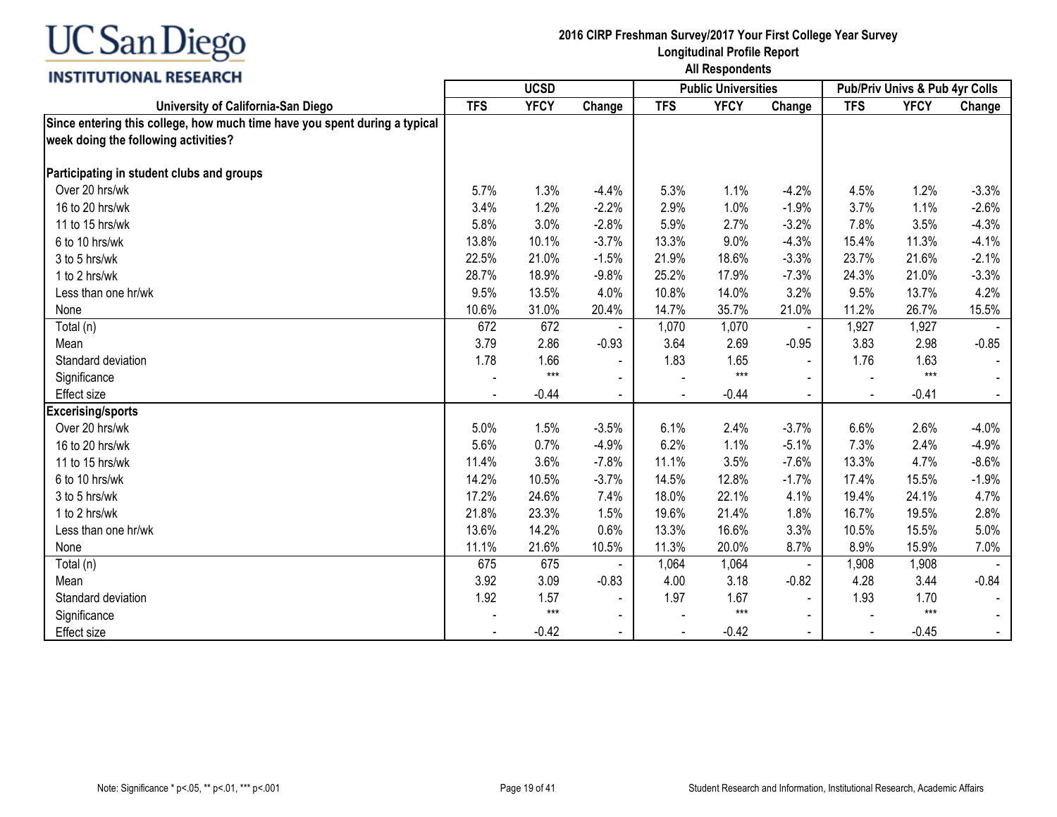# UC San Diego INSTITUTIONAL RESEARCH

**2016 CIRP Freshman Survey/2017 Your First College Year Survey**
**Longitudinal Profile Report**
**All Respondents**

| | UCSD | | | Public Universities | | | Pub/Priv Univs & Pub 4yr Colls | | |
|---|---|---|---|---|---|---|---|---|---|
| **University of California-San Diego** | **TFS** | **YFCY** | **Change** | **TFS** | **YFCY** | **Change** | **TFS** | **YFCY** | **Change** |
| **Since entering this college, how much time have you spent during a typical week doing the following activities?** | | | | | | | | | |
| **Participating in student clubs and groups** | | | | | | | | | |
| Over 20 hrs/wk | 5.7% | 1.3% | -4.4% | 5.3% | 1.1% | -4.2% | 4.5% | 1.2% | -3.3% |
| 16 to 20 hrs/wk | 3.4% | 1.2% | -2.2% | 2.9% | 1.0% | -1.9% | 3.7% | 1.1% | -2.6% |
| 11 to 15 hrs/wk | 5.8% | 3.0% | -2.8% | 5.9% | 2.7% | -3.2% | 7.8% | 3.5% | -4.3% |
| 6 to 10 hrs/wk | 13.8% | 10.1% | -3.7% | 13.3% | 9.0% | -4.3% | 15.4% | 11.3% | -4.1% |
| 3 to 5 hrs/wk | 22.5% | 21.0% | -1.5% | 21.9% | 18.6% | -3.3% | 23.7% | 21.6% | -2.1% |
| 1 to 2 hrs/wk | 28.7% | 18.9% | -9.8% | 25.2% | 17.9% | -7.3% | 24.3% | 21.0% | -3.3% |
| Less than one hr/wk | 9.5% | 13.5% | 4.0% | 10.8% | 14.0% | 3.2% | 9.5% | 13.7% | 4.2% |
| None | 10.6% | 31.0% | 20.4% | 14.7% | 35.7% | 21.0% | 11.2% | 26.7% | 15.5% |
| Total (n) | 672 | 672 | - | 1,070 | 1,070 | - | 1,927 | 1,927 | - |
| Mean | 3.79 | 2.86 | -0.93 | 3.64 | 2.69 | -0.95 | 3.83 | 2.98 | -0.85 |
| Standard deviation | 1.78 | 1.66 | - | 1.83 | 1.65 | - | 1.76 | 1.63 | - |
| Significance | - | *** | - | - | *** | - | - | *** | - |
| Effect size | - | -0.44 | - | - | -0.44 | - | - | -0.41 | - |
| **Excercising/sports** | | | | | | | | | |
| Over 20 hrs/wk | 5.0% | 1.5% | -3.5% | 6.1% | 2.4% | -3.7% | 6.6% | 2.6% | -4.0% |
| 16 to 20 hrs/wk | 5.6% | 0.7% | -4.9% | 6.2% | 1.1% | -5.1% | 7.3% | 2.4% | -4.9% |
| 11 to 15 hrs/wk | 11.4% | 3.6% | -7.8% | 11.1% | 3.5% | -7.6% | 13.3% | 4.7% | -8.6% |
| 6 to 10 hrs/wk | 14.2% | 10.5% | -3.7% | 14.5% | 12.8% | -1.7% | 17.4% | 15.5% | -1.9% |
| 3 to 5 hrs/wk | 17.2% | 24.6% | 7.4% | 18.0% | 22.1% | 4.1% | 19.4% | 24.1% | 4.7% |
| 1 to 2 hrs/wk | 21.8% | 23.3% | 1.5% | 19.6% | 21.4% | 1.8% | 16.7% | 19.5% | 2.8% |
| Less than one hr/wk | 13.6% | 14.2% | 0.6% | 13.3% | 16.6% | 3.3% | 10.5% | 15.5% | 5.0% |
| None | 11.1% | 21.6% | 10.5% | 11.3% | 20.0% | 8.7% | 8.9% | 15.9% | 7.0% |
| Total (n) | 675 | 675 | - | 1,064 | 1,064 | - | 1,908 | 1,908 | - |
| Mean | 3.92 | 3.09 | -0.83 | 4.00 | 3.18 | -0.82 | 4.28 | 3.44 | -0.84 |
| Standard deviation | 1.92 | 1.57 | - | 1.97 | 1.67 | - | 1.93 | 1.70 | - |
| Significance | - | *** | - | - | *** | - | - | *** | - |
| Effect size | - | -0.42 | - | - | -0.42 | - | - | -0.45 | - |

Note: Significance * p<.05, ** p<.01, *** p<.001

Student Research and Information, Institutional Research, Academic Affairs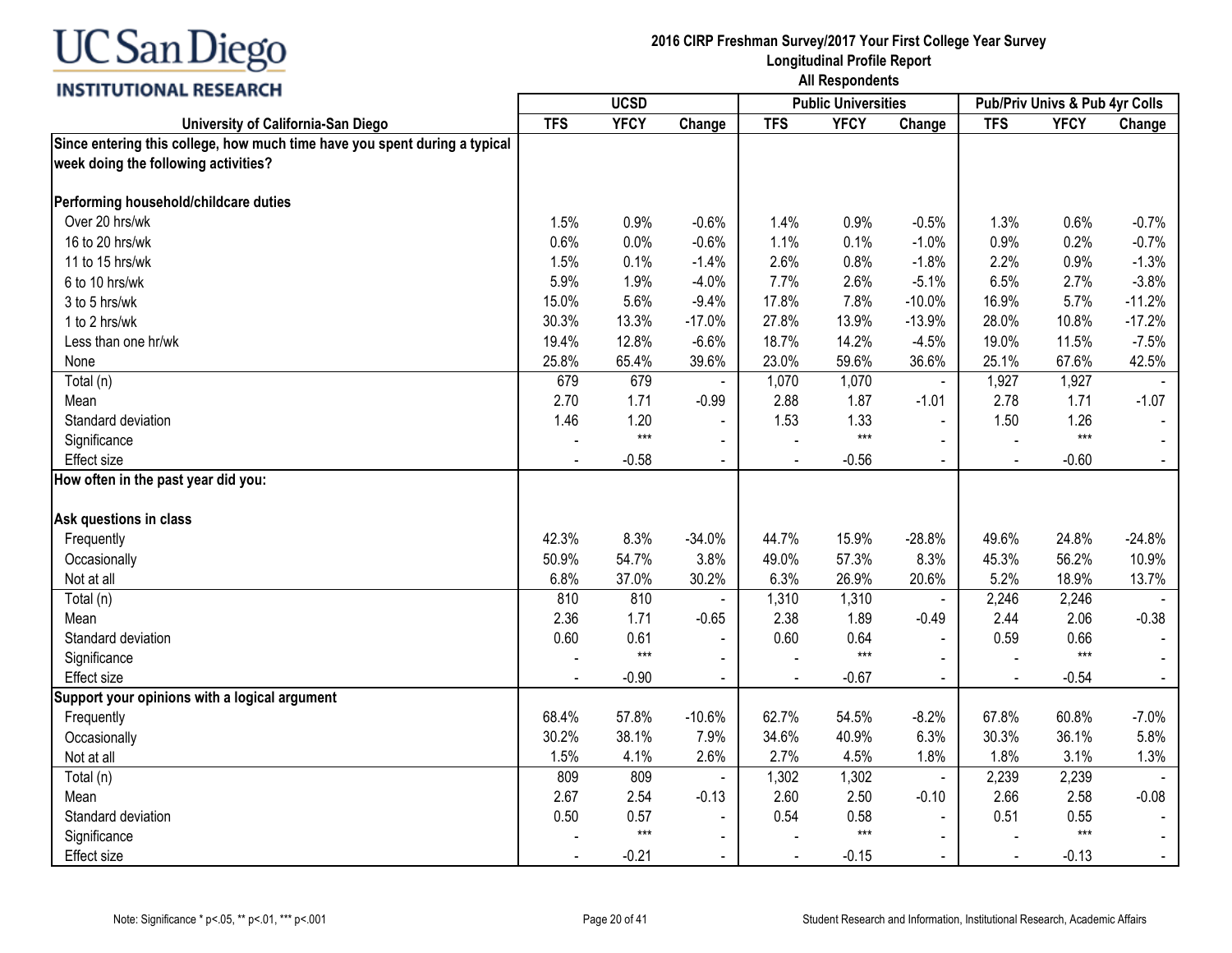UC San Diego
INSTITUTIONAL RESEARCH

**2016 CIRP Freshman Survey/2017 Your First College Year Survey**
**Longitudinal Profile Report**
**All Respondents**

| University of California-San Diego | UCSD | | | Public Universities | | | Pub/Priv Univs & Pub 4yr Colls | | |
|---|---|---|---|---|---|---|---|---|---|
| | TFS | YFCY | Change | TFS | YFCY | Change | TFS | YFCY | Change |
| **Since entering this college, how much time have you spent during a typical week doing the following activities?** | | | | | | | | | |
| **Performing household/childcare duties** | | | | | | | | | |
| Over 20 hrs/wk | 1.5% | 0.9% | -0.6% | 1.4% | 0.9% | -0.5% | 1.3% | 0.6% | -0.7% |
| 16 to 20 hrs/wk | 0.6% | 0.0% | -0.6% | 1.1% | 0.1% | -1.0% | 0.9% | 0.2% | -0.7% |
| 11 to 15 hrs/wk | 1.5% | 0.1% | -1.4% | 2.6% | 0.8% | -1.8% | 2.2% | 0.9% | -1.3% |
| 6 to 10 hrs/wk | 5.9% | 1.9% | -4.0% | 7.7% | 2.6% | -5.1% | 6.5% | 2.7% | -3.8% |
| 3 to 5 hrs/wk | 15.0% | 5.6% | -9.4% | 17.8% | 7.8% | -10.0% | 16.9% | 5.7% | -11.2% |
| 1 to 2 hrs/wk | 30.3% | 13.3% | -17.0% | 27.8% | 13.9% | -13.9% | 28.0% | 10.8% | -17.2% |
| Less than one hr/wk | 19.4% | 12.8% | -6.6% | 18.7% | 14.2% | -4.5% | 19.0% | 11.5% | -7.5% |
| None | 25.8% | 65.4% | 39.6% | 23.0% | 59.6% | 36.6% | 25.1% | 67.6% | 42.5% |
| Total (n) | 679 | 679 | - | 1,070 | 1,070 | - | 1,927 | 1,927 | - |
| Mean | 2.70 | 1.71 | -0.99 | 2.88 | 1.87 | -1.01 | 2.78 | 1.71 | -1.07 |
| Standard deviation | 1.46 | 1.20 | - | 1.53 | 1.33 | - | 1.50 | 1.26 | - |
| Significance | - | *** | - | - | *** | - | - | *** | - |
| Effect size | - | -0.58 | - | - | -0.56 | - | - | -0.60 | - |
| **How often in the past year did you:** | | | | | | | | | |
| **Ask questions in class** | | | | | | | | | |
| Frequently | 42.3% | 8.3% | -34.0% | 44.7% | 15.9% | -28.8% | 49.6% | 24.8% | -24.8% |
| Occasionally | 50.9% | 54.7% | 3.8% | 49.0% | 57.3% | 8.3% | 45.3% | 56.2% | 10.9% |
| Not at all | 6.8% | 37.0% | 30.2% | 6.3% | 26.9% | 20.6% | 5.2% | 18.9% | 13.7% |
| Total (n) | 810 | 810 | - | 1,310 | 1,310 | - | 2,246 | 2,246 | - |
| Mean | 2.36 | 1.71 | -0.65 | 2.38 | 1.89 | -0.49 | 2.44 | 2.06 | -0.38 |
| Standard deviation | 0.60 | 0.61 | - | 0.60 | 0.64 | - | 0.59 | 0.66 | - |
| Significance | - | *** | - | - | *** | - | - | *** | - |
| Effect size | - | -0.90 | - | - | -0.67 | - | - | -0.54 | - |
| **Support your opinions with a logical argument** | | | | | | | | | |
| Frequently | 68.4% | 57.8% | -10.6% | 62.7% | 54.5% | -8.2% | 67.8% | 60.8% | -7.0% |
| Occasionally | 30.2% | 38.1% | 7.9% | 34.6% | 40.9% | 6.3% | 30.3% | 36.1% | 5.8% |
| Not at all | 1.5% | 4.1% | 2.6% | 2.7% | 4.5% | 1.8% | 1.8% | 3.1% | 1.3% |
| Total (n) | 809 | 809 | - | 1,302 | 1,302 | - | 2,239 | 2,239 | - |
| Mean | 2.67 | 2.54 | -0.13 | 2.60 | 2.50 | -0.10 | 2.66 | 2.58 | -0.08 |
| Standard deviation | 0.50 | 0.57 | - | 0.54 | 0.58 | - | 0.51 | 0.55 | - |
| Significance | - | *** | - | - | *** | - | - | *** | - |
| Effect size | - | -0.21 | - | - | -0.15 | - | - | -0.13 | - |

Note: Significance * p<.05, ** p<.01, *** p<.001

Student Research and Information, Institutional Research, Academic Affairs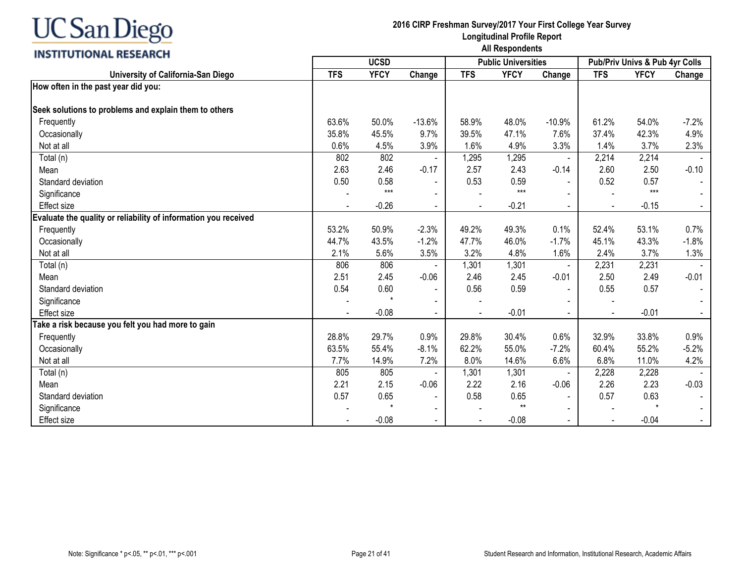UC San Diego INSTITUTIONAL RESEARCH

**2016 CIRP Freshman Survey/2017 Your First College Year Survey**
**Longitudinal Profile Report**
**All Respondents**

| University of California-San Diego | UCSD | | | Public Universities | | | Pub/Priv Univs & Pub 4yr Colls | | |
|---|---|---|---|---|---|---|---|---|---|
| | TFS | YFCY | Change | TFS | YFCY | Change | TFS | YFCY | Change |
| **How often in the past year did you:** | | | | | | | | | |
| **Seek solutions to problems and explain them to others** | | | | | | | | | |
| Frequently | 63.6% | 50.0% | -13.6% | 58.9% | 48.0% | -10.9% | 61.2% | 54.0% | -7.2% |
| Occasionally | 35.8% | 45.5% | 9.7% | 39.5% | 47.1% | 7.6% | 37.4% | 42.3% | 4.9% |
| Not at all | 0.6% | 4.5% | 3.9% | 1.6% | 4.9% | 3.3% | 1.4% | 3.7% | 2.3% |
| Total (n) | 802 | 802 | - | 1,295 | 1,295 | - | 2,214 | 2,214 | - |
| Mean | 2.63 | 2.46 | -0.17 | 2.57 | 2.43 | -0.14 | 2.60 | 2.50 | -0.10 |
| Standard deviation | 0.50 | 0.58 | - | 0.53 | 0.59 | - | 0.52 | 0.57 | - |
| Significance | - | *** | - | - | *** | - | - | *** | - |
| Effect size | - | -0.26 | - | - | -0.21 | - | - | -0.15 | - |
| **Evaluate the quality or reliability of information you received** | | | | | | | | | |
| Frequently | 53.2% | 50.9% | -2.3% | 49.2% | 49.3% | 0.1% | 52.4% | 53.1% | 0.7% |
| Occasionally | 44.7% | 43.5% | -1.2% | 47.7% | 46.0% | -1.7% | 45.1% | 43.3% | -1.8% |
| Not at all | 2.1% | 5.6% | 3.5% | 3.2% | 4.8% | 1.6% | 2.4% | 3.7% | 1.3% |
| Total (n) | 806 | 806 | - | 1,301 | 1,301 | - | 2,231 | 2,231 | - |
| Mean | 2.51 | 2.45 | -0.06 | 2.46 | 2.45 | -0.01 | 2.50 | 2.49 | -0.01 |
| Standard deviation | 0.54 | 0.60 | - | 0.56 | 0.59 | - | 0.55 | 0.57 | - |
| Significance | - | * | - | - | | - | - | | - |
| Effect size | - | -0.08 | - | - | -0.01 | - | - | -0.01 | - |
| **Take a risk because you felt you had more to gain** | | | | | | | | | |
| Frequently | 28.8% | 29.7% | 0.9% | 29.8% | 30.4% | 0.6% | 32.9% | 33.8% | 0.9% |
| Occasionally | 63.5% | 55.4% | -8.1% | 62.2% | 55.0% | -7.2% | 60.4% | 55.2% | -5.2% |
| Not at all | 7.7% | 14.9% | 7.2% | 8.0% | 14.6% | 6.6% | 6.8% | 11.0% | 4.2% |
| Total (n) | 805 | 805 | - | 1,301 | 1,301 | - | 2,228 | 2,228 | - |
| Mean | 2.21 | 2.15 | -0.06 | 2.22 | 2.16 | -0.06 | 2.26 | 2.23 | -0.03 |
| Standard deviation | 0.57 | 0.65 | - | 0.58 | 0.65 | - | 0.57 | 0.63 | - |
| Significance | - | * | - | - | ** | - | - | * | - |
| Effect size | - | -0.08 | - | - | -0.08 | - | - | -0.04 | - |

Note: Significance * p<.05, ** p<.01, *** p<.001

Student Research and Information, Institutional Research, Academic Affairs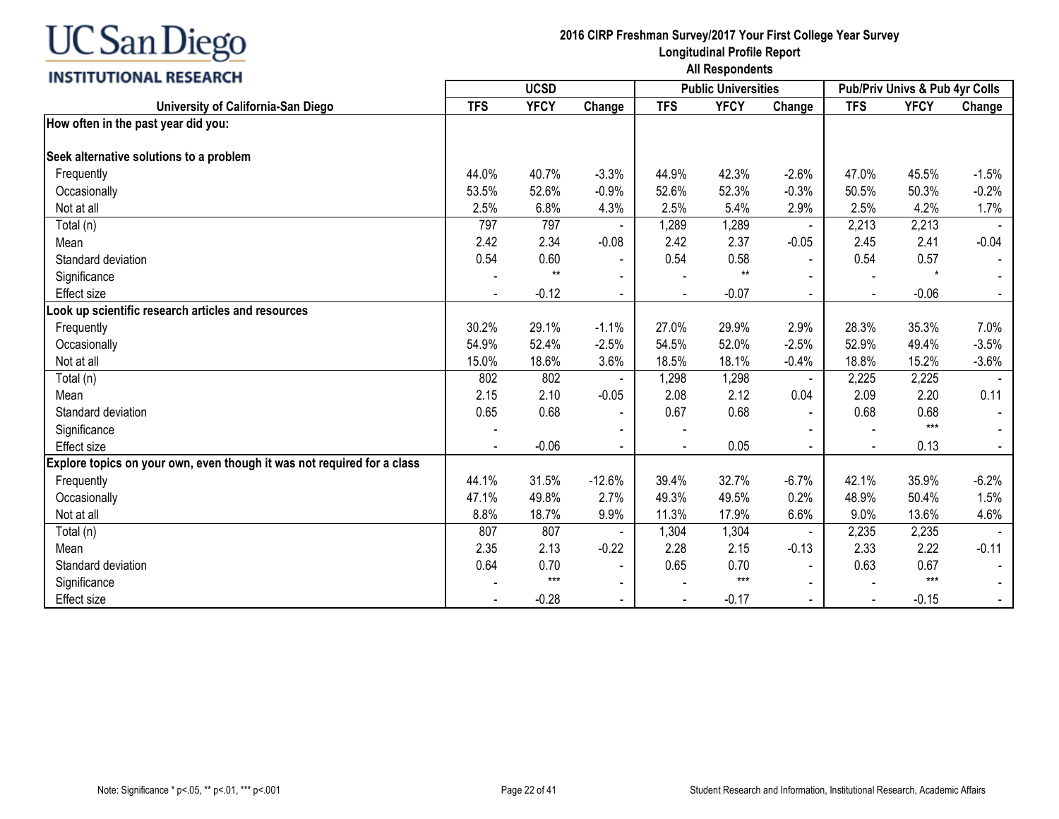**UC San Diego INSTITUTIONAL RESEARCH**

**2016 CIRP Freshman Survey/2017 Your First College Year Survey**
**Longitudinal Profile Report**
**All Respondents**

| University of California-San Diego | UCSD | | | Public Universities | | | Pub/Priv Univs & Pub 4yr Colls | | |
|---|---|---|---|---|---|---|---|---|---|
| | TFS | YFCY | Change | TFS | YFCY | Change | TFS | YFCY | Change |
| **How often in the past year did you:** | | | | | | | | | |
| **Seek alternative solutions to a problem** | | | | | | | | | |
| Frequently | 44.0% | 40.7% | -3.3% | 44.9% | 42.3% | -2.6% | 47.0% | 45.5% | -1.5% |
| Occasionally | 53.5% | 52.6% | -0.9% | 52.6% | 52.3% | -0.3% | 50.5% | 50.3% | -0.2% |
| Not at all | 2.5% | 6.8% | 4.3% | 2.5% | 5.4% | 2.9% | 2.5% | 4.2% | 1.7% |
| Total (n) | 797 | 797 | - | 1,289 | 1,289 | - | 2,213 | 2,213 | - |
| Mean | 2.42 | 2.34 | -0.08 | 2.42 | 2.37 | -0.05 | 2.45 | 2.41 | -0.04 |
| Standard deviation | 0.54 | 0.60 | - | 0.54 | 0.58 | - | 0.54 | 0.57 | - |
| Significance | - | ** | - | - | ** | - | - | * | - |
| Effect size | - | -0.12 | - | - | -0.07 | - | - | -0.06 | - |
| **Look up scientific research articles and resources** | | | | | | | | | |
| Frequently | 30.2% | 29.1% | -1.1% | 27.0% | 29.9% | 2.9% | 28.3% | 35.3% | 7.0% |
| Occasionally | 54.9% | 52.4% | -2.5% | 54.5% | 52.0% | -2.5% | 52.9% | 49.4% | -3.5% |
| Not at all | 15.0% | 18.6% | 3.6% | 18.5% | 18.1% | -0.4% | 18.8% | 15.2% | -3.6% |
| Total (n) | 802 | 802 | - | 1,298 | 1,298 | - | 2,225 | 2,225 | - |
| Mean | 2.15 | 2.10 | -0.05 | 2.08 | 2.12 | 0.04 | 2.09 | 2.20 | 0.11 |
| Standard deviation | 0.65 | 0.68 | - | 0.67 | 0.68 | - | 0.68 | 0.68 | - |
| Significance | - | | - | - | | - | - | *** | - |
| Effect size | - | -0.06 | - | - | 0.05 | - | - | 0.13 | - |
| **Explore topics on your own, even though it was not required for a class** | | | | | | | | | |
| Frequently | 44.1% | 31.5% | -12.6% | 39.4% | 32.7% | -6.7% | 42.1% | 35.9% | -6.2% |
| Occasionally | 47.1% | 49.8% | 2.7% | 49.3% | 49.5% | 0.2% | 48.9% | 50.4% | 1.5% |
| Not at all | 8.8% | 18.7% | 9.9% | 11.3% | 17.9% | 6.6% | 9.0% | 13.6% | 4.6% |
| Total (n) | 807 | 807 | - | 1,304 | 1,304 | - | 2,235 | 2,235 | - |
| Mean | 2.35 | 2.13 | -0.22 | 2.28 | 2.15 | -0.13 | 2.33 | 2.22 | -0.11 |
| Standard deviation | 0.64 | 0.70 | - | 0.65 | 0.70 | - | 0.63 | 0.67 | - |
| Significance | - | *** | - | - | *** | - | - | *** | - |
| Effect size | - | -0.28 | - | - | -0.17 | - | - | -0.15 | - |

Note: Significance * p<.05, ** p<.01, *** p<.001

Student Research and Information, Institutional Research, Academic Affairs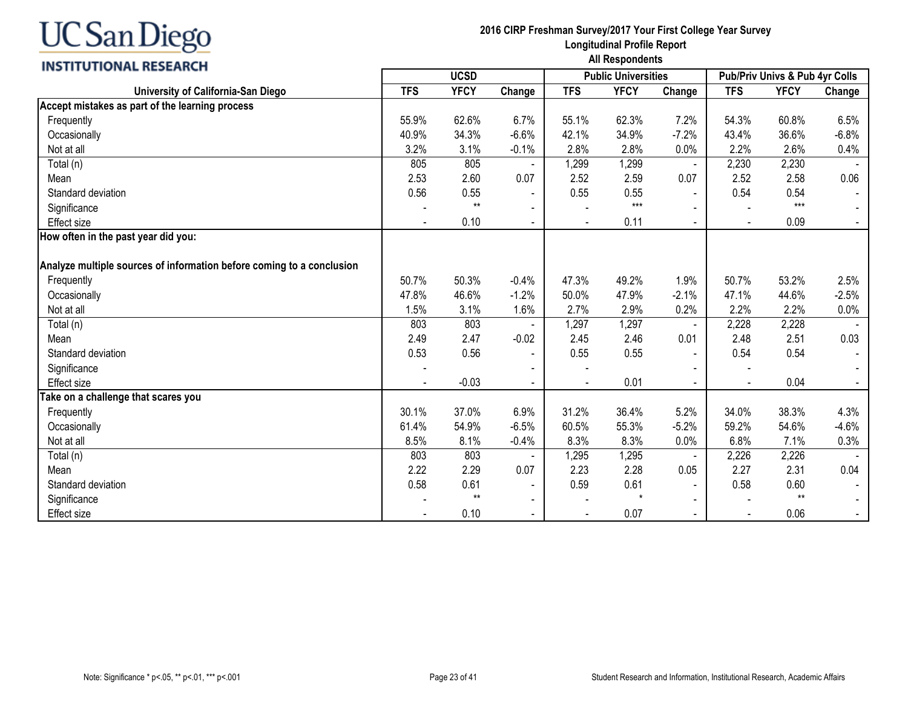UC San Diego
INSTITUTIONAL RESEARCH

**2016 CIRP Freshman Survey/2017 Your First College Year Survey**
**Longitudinal Profile Report**
**All Respondents**

| University of California-San Diego | UCSD | | | Public Universities | | | Pub/Priv Univs & Pub 4yr Colls | | |
|---|---|---|---|---|---|---|---|---|---|
| | TFS | YFCY | Change | TFS | YFCY | Change | TFS | YFCY | Change |
| **Accept mistakes as part of the learning process** | | | | | | | | | |
| Frequently | 55.9% | 62.6% | 6.7% | 55.1% | 62.3% | 7.2% | 54.3% | 60.8% | 6.5% |
| Occasionally | 40.9% | 34.3% | -6.6% | 42.1% | 34.9% | -7.2% | 43.4% | 36.6% | -6.8% |
| Not at all | 3.2% | 3.1% | -0.1% | 2.8% | 2.8% | 0.0% | 2.2% | 2.6% | 0.4% |
| Total (n) | 805 | 805 | - | 1,299 | 1,299 | - | 2,230 | 2,230 | - |
| Mean | 2.53 | 2.60 | 0.07 | 2.52 | 2.59 | 0.07 | 2.52 | 2.58 | 0.06 |
| Standard deviation | 0.56 | 0.55 | - | 0.55 | 0.55 | - | 0.54 | 0.54 | - |
| Significance | - | ** | - | - | *** | - | - | *** | - |
| Effect size | - | 0.10 | - | - | 0.11 | - | - | 0.09 | - |
| **How often in the past year did you:** | | | | | | | | | |
| **Analyze multiple sources of information before coming to a conclusion** | | | | | | | | | |
| Frequently | 50.7% | 50.3% | -0.4% | 47.3% | 49.2% | 1.9% | 50.7% | 53.2% | 2.5% |
| Occasionally | 47.8% | 46.6% | -1.2% | 50.0% | 47.9% | -2.1% | 47.1% | 44.6% | -2.5% |
| Not at all | 1.5% | 3.1% | 1.6% | 2.7% | 2.9% | 0.2% | 2.2% | 2.2% | 0.0% |
| Total (n) | 803 | 803 | - | 1,297 | 1,297 | - | 2,228 | 2,228 | - |
| Mean | 2.49 | 2.47 | -0.02 | 2.45 | 2.46 | 0.01 | 2.48 | 2.51 | 0.03 |
| Standard deviation | 0.53 | 0.56 | - | 0.55 | 0.55 | - | 0.54 | 0.54 | - |
| Significance | - | | - | - | | - | - | | - |
| Effect size | - | -0.03 | - | - | 0.01 | - | - | 0.04 | - |
| **Take on a challenge that scares you** | | | | | | | | | |
| Frequently | 30.1% | 37.0% | 6.9% | 31.2% | 36.4% | 5.2% | 34.0% | 38.3% | 4.3% |
| Occasionally | 61.4% | 54.9% | -6.5% | 60.5% | 55.3% | -5.2% | 59.2% | 54.6% | -4.6% |
| Not at all | 8.5% | 8.1% | -0.4% | 8.3% | 8.3% | 0.0% | 6.8% | 7.1% | 0.3% |
| Total (n) | 803 | 803 | - | 1,295 | 1,295 | - | 2,226 | 2,226 | - |
| Mean | 2.22 | 2.29 | 0.07 | 2.23 | 2.28 | 0.05 | 2.27 | 2.31 | 0.04 |
| Standard deviation | 0.58 | 0.61 | - | 0.59 | 0.61 | - | 0.58 | 0.60 | - |
| Significance | - | ** | - | - | * | - | - | ** | - |
| Effect size | - | 0.10 | - | - | 0.07 | - | - | 0.06 | - |

Note: Significance * p<.05, ** p<.01, *** p<.001

Student Research and Information, Institutional Research, Academic Affairs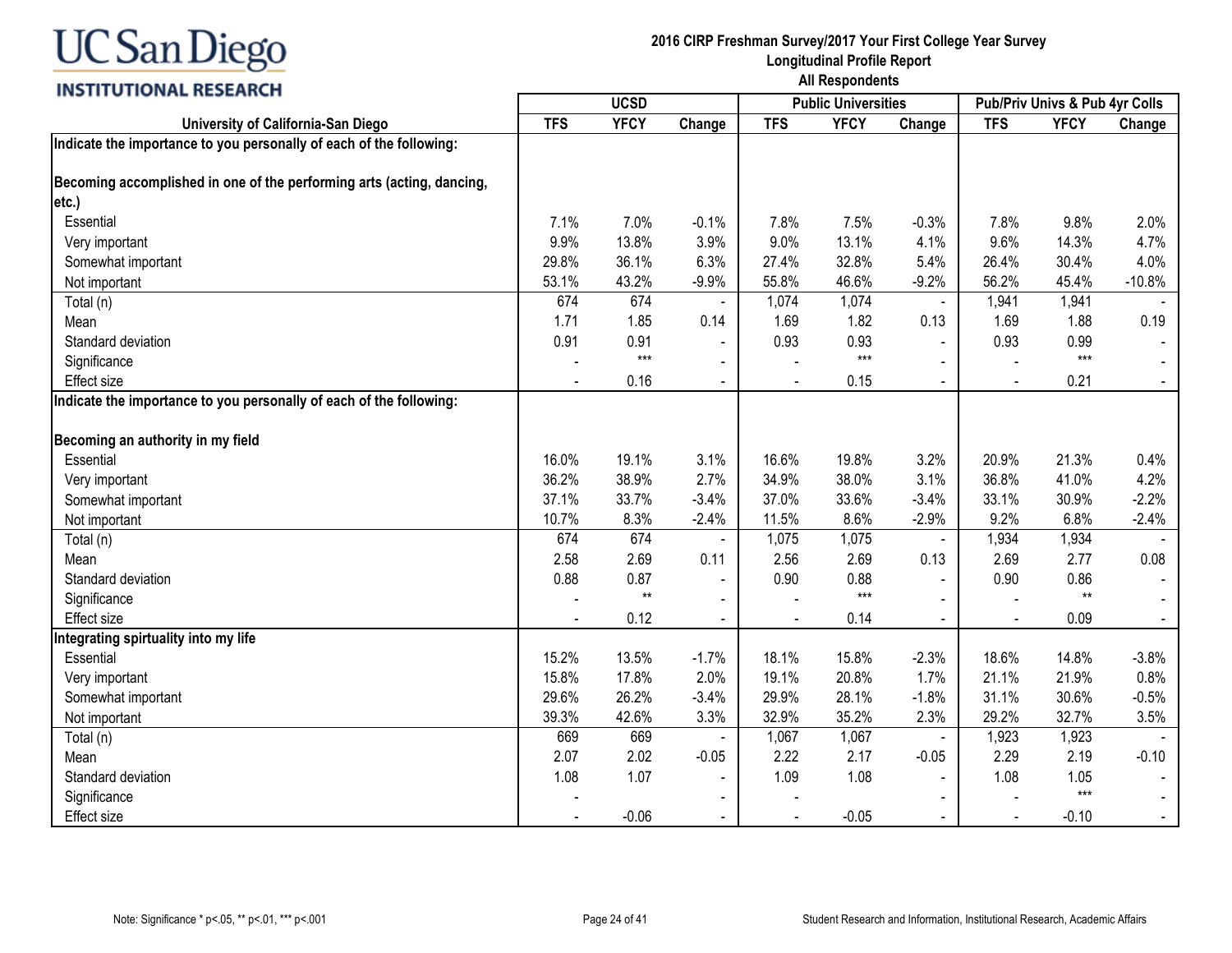**UC San Diego INSTITUTIONAL RESEARCH**

## 2016 CIRP Freshman Survey/2017 Your First College Year Survey
### Longitudinal Profile Report
### All Respondents

| University of California-San Diego | UCSD | | | Public Universities | | | Pub/Priv Univs & Pub 4yr Colls | | |
|---|---|---|---|---|---|---|---|---|---|
| | TFS | YFCY | Change | TFS | YFCY | Change | TFS | YFCY | Change |
| **Indicate the importance to you personally of each of the following:** | | | | | | | | | |
| **Becoming accomplished in one of the performing arts (acting, dancing, etc.)** | | | | | | | | | |
| Essential | 7.1% | 7.0% | -0.1% | 7.8% | 7.5% | -0.3% | 7.8% | 9.8% | 2.0% |
| Very important | 9.9% | 13.8% | 3.9% | 9.0% | 13.1% | 4.1% | 9.6% | 14.3% | 4.7% |
| Somewhat important | 29.8% | 36.1% | 6.3% | 27.4% | 32.8% | 5.4% | 26.4% | 30.4% | 4.0% |
| Not important | 53.1% | 43.2% | -9.9% | 55.8% | 46.6% | -9.2% | 56.2% | 45.4% | -10.8% |
| Total (n) | 674 | 674 | - | 1,074 | 1,074 | - | 1,941 | 1,941 | - |
| Mean | 1.71 | 1.85 | 0.14 | 1.69 | 1.82 | 0.13 | 1.69 | 1.88 | 0.19 |
| Standard deviation | 0.91 | 0.91 | - | 0.93 | 0.93 | - | 0.93 | 0.99 | - |
| Significance | - | *** | - | - | *** | - | - | *** | - |
| Effect size | - | 0.16 | - | - | 0.15 | - | - | 0.21 | - |
| **Indicate the importance to you personally of each of the following:** | | | | | | | | | |
| **Becoming an authority in my field** | | | | | | | | | |
| Essential | 16.0% | 19.1% | 3.1% | 16.6% | 19.8% | 3.2% | 20.9% | 21.3% | 0.4% |
| Very important | 36.2% | 38.9% | 2.7% | 34.9% | 38.0% | 3.1% | 36.8% | 41.0% | 4.2% |
| Somewhat important | 37.1% | 33.7% | -3.4% | 37.0% | 33.6% | -3.4% | 33.1% | 30.9% | -2.2% |
| Not important | 10.7% | 8.3% | -2.4% | 11.5% | 8.6% | -2.9% | 9.2% | 6.8% | -2.4% |
| Total (n) | 674 | 674 | - | 1,075 | 1,075 | - | 1,934 | 1,934 | - |
| Mean | 2.58 | 2.69 | 0.11 | 2.56 | 2.69 | 0.13 | 2.69 | 2.77 | 0.08 |
| Standard deviation | 0.88 | 0.87 | - | 0.90 | 0.88 | - | 0.90 | 0.86 | - |
| Significance | - | ** | - | - | *** | - | - | ** | - |
| Effect size | - | 0.12 | - | - | 0.14 | - | - | 0.09 | - |
| **Integrating spirtuality into my life** | | | | | | | | | |
| Essential | 15.2% | 13.5% | -1.7% | 18.1% | 15.8% | -2.3% | 18.6% | 14.8% | -3.8% |
| Very important | 15.8% | 17.8% | 2.0% | 19.1% | 20.8% | 1.7% | 21.1% | 21.9% | 0.8% |
| Somewhat important | 29.6% | 26.2% | -3.4% | 29.9% | 28.1% | -1.8% | 31.1% | 30.6% | -0.5% |
| Not important | 39.3% | 42.6% | 3.3% | 32.9% | 35.2% | 2.3% | 29.2% | 32.7% | 3.5% |
| Total (n) | 669 | 669 | - | 1,067 | 1,067 | - | 1,923 | 1,923 | - |
| Mean | 2.07 | 2.02 | -0.05 | 2.22 | 2.17 | -0.05 | 2.29 | 2.19 | -0.10 |
| Standard deviation | 1.08 | 1.07 | - | 1.09 | 1.08 | - | 1.08 | 1.05 | - |
| Significance | - | | - | - | | - | - | *** | - |
| Effect size | - | -0.06 | - | - | -0.05 | - | - | -0.10 | - |

Note: Significance * p<.05, ** p<.01, *** p<.001

Student Research and Information, Institutional Research, Academic Affairs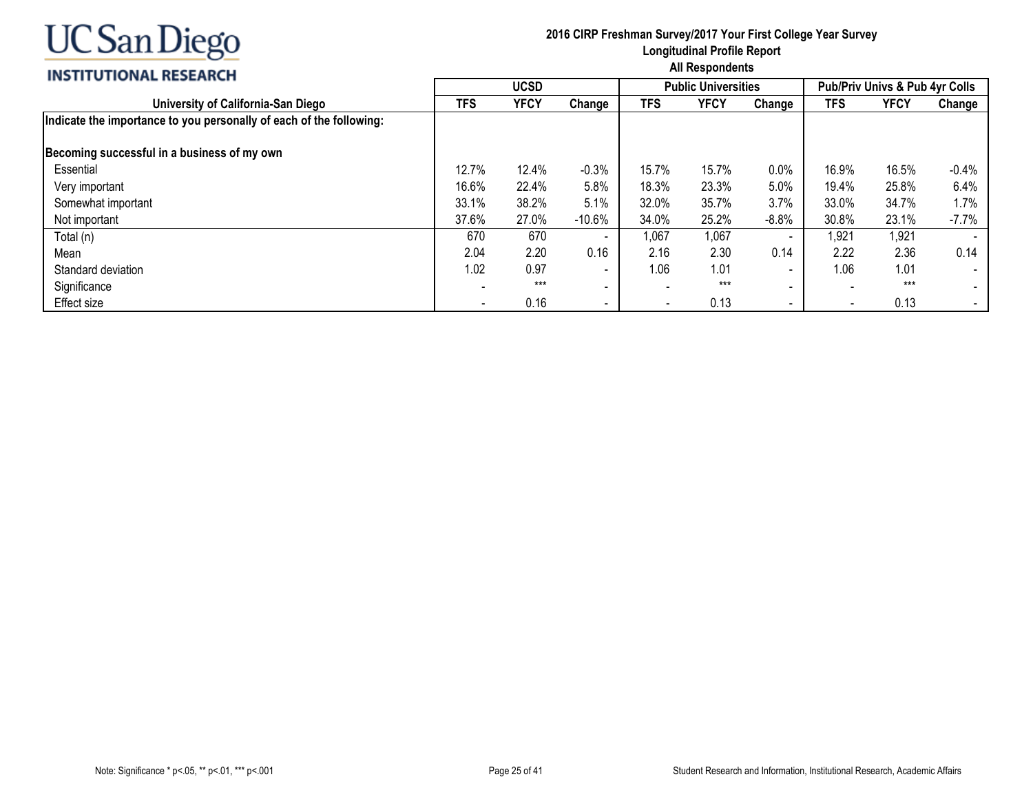UC San Diego
INSTITUTIONAL RESEARCH

**2016 CIRP Freshman Survey/2017 Your First College Year Survey**
**Longitudinal Profile Report**
**All Respondents**

| University of California-San Diego | UCSD | | | Public Universities | | | Pub/Priv Univs & Pub 4yr Colls | | |
|---|---|---|---|---|---|---|---|---|---|
| | TFS | YFCY | Change | TFS | YFCY | Change | TFS | YFCY | Change |
| **Indicate the importance to you personally of each of the following:** | | | | | | | | | |
| **Becoming successful in a business of my own** | | | | | | | | | |
| Essential | 12.7% | 12.4% | -0.3% | 15.7% | 15.7% | 0.0% | 16.9% | 16.5% | -0.4% |
| Very important | 16.6% | 22.4% | 5.8% | 18.3% | 23.3% | 5.0% | 19.4% | 25.8% | 6.4% |
| Somewhat important | 33.1% | 38.2% | 5.1% | 32.0% | 35.7% | 3.7% | 33.0% | 34.7% | 1.7% |
| Not important | 37.6% | 27.0% | -10.6% | 34.0% | 25.2% | -8.8% | 30.8% | 23.1% | -7.7% |
| Total (n) | 670 | 670 | - | 1,067 | 1,067 | - | 1,921 | 1,921 | - |
| Mean | 2.04 | 2.20 | 0.16 | 2.16 | 2.30 | 0.14 | 2.22 | 2.36 | 0.14 |
| Standard deviation | 1.02 | 0.97 | - | 1.06 | 1.01 | - | 1.06 | 1.01 | - |
| Significance | - | *** | - | - | *** | - | - | *** | - |
| Effect size | - | 0.16 | - | - | 0.13 | - | - | 0.13 | - |

Note: Significance * p<.05, ** p<.01, *** p<.001

Student Research and Information, Institutional Research, Academic Affairs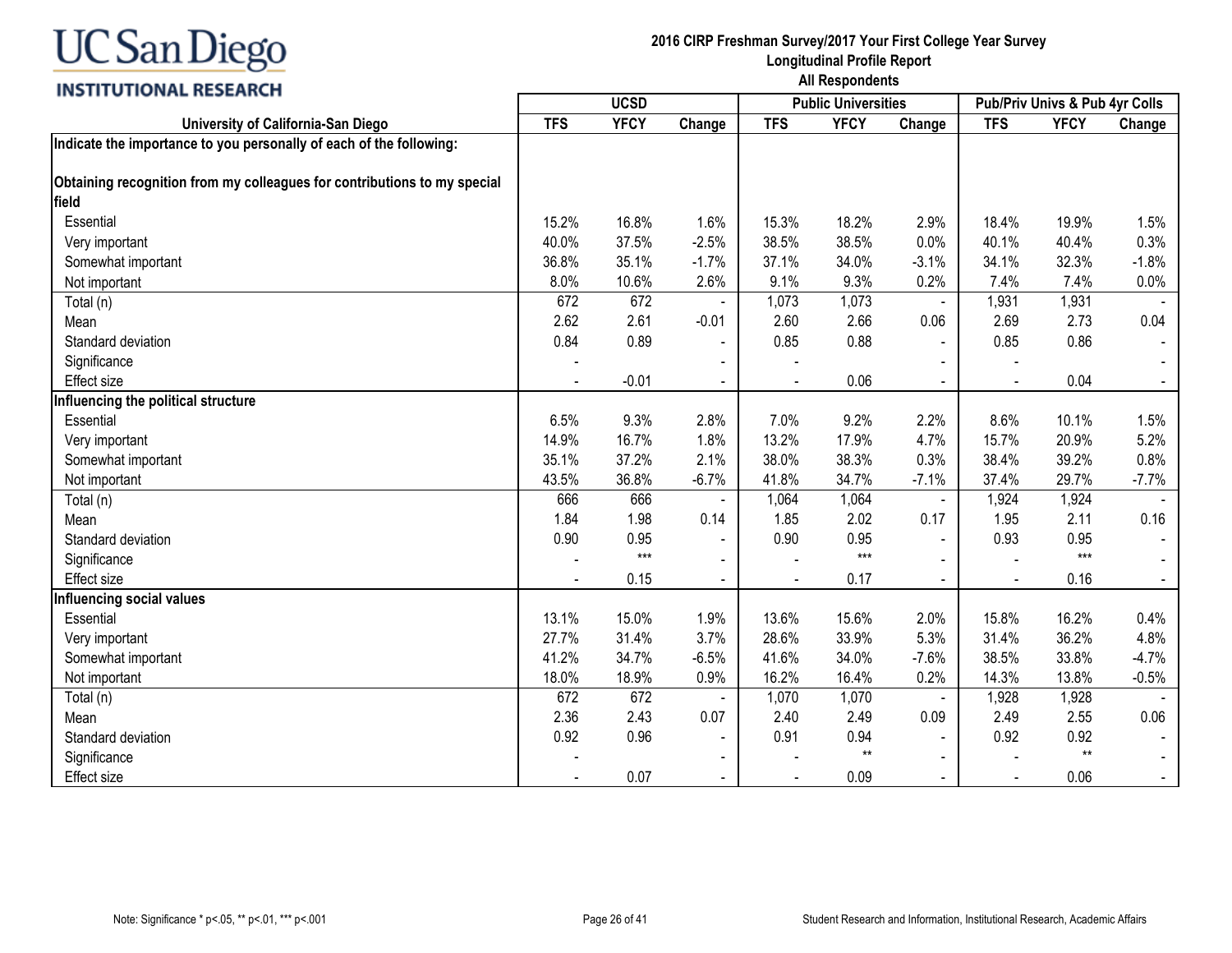UC San Diego
INSTITUTIONAL RESEARCH

**2016 CIRP Freshman Survey/2017 Your First College Year Survey**
**Longitudinal Profile Report**
**All Respondents**

| | UCSD | | | Public Universities | | | Pub/Priv Univs & Pub 4yr Colls | | |
|---|---|---|---|---|---|---|---|---|---|
| **University of California-San Diego** | **TFS** | **YFCY** | **Change** | **TFS** | **YFCY** | **Change** | **TFS** | **YFCY** | **Change** |
| **Indicate the importance to you personally of each of the following:** | | | | | | | | | |
| **Obtaining recognition from my colleagues for contributions to my special field** | | | | | | | | | |
| Essential | 15.2% | 16.8% | 1.6% | 15.3% | 18.2% | 2.9% | 18.4% | 19.9% | 1.5% |
| Very important | 40.0% | 37.5% | -2.5% | 38.5% | 38.5% | 0.0% | 40.1% | 40.4% | 0.3% |
| Somewhat important | 36.8% | 35.1% | -1.7% | 37.1% | 34.0% | -3.1% | 34.1% | 32.3% | -1.8% |
| Not important | 8.0% | 10.6% | 2.6% | 9.1% | 9.3% | 0.2% | 7.4% | 7.4% | 0.0% |
| Total (n) | 672 | 672 | - | 1,073 | 1,073 | - | 1,931 | 1,931 | - |
| Mean | 2.62 | 2.61 | -0.01 | 2.60 | 2.66 | 0.06 | 2.69 | 2.73 | 0.04 |
| Standard deviation | 0.84 | 0.89 | - | 0.85 | 0.88 | - | 0.85 | 0.86 | - |
| Significance | - | | - | - | | - | - | | - |
| Effect size | - | -0.01 | - | - | 0.06 | - | - | 0.04 | - |
| **Influencing the political structure** | | | | | | | | | |
| Essential | 6.5% | 9.3% | 2.8% | 7.0% | 9.2% | 2.2% | 8.6% | 10.1% | 1.5% |
| Very important | 14.9% | 16.7% | 1.8% | 13.2% | 17.9% | 4.7% | 15.7% | 20.9% | 5.2% |
| Somewhat important | 35.1% | 37.2% | 2.1% | 38.0% | 38.3% | 0.3% | 38.4% | 39.2% | 0.8% |
| Not important | 43.5% | 36.8% | -6.7% | 41.8% | 34.7% | -7.1% | 37.4% | 29.7% | -7.7% |
| Total (n) | 666 | 666 | - | 1,064 | 1,064 | - | 1,924 | 1,924 | - |
| Mean | 1.84 | 1.98 | 0.14 | 1.85 | 2.02 | 0.17 | 1.95 | 2.11 | 0.16 |
| Standard deviation | 0.90 | 0.95 | - | 0.90 | 0.95 | - | 0.93 | 0.95 | - |
| Significance | - | *** | - | - | *** | - | - | *** | - |
| Effect size | - | 0.15 | - | - | 0.17 | - | - | 0.16 | - |
| **Influencing social values** | | | | | | | | | |
| Essential | 13.1% | 15.0% | 1.9% | 13.6% | 15.6% | 2.0% | 15.8% | 16.2% | 0.4% |
| Very important | 27.7% | 31.4% | 3.7% | 28.6% | 33.9% | 5.3% | 31.4% | 36.2% | 4.8% |
| Somewhat important | 41.2% | 34.7% | -6.5% | 41.6% | 34.0% | -7.6% | 38.5% | 33.8% | -4.7% |
| Not important | 18.0% | 18.9% | 0.9% | 16.2% | 16.4% | 0.2% | 14.3% | 13.8% | -0.5% |
| Total (n) | 672 | 672 | - | 1,070 | 1,070 | - | 1,928 | 1,928 | - |
| Mean | 2.36 | 2.43 | 0.07 | 2.40 | 2.49 | 0.09 | 2.49 | 2.55 | 0.06 |
| Standard deviation | 0.92 | 0.96 | - | 0.91 | 0.94 | - | 0.92 | 0.92 | - |
| Significance | - | | - | - | ** | - | - | ** | - |
| Effect size | - | 0.07 | - | - | 0.09 | - | - | 0.06 | - |

Note: Significance * p<.05, ** p<.01, *** p<.001

Student Research and Information, Institutional Research, Academic Affairs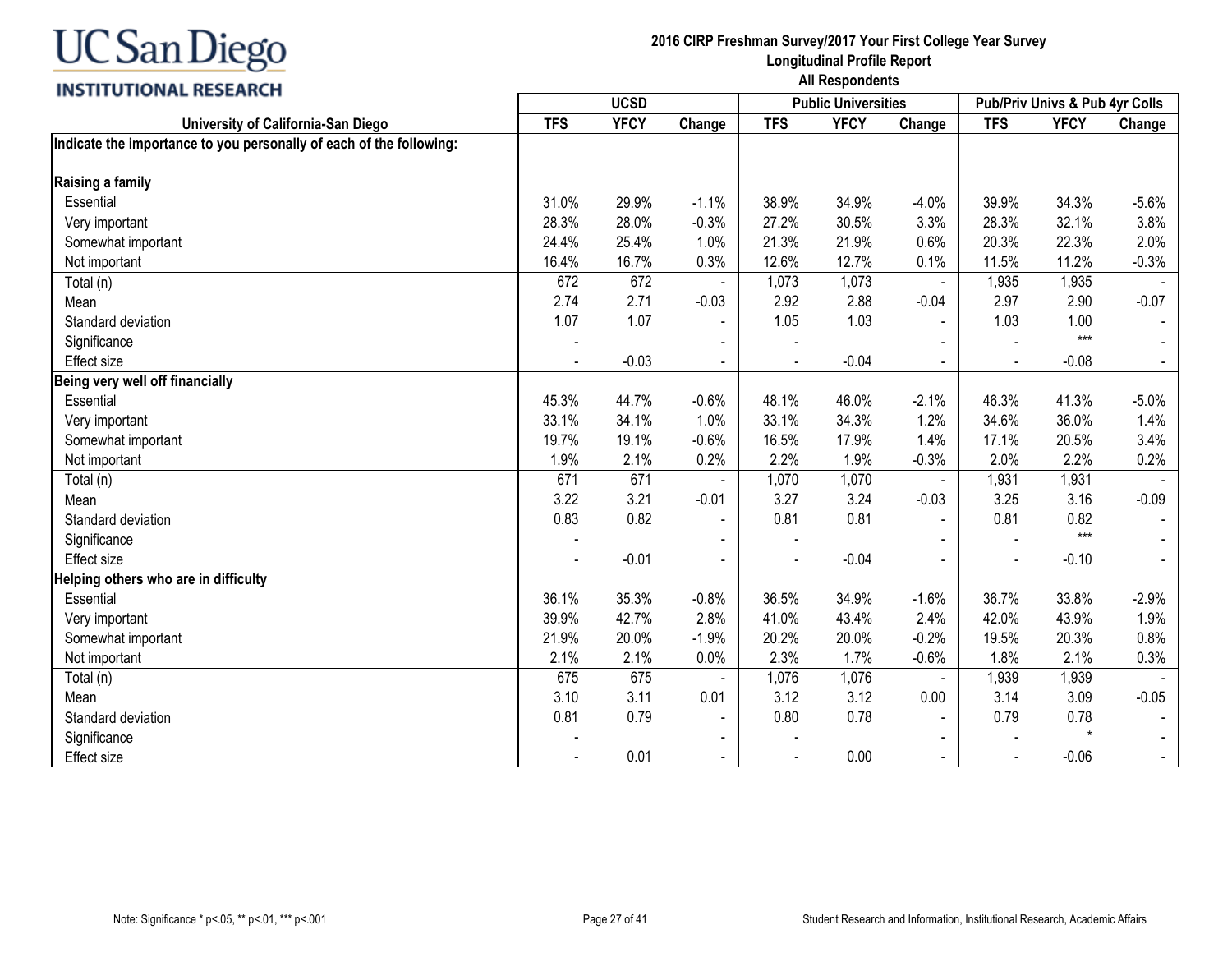**UC San Diego INSTITUTIONAL RESEARCH**

**2016 CIRP Freshman Survey/2017 Your First College Year Survey**
**Longitudinal Profile Report**
**All Respondents**

| | UCSD | | | Public Universities | | | Pub/Priv Univs & Pub 4yr Colls | | |
|---|---|---|---|---|---|---|---|---|---|
| **University of California-San Diego** | **TFS** | **YFCY** | **Change** | **TFS** | **YFCY** | **Change** | **TFS** | **YFCY** | **Change** |
| **Indicate the importance to you personally of each of the following:** | | | | | | | | | |
| **Raising a family** | | | | | | | | | |
| Essential | 31.0% | 29.9% | -1.1% | 38.9% | 34.9% | -4.0% | 39.9% | 34.3% | -5.6% |
| Very important | 28.3% | 28.0% | -0.3% | 27.2% | 30.5% | 3.3% | 28.3% | 32.1% | 3.8% |
| Somewhat important | 24.4% | 25.4% | 1.0% | 21.3% | 21.9% | 0.6% | 20.3% | 22.3% | 2.0% |
| Not important | 16.4% | 16.7% | 0.3% | 12.6% | 12.7% | 0.1% | 11.5% | 11.2% | -0.3% |
| Total (n) | 672 | 672 | - | 1,073 | 1,073 | - | 1,935 | 1,935 | - |
| Mean | 2.74 | 2.71 | -0.03 | 2.92 | 2.88 | -0.04 | 2.97 | 2.90 | -0.07 |
| Standard deviation | 1.07 | 1.07 | - | 1.05 | 1.03 | - | 1.03 | 1.00 | - |
| Significance | - | | - | - | | - | - | *** | - |
| Effect size | - | -0.03 | - | - | -0.04 | - | - | -0.08 | - |
| **Being very well off financially** | | | | | | | | | |
| Essential | 45.3% | 44.7% | -0.6% | 48.1% | 46.0% | -2.1% | 46.3% | 41.3% | -5.0% |
| Very important | 33.1% | 34.1% | 1.0% | 33.1% | 34.3% | 1.2% | 34.6% | 36.0% | 1.4% |
| Somewhat important | 19.7% | 19.1% | -0.6% | 16.5% | 17.9% | 1.4% | 17.1% | 20.5% | 3.4% |
| Not important | 1.9% | 2.1% | 0.2% | 2.2% | 1.9% | -0.3% | 2.0% | 2.2% | 0.2% |
| Total (n) | 671 | 671 | - | 1,070 | 1,070 | - | 1,931 | 1,931 | - |
| Mean | 3.22 | 3.21 | -0.01 | 3.27 | 3.24 | -0.03 | 3.25 | 3.16 | -0.09 |
| Standard deviation | 0.83 | 0.82 | - | 0.81 | 0.81 | - | 0.81 | 0.82 | - |
| Significance | - | | - | - | | - | - | *** | - |
| Effect size | - | -0.01 | - | - | -0.04 | - | - | -0.10 | - |
| **Helping others who are in difficulty** | | | | | | | | | |
| Essential | 36.1% | 35.3% | -0.8% | 36.5% | 34.9% | -1.6% | 36.7% | 33.8% | -2.9% |
| Very important | 39.9% | 42.7% | 2.8% | 41.0% | 43.4% | 2.4% | 42.0% | 43.9% | 1.9% |
| Somewhat important | 21.9% | 20.0% | -1.9% | 20.2% | 20.0% | -0.2% | 19.5% | 20.3% | 0.8% |
| Not important | 2.1% | 2.1% | 0.0% | 2.3% | 1.7% | -0.6% | 1.8% | 2.1% | 0.3% |
| Total (n) | 675 | 675 | - | 1,076 | 1,076 | - | 1,939 | 1,939 | - |
| Mean | 3.10 | 3.11 | 0.01 | 3.12 | 3.12 | 0.00 | 3.14 | 3.09 | -0.05 |
| Standard deviation | 0.81 | 0.79 | - | 0.80 | 0.78 | - | 0.79 | 0.78 | - |
| Significance | - | | - | - | | - | - | * | - |
| Effect size | - | 0.01 | - | - | 0.00 | - | - | -0.06 | - |

Note: Significance * p<.05, ** p<.01, *** p<.001

Student Research and Information, Institutional Research, Academic Affairs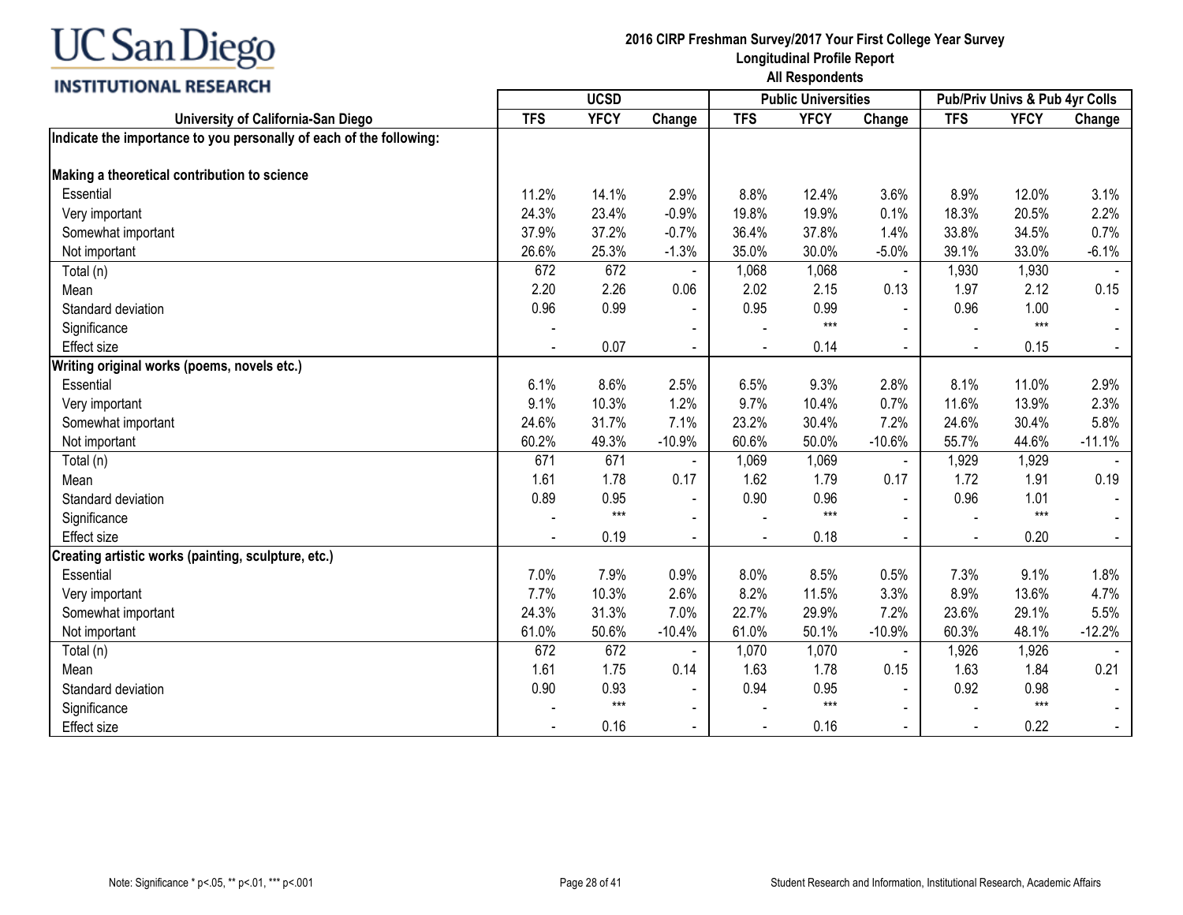# UC San Diego INSTITUTIONAL RESEARCH

**2016 CIRP Freshman Survey/2017 Your First College Year Survey**
**Longitudinal Profile Report**
**All Respondents**

| University of California-San Diego | UCSD | | | Public Universities | | | Pub/Priv Univs & Pub 4yr Colls | | |
|---|---|---|---|---|---|---|---|---|---|
| | TFS | YFCY | Change | TFS | YFCY | Change | TFS | YFCY | Change |
| **Indicate the importance to you personally of each of the following:** | | | | | | | | | |
| **Making a theoretical contribution to science** | | | | | | | | | |
| Essential | 11.2% | 14.1% | 2.9% | 8.8% | 12.4% | 3.6% | 8.9% | 12.0% | 3.1% |
| Very important | 24.3% | 23.4% | -0.9% | 19.8% | 19.9% | 0.1% | 18.3% | 20.5% | 2.2% |
| Somewhat important | 37.9% | 37.2% | -0.7% | 36.4% | 37.8% | 1.4% | 33.8% | 34.5% | 0.7% |
| Not important | 26.6% | 25.3% | -1.3% | 35.0% | 30.0% | -5.0% | 39.1% | 33.0% | -6.1% |
| Total (n) | 672 | 672 | - | 1,068 | 1,068 | - | 1,930 | 1,930 | - |
| Mean | 2.20 | 2.26 | 0.06 | 2.02 | 2.15 | 0.13 | 1.97 | 2.12 | 0.15 |
| Standard deviation | 0.96 | 0.99 | - | 0.95 | 0.99 | - | 0.96 | 1.00 | - |
| Significance | - | | - | - | *** | - | - | *** | - |
| Effect size | - | 0.07 | - | - | 0.14 | - | - | 0.15 | - |
| **Writing original works (poems, novels etc.)** | | | | | | | | | |
| Essential | 6.1% | 8.6% | 2.5% | 6.5% | 9.3% | 2.8% | 8.1% | 11.0% | 2.9% |
| Very important | 9.1% | 10.3% | 1.2% | 9.7% | 10.4% | 0.7% | 11.6% | 13.9% | 2.3% |
| Somewhat important | 24.6% | 31.7% | 7.1% | 23.2% | 30.4% | 7.2% | 24.6% | 30.4% | 5.8% |
| Not important | 60.2% | 49.3% | -10.9% | 60.6% | 50.0% | -10.6% | 55.7% | 44.6% | -11.1% |
| Total (n) | 671 | 671 | - | 1,069 | 1,069 | - | 1,929 | 1,929 | - |
| Mean | 1.61 | 1.78 | 0.17 | 1.62 | 1.79 | 0.17 | 1.72 | 1.91 | 0.19 |
| Standard deviation | 0.89 | 0.95 | - | 0.90 | 0.96 | - | 0.96 | 1.01 | - |
| Significance | - | *** | - | - | *** | - | - | *** | - |
| Effect size | - | 0.19 | - | - | 0.18 | - | - | 0.20 | - |
| **Creating artistic works (painting, sculpture, etc.)** | | | | | | | | | |
| Essential | 7.0% | 7.9% | 0.9% | 8.0% | 8.5% | 0.5% | 7.3% | 9.1% | 1.8% |
| Very important | 7.7% | 10.3% | 2.6% | 8.2% | 11.5% | 3.3% | 8.9% | 13.6% | 4.7% |
| Somewhat important | 24.3% | 31.3% | 7.0% | 22.7% | 29.9% | 7.2% | 23.6% | 29.1% | 5.5% |
| Not important | 61.0% | 50.6% | -10.4% | 61.0% | 50.1% | -10.9% | 60.3% | 48.1% | -12.2% |
| Total (n) | 672 | 672 | - | 1,070 | 1,070 | - | 1,926 | 1,926 | - |
| Mean | 1.61 | 1.75 | 0.14 | 1.63 | 1.78 | 0.15 | 1.63 | 1.84 | 0.21 |
| Standard deviation | 0.90 | 0.93 | - | 0.94 | 0.95 | - | 0.92 | 0.98 | - |
| Significance | - | *** | - | - | *** | - | - | *** | - |
| Effect size | - | 0.16 | - | - | 0.16 | - | - | 0.22 | - |

Note: Significance * p<.05, ** p<.01, *** p<.001

Student Research and Information, Institutional Research, Academic Affairs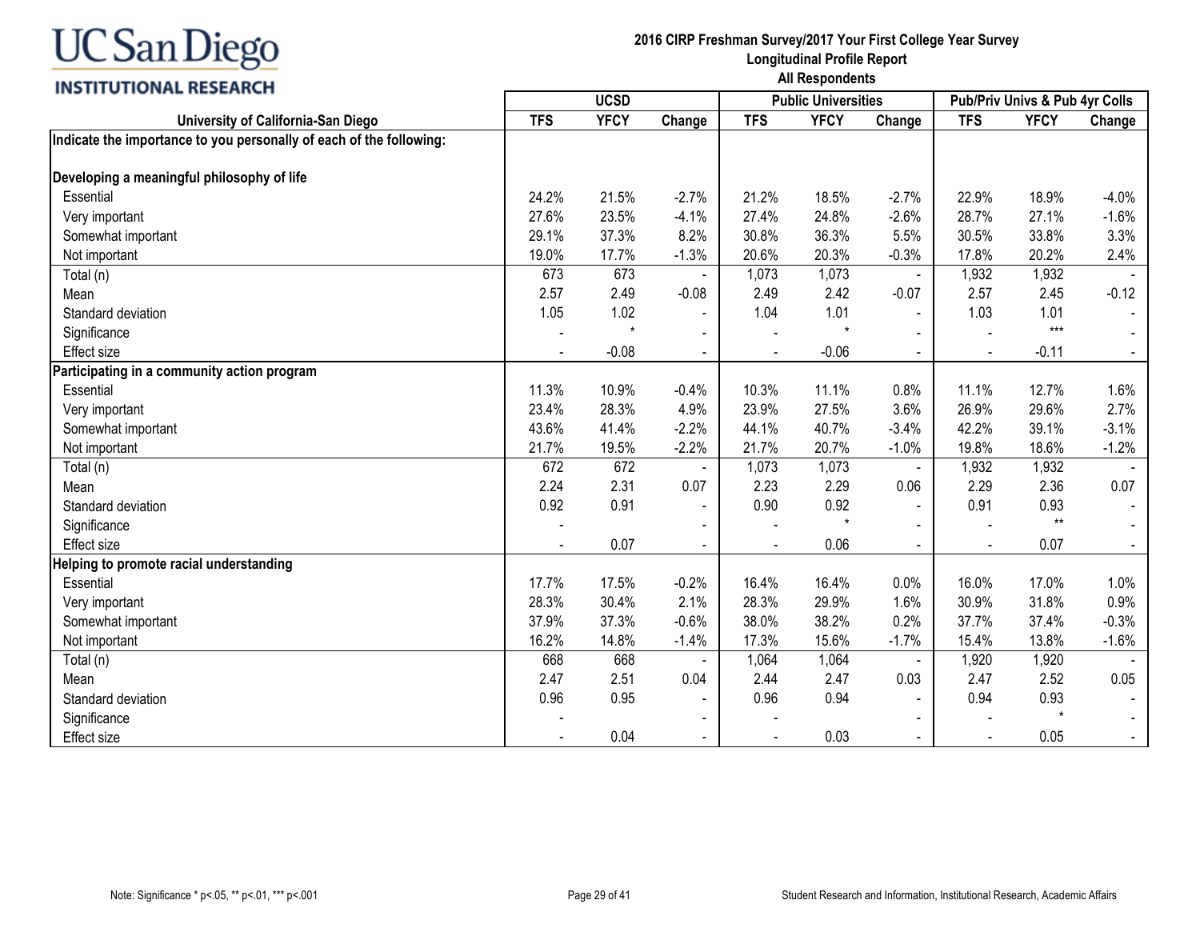UC San Diego
INSTITUTIONAL RESEARCH

# 2016 CIRP Freshman Survey/2017 Your First College Year Survey
## Longitudinal Profile Report
### All Respondents

| University of California-San Diego | UCSD | | | Public Universities | | | Pub/Priv Univs & Pub 4yr Colls | | |
|---|---|---|---|---|---|---|---|---|---|
| | TFS | YFCY | Change | TFS | YFCY | Change | TFS | YFCY | Change |
| **Indicate the importance to you personally of each of the following:** | | | | | | | | | |
| **Developing a meaningful philosophy of life** | | | | | | | | | |
| Essential | 24.2% | 21.5% | -2.7% | 21.2% | 18.5% | -2.7% | 22.9% | 18.9% | -4.0% |
| Very important | 27.6% | 23.5% | -4.1% | 27.4% | 24.8% | -2.6% | 28.7% | 27.1% | -1.6% |
| Somewhat important | 29.1% | 37.3% | 8.2% | 30.8% | 36.3% | 5.5% | 30.5% | 33.8% | 3.3% |
| Not important | 19.0% | 17.7% | -1.3% | 20.6% | 20.3% | -0.3% | 17.8% | 20.2% | 2.4% |
| Total (n) | 673 | 673 | - | 1,073 | 1,073 | - | 1,932 | 1,932 | - |
| Mean | 2.57 | 2.49 | -0.08 | 2.49 | 2.42 | -0.07 | 2.57 | 2.45 | -0.12 |
| Standard deviation | 1.05 | 1.02 | - | 1.04 | 1.01 | - | 1.03 | 1.01 | - |
| Significance | - | * | - | - | * | - | - | *** | - |
| Effect size | - | -0.08 | - | - | -0.06 | - | - | -0.11 | - |
| **Participating in a community action program** | | | | | | | | | |
| Essential | 11.3% | 10.9% | -0.4% | 10.3% | 11.1% | 0.8% | 11.1% | 12.7% | 1.6% |
| Very important | 23.4% | 28.3% | 4.9% | 23.9% | 27.5% | 3.6% | 26.9% | 29.6% | 2.7% |
| Somewhat important | 43.6% | 41.4% | -2.2% | 44.1% | 40.7% | -3.4% | 42.2% | 39.1% | -3.1% |
| Not important | 21.7% | 19.5% | -2.2% | 21.7% | 20.7% | -1.0% | 19.8% | 18.6% | -1.2% |
| Total (n) | 672 | 672 | - | 1,073 | 1,073 | - | 1,932 | 1,932 | - |
| Mean | 2.24 | 2.31 | 0.07 | 2.23 | 2.29 | 0.06 | 2.29 | 2.36 | 0.07 |
| Standard deviation | 0.92 | 0.91 | - | 0.90 | 0.92 | - | 0.91 | 0.93 | - |
| Significance | - | | - | - | * | - | - | ** | - |
| Effect size | - | 0.07 | - | - | 0.06 | - | - | 0.07 | - |
| **Helping to promote racial understanding** | | | | | | | | | |
| Essential | 17.7% | 17.5% | -0.2% | 16.4% | 16.4% | 0.0% | 16.0% | 17.0% | 1.0% |
| Very important | 28.3% | 30.4% | 2.1% | 28.3% | 29.9% | 1.6% | 30.9% | 31.8% | 0.9% |
| Somewhat important | 37.9% | 37.3% | -0.6% | 38.0% | 38.2% | 0.2% | 37.7% | 37.4% | -0.3% |
| Not important | 16.2% | 14.8% | -1.4% | 17.3% | 15.6% | -1.7% | 15.4% | 13.8% | -1.6% |
| Total (n) | 668 | 668 | - | 1,064 | 1,064 | - | 1,920 | 1,920 | - |
| Mean | 2.47 | 2.51 | 0.04 | 2.44 | 2.47 | 0.03 | 2.47 | 2.52 | 0.05 |
| Standard deviation | 0.96 | 0.95 | - | 0.96 | 0.94 | - | 0.94 | 0.93 | - |
| Significance | - | | - | - | | - | - | * | - |
| Effect size | - | 0.04 | - | - | 0.03 | - | - | 0.05 | - |

Note: Significance * p<.05, ** p<.01, *** p<.001

Student Research and Information, Institutional Research, Academic Affairs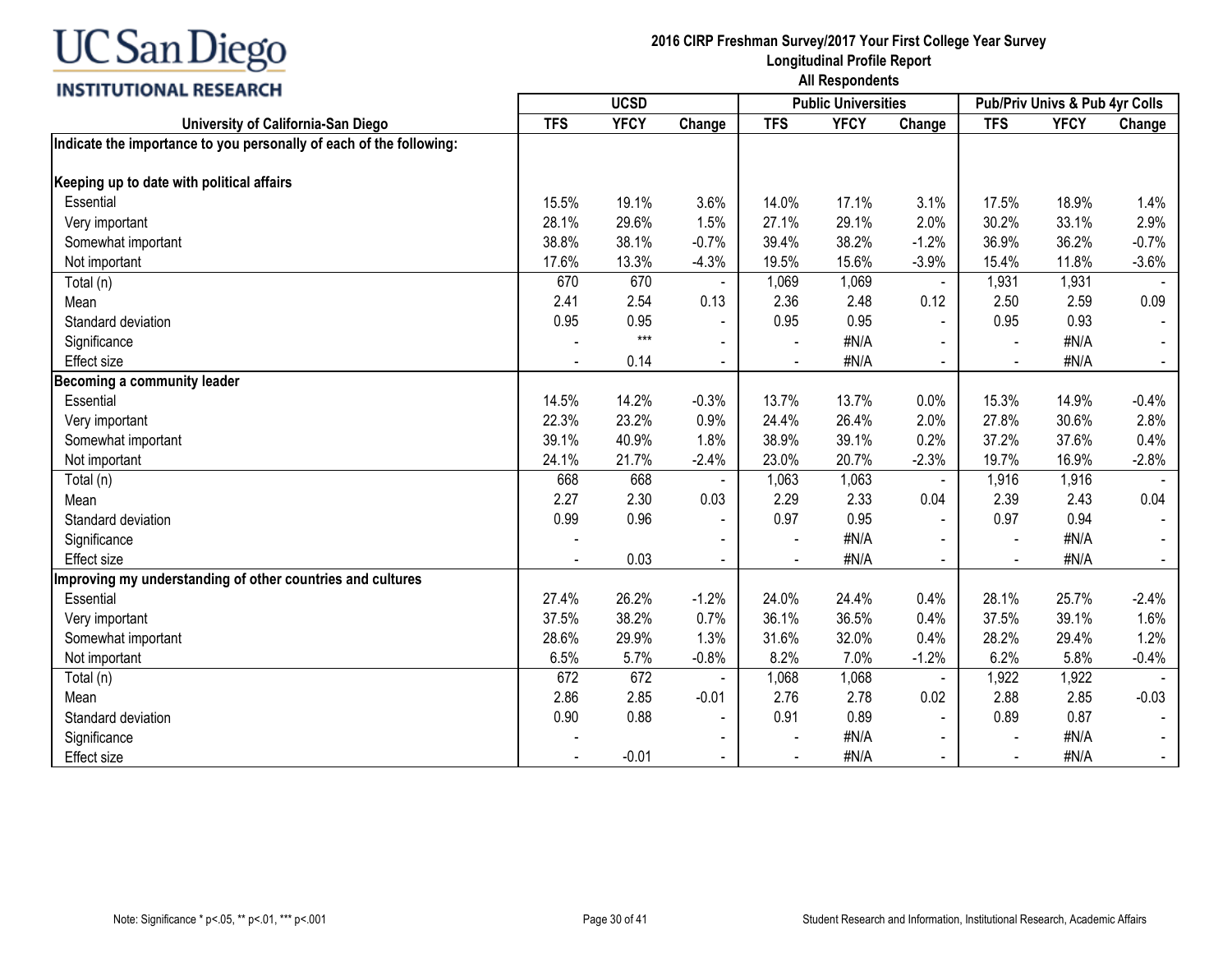**UC San Diego**
**INSTITUTIONAL RESEARCH**

**2016 CIRP Freshman Survey/2017 Your First College Year Survey**
**Longitudinal Profile Report**
**All Respondents**

| University of California-San Diego | UCSD | | | Public Universities | | | Pub/Priv Univs & Pub 4yr Colls | | |
|---|---|---|---|---|---|---|---|---|---|
| | TFS | YFCY | Change | TFS | YFCY | Change | TFS | YFCY | Change |
| **Indicate the importance to you personally of each of the following:** | | | | | | | | | |
| **Keeping up to date with political affairs** | | | | | | | | | |
| Essential | 15.5% | 19.1% | 3.6% | 14.0% | 17.1% | 3.1% | 17.5% | 18.9% | 1.4% |
| Very important | 28.1% | 29.6% | 1.5% | 27.1% | 29.1% | 2.0% | 30.2% | 33.1% | 2.9% |
| Somewhat important | 38.8% | 38.1% | -0.7% | 39.4% | 38.2% | -1.2% | 36.9% | 36.2% | -0.7% |
| Not important | 17.6% | 13.3% | -4.3% | 19.5% | 15.6% | -3.9% | 15.4% | 11.8% | -3.6% |
| Total (n) | 670 | 670 | - | 1,069 | 1,069 | - | 1,931 | 1,931 | - |
| Mean | 2.41 | 2.54 | 0.13 | 2.36 | 2.48 | 0.12 | 2.50 | 2.59 | 0.09 |
| Standard deviation | 0.95 | 0.95 | - | 0.95 | 0.95 | - | 0.95 | 0.93 | - |
| Significance | - | *** | - | - | #N/A | - | - | #N/A | - |
| Effect size | - | 0.14 | - | - | #N/A | - | - | #N/A | - |
| **Becoming a community leader** | | | | | | | | | |
| Essential | 14.5% | 14.2% | -0.3% | 13.7% | 13.7% | 0.0% | 15.3% | 14.9% | -0.4% |
| Very important | 22.3% | 23.2% | 0.9% | 24.4% | 26.4% | 2.0% | 27.8% | 30.6% | 2.8% |
| Somewhat important | 39.1% | 40.9% | 1.8% | 38.9% | 39.1% | 0.2% | 37.2% | 37.6% | 0.4% |
| Not important | 24.1% | 21.7% | -2.4% | 23.0% | 20.7% | -2.3% | 19.7% | 16.9% | -2.8% |
| Total (n) | 668 | 668 | - | 1,063 | 1,063 | - | 1,916 | 1,916 | - |
| Mean | 2.27 | 2.30 | 0.03 | 2.29 | 2.33 | 0.04 | 2.39 | 2.43 | 0.04 |
| Standard deviation | 0.99 | 0.96 | - | 0.97 | 0.95 | - | 0.97 | 0.94 | - |
| Significance | - | | - | - | #N/A | - | - | #N/A | - |
| Effect size | - | 0.03 | - | - | #N/A | - | - | #N/A | - |
| **Improving my understanding of other countries and cultures** | | | | | | | | | |
| Essential | 27.4% | 26.2% | -1.2% | 24.0% | 24.4% | 0.4% | 28.1% | 25.7% | -2.4% |
| Very important | 37.5% | 38.2% | 0.7% | 36.1% | 36.5% | 0.4% | 37.5% | 39.1% | 1.6% |
| Somewhat important | 28.6% | 29.9% | 1.3% | 31.6% | 32.0% | 0.4% | 28.2% | 29.4% | 1.2% |
| Not important | 6.5% | 5.7% | -0.8% | 8.2% | 7.0% | -1.2% | 6.2% | 5.8% | -0.4% |
| Total (n) | 672 | 672 | - | 1,068 | 1,068 | - | 1,922 | 1,922 | - |
| Mean | 2.86 | 2.85 | -0.01 | 2.76 | 2.78 | 0.02 | 2.88 | 2.85 | -0.03 |
| Standard deviation | 0.90 | 0.88 | - | 0.91 | 0.89 | - | 0.89 | 0.87 | - |
| Significance | - | | - | - | #N/A | - | - | #N/A | - |
| Effect size | - | -0.01 | - | - | #N/A | - | - | #N/A | - |

Note: Significance * p<.05, ** p<.01, *** p<.001

Student Research and Information, Institutional Research, Academic Affairs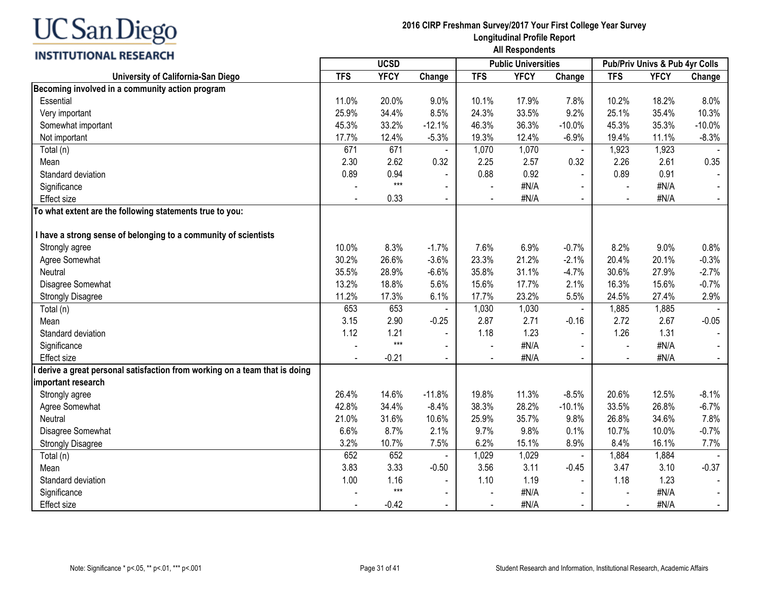**UC San Diego INSTITUTIONAL RESEARCH**

**2016 CIRP Freshman Survey/2017 Your First College Year Survey**
**Longitudinal Profile Report**
**All Respondents**

| University of California-San Diego | UCSD | | | Public Universities | | | Pub/Priv Univs & Pub 4yr Colls | | |
|---|---|---|---|---|---|---|---|---|---|
| | TFS | YFCY | Change | TFS | YFCY | Change | TFS | YFCY | Change |
| **Becoming involved in a community action program** | | | | | | | | | |
| Essential | 11.0% | 20.0% | 9.0% | 10.1% | 17.9% | 7.8% | 10.2% | 18.2% | 8.0% |
| Very important | 25.9% | 34.4% | 8.5% | 24.3% | 33.5% | 9.2% | 25.1% | 35.4% | 10.3% |
| Somewhat important | 45.3% | 33.2% | -12.1% | 46.3% | 36.3% | -10.0% | 45.3% | 35.3% | -10.0% |
| Not important | 17.7% | 12.4% | -5.3% | 19.3% | 12.4% | -6.9% | 19.4% | 11.1% | -8.3% |
| Total (n) | 671 | 671 | - | 1,070 | 1,070 | - | 1,923 | 1,923 | - |
| Mean | 2.30 | 2.62 | 0.32 | 2.25 | 2.57 | 0.32 | 2.26 | 2.61 | 0.35 |
| Standard deviation | 0.89 | 0.94 | - | 0.88 | 0.92 | - | 0.89 | 0.91 | - |
| Significance | - | *** | - | - | #N/A | - | - | #N/A | - |
| Effect size | - | 0.33 | - | - | #N/A | - | - | #N/A | - |
| **To what extent are the following statements true to you:** | | | | | | | | | |
| **I have a strong sense of belonging to a community of scientists** | | | | | | | | | |
| Strongly agree | 10.0% | 8.3% | -1.7% | 7.6% | 6.9% | -0.7% | 8.2% | 9.0% | 0.8% |
| Agree Somewhat | 30.2% | 26.6% | -3.6% | 23.3% | 21.2% | -2.1% | 20.4% | 20.1% | -0.3% |
| Neutral | 35.5% | 28.9% | -6.6% | 35.8% | 31.1% | -4.7% | 30.6% | 27.9% | -2.7% |
| Disagree Somewhat | 13.2% | 18.8% | 5.6% | 15.6% | 17.7% | 2.1% | 16.3% | 15.6% | -0.7% |
| Strongly Disagree | 11.2% | 17.3% | 6.1% | 17.7% | 23.2% | 5.5% | 24.5% | 27.4% | 2.9% |
| Total (n) | 653 | 653 | - | 1,030 | 1,030 | - | 1,885 | 1,885 | - |
| Mean | 3.15 | 2.90 | -0.25 | 2.87 | 2.71 | -0.16 | 2.72 | 2.67 | -0.05 |
| Standard deviation | 1.12 | 1.21 | - | 1.18 | 1.23 | - | 1.26 | 1.31 | - |
| Significance | - | *** | - | - | #N/A | - | - | #N/A | - |
| Effect size | - | -0.21 | - | - | #N/A | - | - | #N/A | - |
| **I derive a great personal satisfaction from working on a team that is doing important research** | | | | | | | | | |
| Strongly agree | 26.4% | 14.6% | -11.8% | 19.8% | 11.3% | -8.5% | 20.6% | 12.5% | -8.1% |
| Agree Somewhat | 42.8% | 34.4% | -8.4% | 38.3% | 28.2% | -10.1% | 33.5% | 26.8% | -6.7% |
| Neutral | 21.0% | 31.6% | 10.6% | 25.9% | 35.7% | 9.8% | 26.8% | 34.6% | 7.8% |
| Disagree Somewhat | 6.6% | 8.7% | 2.1% | 9.7% | 9.8% | 0.1% | 10.7% | 10.0% | -0.7% |
| Strongly Disagree | 3.2% | 10.7% | 7.5% | 6.2% | 15.1% | 8.9% | 8.4% | 16.1% | 7.7% |
| Total (n) | 652 | 652 | - | 1,029 | 1,029 | - | 1,884 | 1,884 | - |
| Mean | 3.83 | 3.33 | -0.50 | 3.56 | 3.11 | -0.45 | 3.47 | 3.10 | -0.37 |
| Standard deviation | 1.00 | 1.16 | - | 1.10 | 1.19 | - | 1.18 | 1.23 | - |
| Significance | - | *** | - | - | #N/A | - | - | #N/A | - |
| Effect size | - | -0.42 | - | - | #N/A | - | - | #N/A | - |

Note: Significance * p<.05, ** p<.01, *** p<.001

Student Research and Information, Institutional Research, Academic Affairs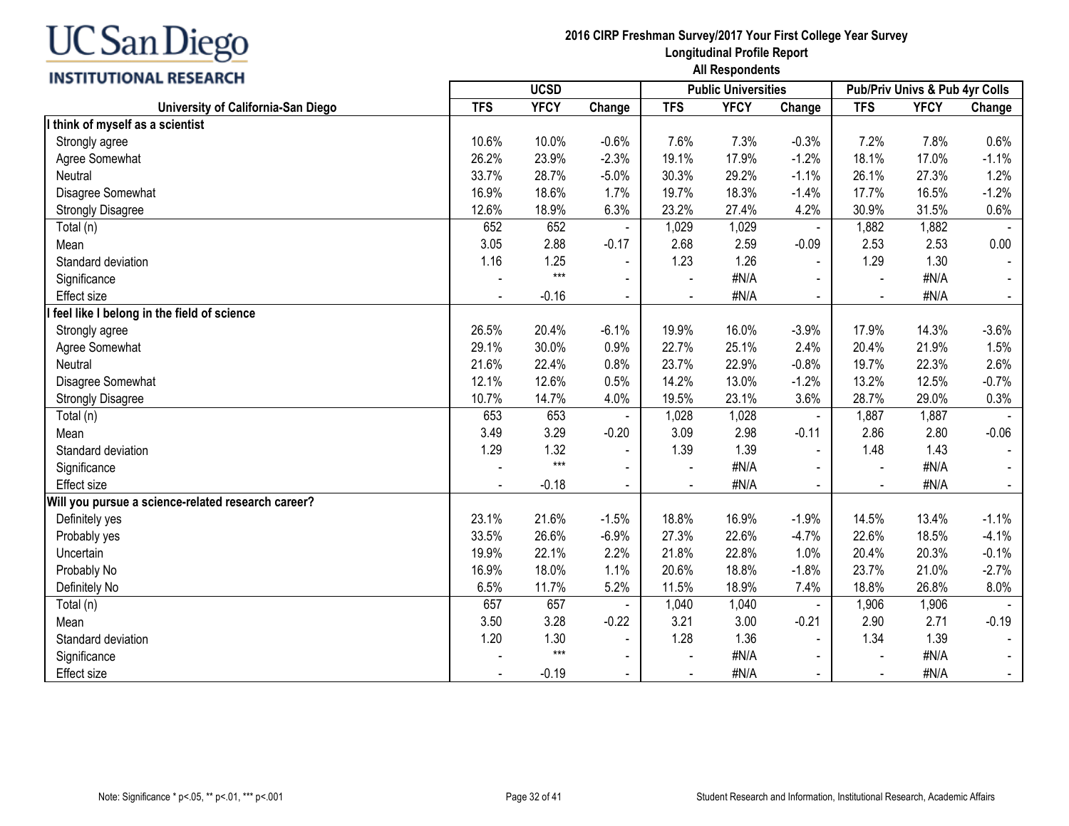**UC San Diego**
**INSTITUTIONAL RESEARCH**

**2016 CIRP Freshman Survey/2017 Your First College Year Survey**
**Longitudinal Profile Report**
**All Respondents**

| University of California-San Diego | UCSD | | | Public Universities | | | Pub/Priv Univs & Pub 4yr Colls | | |
|---|---|---|---|---|---|---|---|---|---|
| | TFS | YFCY | Change | TFS | YFCY | Change | TFS | YFCY | Change |
| **I think of myself as a scientist** | | | | | | | | | |
| Strongly agree | 10.6% | 10.0% | -0.6% | 7.6% | 7.3% | -0.3% | 7.2% | 7.8% | 0.6% |
| Agree Somewhat | 26.2% | 23.9% | -2.3% | 19.1% | 17.9% | -1.2% | 18.1% | 17.0% | -1.1% |
| Neutral | 33.7% | 28.7% | -5.0% | 30.3% | 29.2% | -1.1% | 26.1% | 27.3% | 1.2% |
| Disagree Somewhat | 16.9% | 18.6% | 1.7% | 19.7% | 18.3% | -1.4% | 17.7% | 16.5% | -1.2% |
| Strongly Disagree | 12.6% | 18.9% | 6.3% | 23.2% | 27.4% | 4.2% | 30.9% | 31.5% | 0.6% |
| Total (n) | 652 | 652 | - | 1,029 | 1,029 | - | 1,882 | 1,882 | - |
| Mean | 3.05 | 2.88 | -0.17 | 2.68 | 2.59 | -0.09 | 2.53 | 2.53 | 0.00 |
| Standard deviation | 1.16 | 1.25 | - | 1.23 | 1.26 | - | 1.29 | 1.30 | - |
| Significance | - | *** | - | - | #N/A | - | - | #N/A | - |
| Effect size | - | -0.16 | - | - | #N/A | - | - | #N/A | - |
| **I feel like I belong in the field of science** | | | | | | | | | |
| Strongly agree | 26.5% | 20.4% | -6.1% | 19.9% | 16.0% | -3.9% | 17.9% | 14.3% | -3.6% |
| Agree Somewhat | 29.1% | 30.0% | 0.9% | 22.7% | 25.1% | 2.4% | 20.4% | 21.9% | 1.5% |
| Neutral | 21.6% | 22.4% | 0.8% | 23.7% | 22.9% | -0.8% | 19.7% | 22.3% | 2.6% |
| Disagree Somewhat | 12.1% | 12.6% | 0.5% | 14.2% | 13.0% | -1.2% | 13.2% | 12.5% | -0.7% |
| Strongly Disagree | 10.7% | 14.7% | 4.0% | 19.5% | 23.1% | 3.6% | 28.7% | 29.0% | 0.3% |
| Total (n) | 653 | 653 | - | 1,028 | 1,028 | - | 1,887 | 1,887 | - |
| Mean | 3.49 | 3.29 | -0.20 | 3.09 | 2.98 | -0.11 | 2.86 | 2.80 | -0.06 |
| Standard deviation | 1.29 | 1.32 | - | 1.39 | 1.39 | - | 1.48 | 1.43 | - |
| Significance | - | *** | - | - | #N/A | - | - | #N/A | - |
| Effect size | - | -0.18 | - | - | #N/A | - | - | #N/A | - |
| **Will you pursue a science-related research career?** | | | | | | | | | |
| Definitely yes | 23.1% | 21.6% | -1.5% | 18.8% | 16.9% | -1.9% | 14.5% | 13.4% | -1.1% |
| Probably yes | 33.5% | 26.6% | -6.9% | 27.3% | 22.6% | -4.7% | 22.6% | 18.5% | -4.1% |
| Uncertain | 19.9% | 22.1% | 2.2% | 21.8% | 22.8% | 1.0% | 20.4% | 20.3% | -0.1% |
| Probably No | 16.9% | 18.0% | 1.1% | 20.6% | 18.8% | -1.8% | 23.7% | 21.0% | -2.7% |
| Definitely No | 6.5% | 11.7% | 5.2% | 11.5% | 18.9% | 7.4% | 18.8% | 26.8% | 8.0% |
| Total (n) | 657 | 657 | - | 1,040 | 1,040 | - | 1,906 | 1,906 | - |
| Mean | 3.50 | 3.28 | -0.22 | 3.21 | 3.00 | -0.21 | 2.90 | 2.71 | -0.19 |
| Standard deviation | 1.20 | 1.30 | - | 1.28 | 1.36 | - | 1.34 | 1.39 | - |
| Significance | - | *** | - | - | #N/A | - | - | #N/A | - |
| Effect size | - | -0.19 | - | - | #N/A | - | - | #N/A | - |

Note: Significance * p<.05, ** p<.01, *** p<.001

Student Research and Information, Institutional Research, Academic Affairs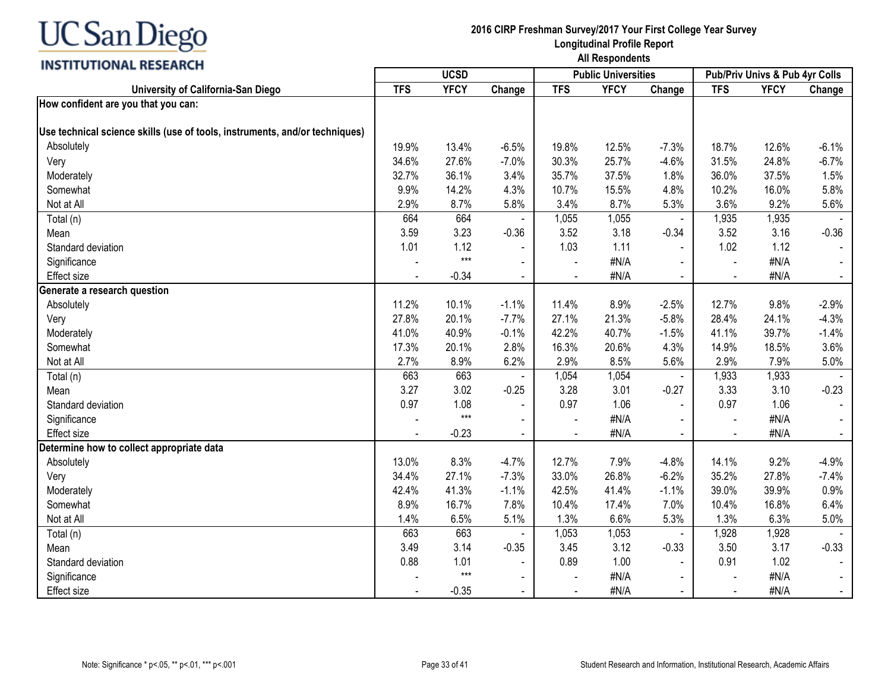# 2016 CIRP Freshman Survey/2017 Your First College Year Survey
## Longitudinal Profile Report
### All Respondents

| University of California-San Diego | UCSD | | | Public Universities | | | Pub/Priv Univs & Pub 4yr Colls | | |
|---|---|---|---|---|---|---|---|---|---|
| | TFS | YFCY | Change | TFS | YFCY | Change | TFS | YFCY | Change |
| **How confident are you that you can:** | | | | | | | | | |
| **Use technical science skills (use of tools, instruments, and/or techniques)** | | | | | | | | | |
| Absolutely | 19.9% | 13.4% | -6.5% | 19.8% | 12.5% | -7.3% | 18.7% | 12.6% | -6.1% |
| Very | 34.6% | 27.6% | -7.0% | 30.3% | 25.7% | -4.6% | 31.5% | 24.8% | -6.7% |
| Moderately | 32.7% | 36.1% | 3.4% | 35.7% | 37.5% | 1.8% | 36.0% | 37.5% | 1.5% |
| Somewhat | 9.9% | 14.2% | 4.3% | 10.7% | 15.5% | 4.8% | 10.2% | 16.0% | 5.8% |
| Not at All | 2.9% | 8.7% | 5.8% | 3.4% | 8.7% | 5.3% | 3.6% | 9.2% | 5.6% |
| Total (n) | 664 | 664 | - | 1,055 | 1,055 | - | 1,935 | 1,935 | - |
| Mean | 3.59 | 3.23 | -0.36 | 3.52 | 3.18 | -0.34 | 3.52 | 3.16 | -0.36 |
| Standard deviation | 1.01 | 1.12 | - | 1.03 | 1.11 | - | 1.02 | 1.12 | - |
| Significance | - | *** | - | - | #N/A | - | - | #N/A | - |
| Effect size | - | -0.34 | - | - | #N/A | - | - | #N/A | - |
| **Generate a research question** | | | | | | | | | |
| Absolutely | 11.2% | 10.1% | -1.1% | 11.4% | 8.9% | -2.5% | 12.7% | 9.8% | -2.9% |
| Very | 27.8% | 20.1% | -7.7% | 27.1% | 21.3% | -5.8% | 28.4% | 24.1% | -4.3% |
| Moderately | 41.0% | 40.9% | -0.1% | 42.2% | 40.7% | -1.5% | 41.1% | 39.7% | -1.4% |
| Somewhat | 17.3% | 20.1% | 2.8% | 16.3% | 20.6% | 4.3% | 14.9% | 18.5% | 3.6% |
| Not at All | 2.7% | 8.9% | 6.2% | 2.9% | 8.5% | 5.6% | 2.9% | 7.9% | 5.0% |
| Total (n) | 663 | 663 | - | 1,054 | 1,054 | - | 1,933 | 1,933 | - |
| Mean | 3.27 | 3.02 | -0.25 | 3.28 | 3.01 | -0.27 | 3.33 | 3.10 | -0.23 |
| Standard deviation | 0.97 | 1.08 | - | 0.97 | 1.06 | - | 0.97 | 1.06 | - |
| Significance | - | *** | - | - | #N/A | - | - | #N/A | - |
| Effect size | - | -0.23 | - | - | #N/A | - | - | #N/A | - |
| **Determine how to collect appropriate data** | | | | | | | | | |
| Absolutely | 13.0% | 8.3% | -4.7% | 12.7% | 7.9% | -4.8% | 14.1% | 9.2% | -4.9% |
| Very | 34.4% | 27.1% | -7.3% | 33.0% | 26.8% | -6.2% | 35.2% | 27.8% | -7.4% |
| Moderately | 42.4% | 41.3% | -1.1% | 42.5% | 41.4% | -1.1% | 39.0% | 39.9% | 0.9% |
| Somewhat | 8.9% | 16.7% | 7.8% | 10.4% | 17.4% | 7.0% | 10.4% | 16.8% | 6.4% |
| Not at All | 1.4% | 6.5% | 5.1% | 1.3% | 6.6% | 5.3% | 1.3% | 6.3% | 5.0% |
| Total (n) | 663 | 663 | - | 1,053 | 1,053 | - | 1,928 | 1,928 | - |
| Mean | 3.49 | 3.14 | -0.35 | 3.45 | 3.12 | -0.33 | 3.50 | 3.17 | -0.33 |
| Standard deviation | 0.88 | 1.01 | - | 0.89 | 1.00 | - | 0.91 | 1.02 | - |
| Significance | - | *** | - | - | #N/A | - | - | #N/A | - |
| Effect size | - | -0.35 | - | - | #N/A | - | - | #N/A | - |

Note: Significance * p<.05, ** p<.01, *** p<.001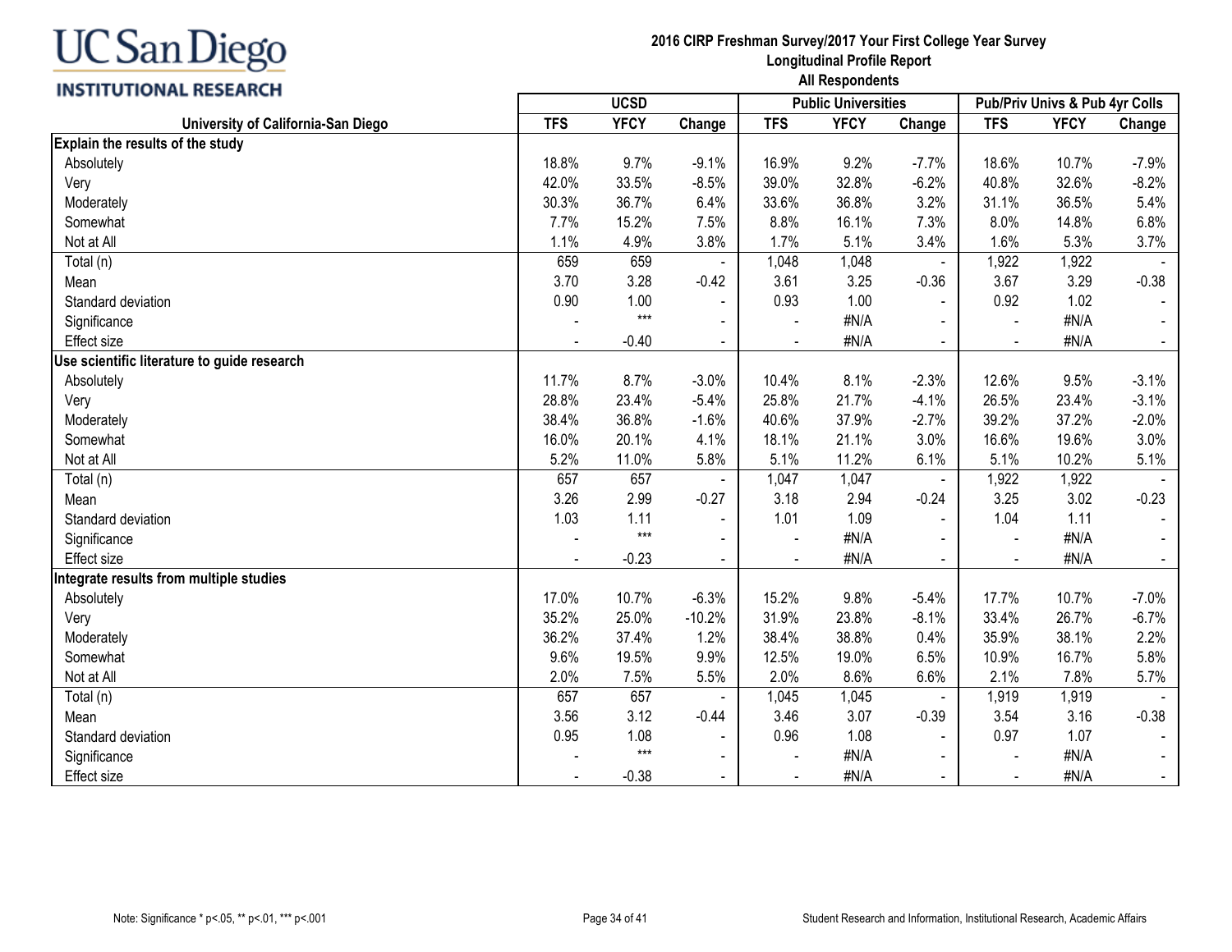UC San Diego
INSTITUTIONAL RESEARCH

**2016 CIRP Freshman Survey/2017 Your First College Year Survey**
**Longitudinal Profile Report**
**All Respondents**

| University of California-San Diego | UCSD | | | Public Universities | | | Pub/Priv Univs & Pub 4yr Colls | | |
|---|---|---|---|---|---|---|---|---|---|
| | TFS | YFCY | Change | TFS | YFCY | Change | TFS | YFCY | Change |
| **Explain the results of the study** | | | | | | | | | |
| Absolutely | 18.8% | 9.7% | -9.1% | 16.9% | 9.2% | -7.7% | 18.6% | 10.7% | -7.9% |
| Very | 42.0% | 33.5% | -8.5% | 39.0% | 32.8% | -6.2% | 40.8% | 32.6% | -8.2% |
| Moderately | 30.3% | 36.7% | 6.4% | 33.6% | 36.8% | 3.2% | 31.1% | 36.5% | 5.4% |
| Somewhat | 7.7% | 15.2% | 7.5% | 8.8% | 16.1% | 7.3% | 8.0% | 14.8% | 6.8% |
| Not at All | 1.1% | 4.9% | 3.8% | 1.7% | 5.1% | 3.4% | 1.6% | 5.3% | 3.7% |
| Total (n) | 659 | 659 | - | 1,048 | 1,048 | - | 1,922 | 1,922 | - |
| Mean | 3.70 | 3.28 | -0.42 | 3.61 | 3.25 | -0.36 | 3.67 | 3.29 | -0.38 |
| Standard deviation | 0.90 | 1.00 | - | 0.93 | 1.00 | - | 0.92 | 1.02 | - |
| Significance | - | *** | - | - | #N/A | - | - | #N/A | - |
| Effect size | - | -0.40 | - | - | #N/A | - | - | #N/A | - |
| **Use scientific literature to guide research** | | | | | | | | | |
| Absolutely | 11.7% | 8.7% | -3.0% | 10.4% | 8.1% | -2.3% | 12.6% | 9.5% | -3.1% |
| Very | 28.8% | 23.4% | -5.4% | 25.8% | 21.7% | -4.1% | 26.5% | 23.4% | -3.1% |
| Moderately | 38.4% | 36.8% | -1.6% | 40.6% | 37.9% | -2.7% | 39.2% | 37.2% | -2.0% |
| Somewhat | 16.0% | 20.1% | 4.1% | 18.1% | 21.1% | 3.0% | 16.6% | 19.6% | 3.0% |
| Not at All | 5.2% | 11.0% | 5.8% | 5.1% | 11.2% | 6.1% | 5.1% | 10.2% | 5.1% |
| Total (n) | 657 | 657 | - | 1,047 | 1,047 | - | 1,922 | 1,922 | - |
| Mean | 3.26 | 2.99 | -0.27 | 3.18 | 2.94 | -0.24 | 3.25 | 3.02 | -0.23 |
| Standard deviation | 1.03 | 1.11 | - | 1.01 | 1.09 | - | 1.04 | 1.11 | - |
| Significance | - | *** | - | - | #N/A | - | - | #N/A | - |
| Effect size | - | -0.23 | - | - | #N/A | - | - | #N/A | - |
| **Integrate results from multiple studies** | | | | | | | | | |
| Absolutely | 17.0% | 10.7% | -6.3% | 15.2% | 9.8% | -5.4% | 17.7% | 10.7% | -7.0% |
| Very | 35.2% | 25.0% | -10.2% | 31.9% | 23.8% | -8.1% | 33.4% | 26.7% | -6.7% |
| Moderately | 36.2% | 37.4% | 1.2% | 38.4% | 38.8% | 0.4% | 35.9% | 38.1% | 2.2% |
| Somewhat | 9.6% | 19.5% | 9.9% | 12.5% | 19.0% | 6.5% | 10.9% | 16.7% | 5.8% |
| Not at All | 2.0% | 7.5% | 5.5% | 2.0% | 8.6% | 6.6% | 2.1% | 7.8% | 5.7% |
| Total (n) | 657 | 657 | - | 1,045 | 1,045 | - | 1,919 | 1,919 | - |
| Mean | 3.56 | 3.12 | -0.44 | 3.46 | 3.07 | -0.39 | 3.54 | 3.16 | -0.38 |
| Standard deviation | 0.95 | 1.08 | - | 0.96 | 1.08 | - | 0.97 | 1.07 | - |
| Significance | - | *** | - | - | #N/A | - | - | #N/A | - |
| Effect size | - | -0.38 | - | - | #N/A | - | - | #N/A | - |

Note: Significance * p<.05, ** p<.01, *** p<.001

Student Research and Information, Institutional Research, Academic Affairs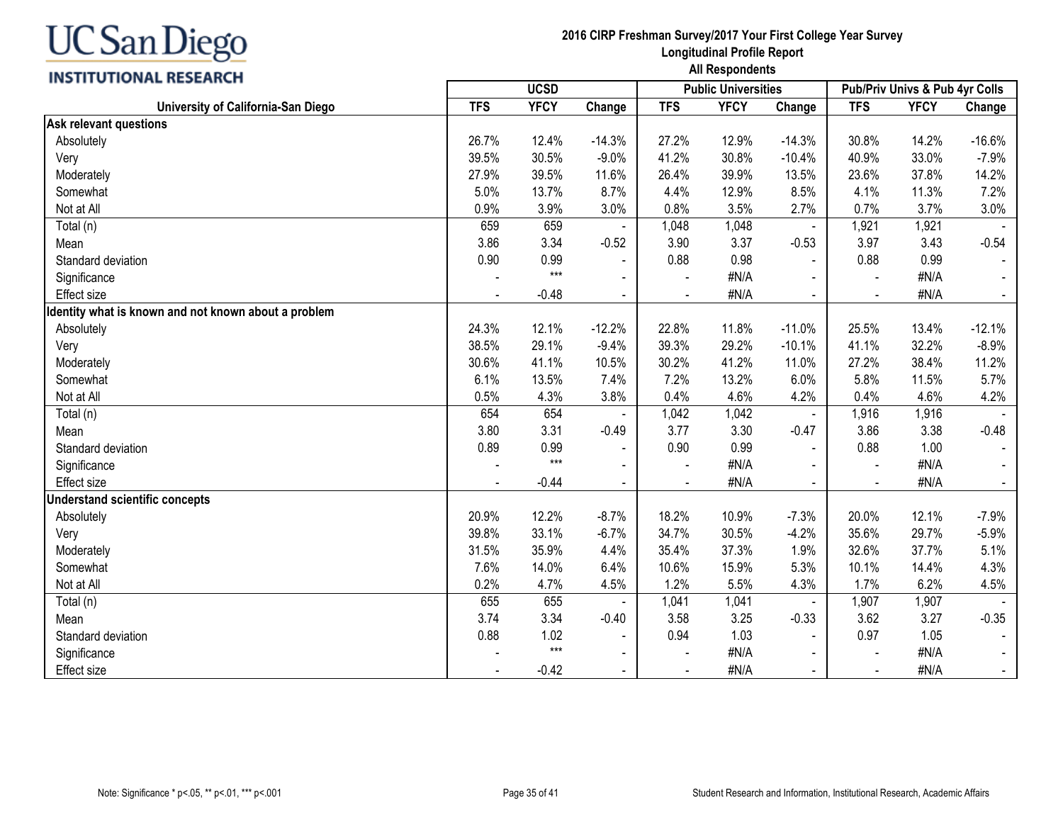**UC San Diego INSTITUTIONAL RESEARCH**

**2016 CIRP Freshman Survey/2017 Your First College Year Survey**
**Longitudinal Profile Report**
**All Respondents**

| University of California-San Diego | UCSD | | | Public Universities | | | Pub/Priv Univs & Pub 4yr Colls | | |
|---|---|---|---|---|---|---|---|---|---|
| | TFS | YFCY | Change | TFS | YFCY | Change | TFS | YFCY | Change |
| **Ask relevant questions** | | | | | | | | | |
| Absolutely | 26.7% | 12.4% | -14.3% | 27.2% | 12.9% | -14.3% | 30.8% | 14.2% | -16.6% |
| Very | 39.5% | 30.5% | -9.0% | 41.2% | 30.8% | -10.4% | 40.9% | 33.0% | -7.9% |
| Moderately | 27.9% | 39.5% | 11.6% | 26.4% | 39.9% | 13.5% | 23.6% | 37.8% | 14.2% |
| Somewhat | 5.0% | 13.7% | 8.7% | 4.4% | 12.9% | 8.5% | 4.1% | 11.3% | 7.2% |
| Not at All | 0.9% | 3.9% | 3.0% | 0.8% | 3.5% | 2.7% | 0.7% | 3.7% | 3.0% |
| Total (n) | 659 | 659 | - | 1,048 | 1,048 | - | 1,921 | 1,921 | - |
| Mean | 3.86 | 3.34 | -0.52 | 3.90 | 3.37 | -0.53 | 3.97 | 3.43 | -0.54 |
| Standard deviation | 0.90 | 0.99 | - | 0.88 | 0.98 | - | 0.88 | 0.99 | - |
| Significance | - | *** | - | - | #N/A | - | - | #N/A | - |
| Effect size | - | -0.48 | - | - | #N/A | - | - | #N/A | - |
| **Identity what is known and not known about a problem** | | | | | | | | | |
| Absolutely | 24.3% | 12.1% | -12.2% | 22.8% | 11.8% | -11.0% | 25.5% | 13.4% | -12.1% |
| Very | 38.5% | 29.1% | -9.4% | 39.3% | 29.2% | -10.1% | 41.1% | 32.2% | -8.9% |
| Moderately | 30.6% | 41.1% | 10.5% | 30.2% | 41.2% | 11.0% | 27.2% | 38.4% | 11.2% |
| Somewhat | 6.1% | 13.5% | 7.4% | 7.2% | 13.2% | 6.0% | 5.8% | 11.5% | 5.7% |
| Not at All | 0.5% | 4.3% | 3.8% | 0.4% | 4.6% | 4.2% | 0.4% | 4.6% | 4.2% |
| Total (n) | 654 | 654 | - | 1,042 | 1,042 | - | 1,916 | 1,916 | - |
| Mean | 3.80 | 3.31 | -0.49 | 3.77 | 3.30 | -0.47 | 3.86 | 3.38 | -0.48 |
| Standard deviation | 0.89 | 0.99 | - | 0.90 | 0.99 | - | 0.88 | 1.00 | - |
| Significance | - | *** | - | - | #N/A | - | - | #N/A | - |
| Effect size | - | -0.44 | - | - | #N/A | - | - | #N/A | - |
| **Understand scientific concepts** | | | | | | | | | |
| Absolutely | 20.9% | 12.2% | -8.7% | 18.2% | 10.9% | -7.3% | 20.0% | 12.1% | -7.9% |
| Very | 39.8% | 33.1% | -6.7% | 34.7% | 30.5% | -4.2% | 35.6% | 29.7% | -5.9% |
| Moderately | 31.5% | 35.9% | 4.4% | 35.4% | 37.3% | 1.9% | 32.6% | 37.7% | 5.1% |
| Somewhat | 7.6% | 14.0% | 6.4% | 10.6% | 15.9% | 5.3% | 10.1% | 14.4% | 4.3% |
| Not at All | 0.2% | 4.7% | 4.5% | 1.2% | 5.5% | 4.3% | 1.7% | 6.2% | 4.5% |
| Total (n) | 655 | 655 | - | 1,041 | 1,041 | - | 1,907 | 1,907 | - |
| Mean | 3.74 | 3.34 | -0.40 | 3.58 | 3.25 | -0.33 | 3.62 | 3.27 | -0.35 |
| Standard deviation | 0.88 | 1.02 | - | 0.94 | 1.03 | - | 0.97 | 1.05 | - |
| Significance | - | *** | - | - | #N/A | - | - | #N/A | - |
| Effect size | - | -0.42 | - | - | #N/A | - | - | #N/A | - |

Note: Significance * p<.05, ** p<.01, *** p<.001

Student Research and Information, Institutional Research, Academic Affairs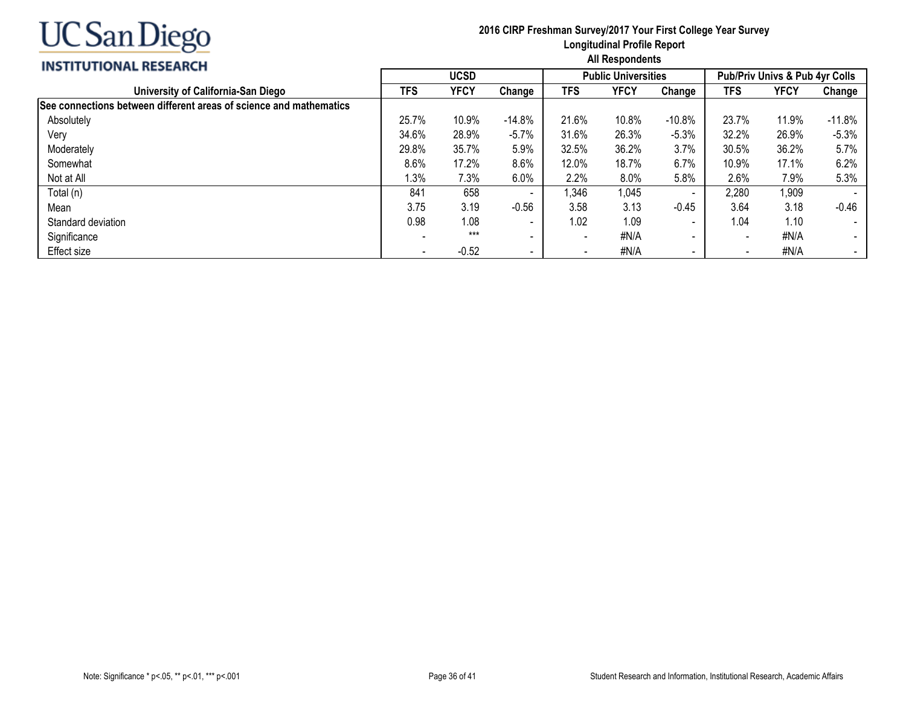UC San Diego
INSTITUTIONAL RESEARCH

**2016 CIRP Freshman Survey/2017 Your First College Year Survey**
**Longitudinal Profile Report**
**All Respondents**

| University of California-San Diego | UCSD | | | Public Universities | | | Pub/Priv Univs & Pub 4yr Colls | | |
|---|---|---|---|---|---|---|---|---|---|
| | TFS | YFCY | Change | TFS | YFCY | Change | TFS | YFCY | Change |
| **See connections between different areas of science and mathematics** | | | | | | | | | |
| Absolutely | 25.7% | 10.9% | -14.8% | 21.6% | 10.8% | -10.8% | 23.7% | 11.9% | -11.8% |
| Very | 34.6% | 28.9% | -5.7% | 31.6% | 26.3% | -5.3% | 32.2% | 26.9% | -5.3% |
| Moderately | 29.8% | 35.7% | 5.9% | 32.5% | 36.2% | 3.7% | 30.5% | 36.2% | 5.7% |
| Somewhat | 8.6% | 17.2% | 8.6% | 12.0% | 18.7% | 6.7% | 10.9% | 17.1% | 6.2% |
| Not at All | 1.3% | 7.3% | 6.0% | 2.2% | 8.0% | 5.8% | 2.6% | 7.9% | 5.3% |
| Total (n) | 841 | 658 | - | 1,346 | 1,045 | - | 2,280 | 1,909 | - |
| Mean | 3.75 | 3.19 | -0.56 | 3.58 | 3.13 | -0.45 | 3.64 | 3.18 | -0.46 |
| Standard deviation | 0.98 | 1.08 | - | 1.02 | 1.09 | - | 1.04 | 1.10 | - |
| Significance | - | *** | - | - | #N/A | - | - | #N/A | - |
| Effect size | - | -0.52 | - | - | #N/A | - | - | #N/A | - |

Note: Significance * p<.05, ** p<.01, *** p<.001

Student Research and Information, Institutional Research, Academic Affairs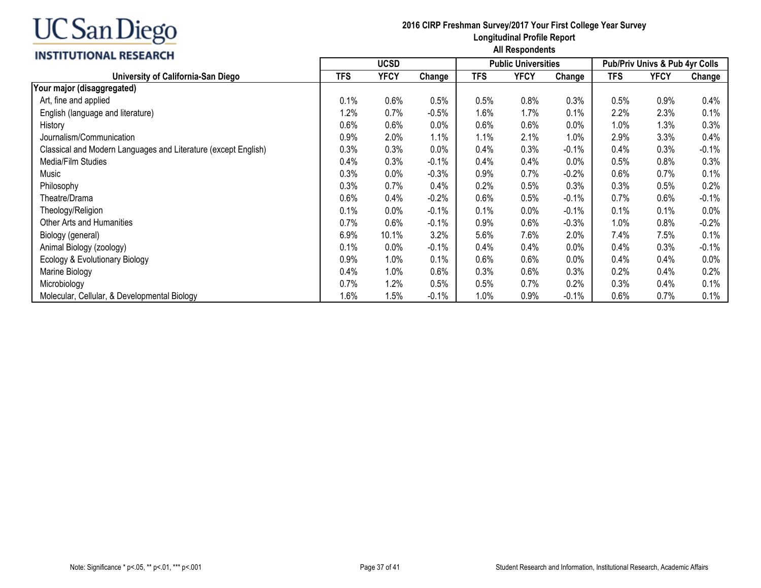**UC San Diego INSTITUTIONAL RESEARCH**

**2016 CIRP Freshman Survey/2017 Your First College Year Survey**
**Longitudinal Profile Report**
**All Respondents**

| University of California-San Diego | UCSD | | | Public Universities | | | Pub/Priv Univs & Pub 4yr Colls | | |
|---|---|---|---|---|---|---|---|---|---|
| | TFS | YFCY | Change | TFS | YFCY | Change | TFS | YFCY | Change |
| **Your major (disaggregated)** | | | | | | | | | |
| Art, fine and applied | 0.1% | 0.6% | 0.5% | 0.5% | 0.8% | 0.3% | 0.5% | 0.9% | 0.4% |
| English (language and literature) | 1.2% | 0.7% | -0.5% | 1.6% | 1.7% | 0.1% | 2.2% | 2.3% | 0.1% |
| History | 0.6% | 0.6% | 0.0% | 0.6% | 0.6% | 0.0% | 1.0% | 1.3% | 0.3% |
| Journalism/Communication | 0.9% | 2.0% | 1.1% | 1.1% | 2.1% | 1.0% | 2.9% | 3.3% | 0.4% |
| Classical and Modern Languages and Literature (except English) | 0.3% | 0.3% | 0.0% | 0.4% | 0.3% | -0.1% | 0.4% | 0.3% | -0.1% |
| Media/Film Studies | 0.4% | 0.3% | -0.1% | 0.4% | 0.4% | 0.0% | 0.5% | 0.8% | 0.3% |
| Music | 0.3% | 0.0% | -0.3% | 0.9% | 0.7% | -0.2% | 0.6% | 0.7% | 0.1% |
| Philosophy | 0.3% | 0.7% | 0.4% | 0.2% | 0.5% | 0.3% | 0.3% | 0.5% | 0.2% |
| Theatre/Drama | 0.6% | 0.4% | -0.2% | 0.6% | 0.5% | -0.1% | 0.7% | 0.6% | -0.1% |
| Theology/Religion | 0.1% | 0.0% | -0.1% | 0.1% | 0.0% | -0.1% | 0.1% | 0.1% | 0.0% |
| Other Arts and Humanities | 0.7% | 0.6% | -0.1% | 0.9% | 0.6% | -0.3% | 1.0% | 0.8% | -0.2% |
| Biology (general) | 6.9% | 10.1% | 3.2% | 5.6% | 7.6% | 2.0% | 7.4% | 7.5% | 0.1% |
| Animal Biology (zoology) | 0.1% | 0.0% | -0.1% | 0.4% | 0.4% | 0.0% | 0.4% | 0.3% | -0.1% |
| Ecology & Evolutionary Biology | 0.9% | 1.0% | 0.1% | 0.6% | 0.6% | 0.0% | 0.4% | 0.4% | 0.0% |
| Marine Biology | 0.4% | 1.0% | 0.6% | 0.3% | 0.6% | 0.3% | 0.2% | 0.4% | 0.2% |
| Microbiology | 0.7% | 1.2% | 0.5% | 0.5% | 0.7% | 0.2% | 0.3% | 0.4% | 0.1% |
| Molecular, Cellular, & Developmental Biology | 1.6% | 1.5% | -0.1% | 1.0% | 0.9% | -0.1% | 0.6% | 0.7% | 0.1% |

Note: Significance * p<.05, ** p<.01, *** p<.001

Student Research and Information, Institutional Research, Academic Affairs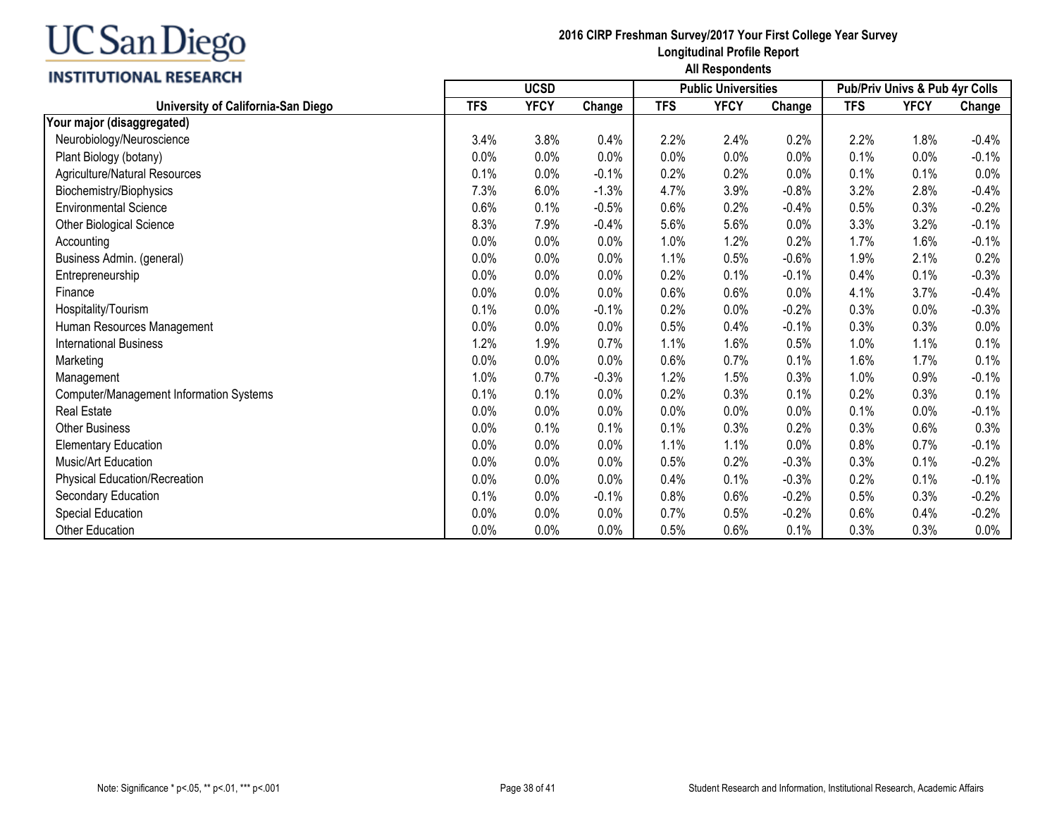UC San Diego
INSTITUTIONAL RESEARCH

**2016 CIRP Freshman Survey/2017 Your First College Year Survey**
**Longitudinal Profile Report**
**All Respondents**

| University of California-San Diego | UCSD | | | Public Universities | | | Pub/Priv Univs & Pub 4yr Colls | | |
|---|---|---|---|---|---|---|---|---|---|
| | TFS | YFCY | Change | TFS | YFCY | Change | TFS | YFCY | Change |
| **Your major (disaggregated)** | | | | | | | | | |
| Neurobiology/Neuroscience | 3.4% | 3.8% | 0.4% | 2.2% | 2.4% | 0.2% | 2.2% | 1.8% | -0.4% |
| Plant Biology (botany) | 0.0% | 0.0% | 0.0% | 0.0% | 0.0% | 0.0% | 0.1% | 0.0% | -0.1% |
| Agriculture/Natural Resources | 0.1% | 0.0% | -0.1% | 0.2% | 0.2% | 0.0% | 0.1% | 0.1% | 0.0% |
| Biochemistry/Biophysics | 7.3% | 6.0% | -1.3% | 4.7% | 3.9% | -0.8% | 3.2% | 2.8% | -0.4% |
| Environmental Science | 0.6% | 0.1% | -0.5% | 0.6% | 0.2% | -0.4% | 0.5% | 0.3% | -0.2% |
| Other Biological Science | 8.3% | 7.9% | -0.4% | 5.6% | 5.6% | 0.0% | 3.3% | 3.2% | -0.1% |
| Accounting | 0.0% | 0.0% | 0.0% | 1.0% | 1.2% | 0.2% | 1.7% | 1.6% | -0.1% |
| Business Admin. (general) | 0.0% | 0.0% | 0.0% | 1.1% | 0.5% | -0.6% | 1.9% | 2.1% | 0.2% |
| Entrepreneurship | 0.0% | 0.0% | 0.0% | 0.2% | 0.1% | -0.1% | 0.4% | 0.1% | -0.3% |
| Finance | 0.0% | 0.0% | 0.0% | 0.6% | 0.6% | 0.0% | 4.1% | 3.7% | -0.4% |
| Hospitality/Tourism | 0.1% | 0.0% | -0.1% | 0.2% | 0.0% | -0.2% | 0.3% | 0.0% | -0.3% |
| Human Resources Management | 0.0% | 0.0% | 0.0% | 0.5% | 0.4% | -0.1% | 0.3% | 0.3% | 0.0% |
| International Business | 1.2% | 1.9% | 0.7% | 1.1% | 1.6% | 0.5% | 1.0% | 1.1% | 0.1% |
| Marketing | 0.0% | 0.0% | 0.0% | 0.6% | 0.7% | 0.1% | 1.6% | 1.7% | 0.1% |
| Management | 1.0% | 0.7% | -0.3% | 1.2% | 1.5% | 0.3% | 1.0% | 0.9% | -0.1% |
| Computer/Management Information Systems | 0.1% | 0.1% | 0.0% | 0.2% | 0.3% | 0.1% | 0.2% | 0.3% | 0.1% |
| Real Estate | 0.0% | 0.0% | 0.0% | 0.0% | 0.0% | 0.0% | 0.1% | 0.0% | -0.1% |
| Other Business | 0.0% | 0.1% | 0.1% | 0.1% | 0.3% | 0.2% | 0.3% | 0.6% | 0.3% |
| Elementary Education | 0.0% | 0.0% | 0.0% | 1.1% | 1.1% | 0.0% | 0.8% | 0.7% | -0.1% |
| Music/Art Education | 0.0% | 0.0% | 0.0% | 0.5% | 0.2% | -0.3% | 0.3% | 0.1% | -0.2% |
| Physical Education/Recreation | 0.0% | 0.0% | 0.0% | 0.4% | 0.1% | -0.3% | 0.2% | 0.1% | -0.1% |
| Secondary Education | 0.1% | 0.0% | -0.1% | 0.8% | 0.6% | -0.2% | 0.5% | 0.3% | -0.2% |
| Special Education | 0.0% | 0.0% | 0.0% | 0.7% | 0.5% | -0.2% | 0.6% | 0.4% | -0.2% |
| Other Education | 0.0% | 0.0% | 0.0% | 0.5% | 0.6% | 0.1% | 0.3% | 0.3% | 0.0% |

Note: Significance * p<.05, ** p<.01, *** p<.001

Student Research and Information, Institutional Research, Academic Affairs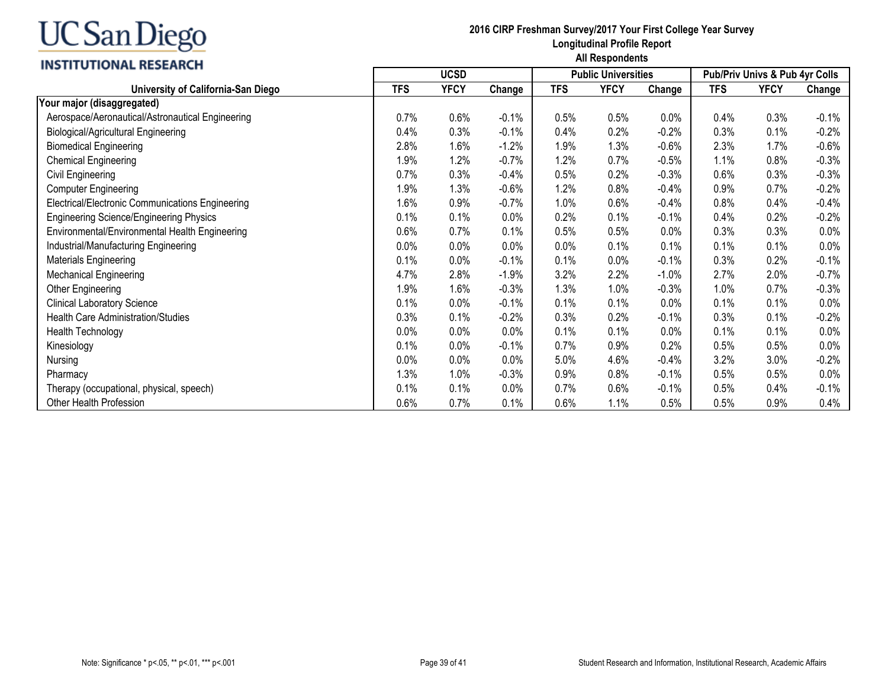UC San Diego INSTITUTIONAL RESEARCH

**2016 CIRP Freshman Survey/2017 Your First College Year Survey**
**Longitudinal Profile Report**
**All Respondents**

| University of California-San Diego | UCSD | | | Public Universities | | | Pub/Priv Univs & Pub 4yr Colls | | |
|---|---|---|---|---|---|---|---|---|---|
| | TFS | YFCY | Change | TFS | YFCY | Change | TFS | YFCY | Change |
| **Your major (disaggregated)** | | | | | | | | | |
| Aerospace/Aeronautical/Astronautical Engineering | 0.7% | 0.6% | -0.1% | 0.5% | 0.5% | 0.0% | 0.4% | 0.3% | -0.1% |
| Biological/Agricultural Engineering | 0.4% | 0.3% | -0.1% | 0.4% | 0.2% | -0.2% | 0.3% | 0.1% | -0.2% |
| Biomedical Engineering | 2.8% | 1.6% | -1.2% | 1.9% | 1.3% | -0.6% | 2.3% | 1.7% | -0.6% |
| Chemical Engineering | 1.9% | 1.2% | -0.7% | 1.2% | 0.7% | -0.5% | 1.1% | 0.8% | -0.3% |
| Civil Engineering | 0.7% | 0.3% | -0.4% | 0.5% | 0.2% | -0.3% | 0.6% | 0.3% | -0.3% |
| Computer Engineering | 1.9% | 1.3% | -0.6% | 1.2% | 0.8% | -0.4% | 0.9% | 0.7% | -0.2% |
| Electrical/Electronic Communications Engineering | 1.6% | 0.9% | -0.7% | 1.0% | 0.6% | -0.4% | 0.8% | 0.4% | -0.4% |
| Engineering Science/Engineering Physics | 0.1% | 0.1% | 0.0% | 0.2% | 0.1% | -0.1% | 0.4% | 0.2% | -0.2% |
| Environmental/Environmental Health Engineering | 0.6% | 0.7% | 0.1% | 0.5% | 0.5% | 0.0% | 0.3% | 0.3% | 0.0% |
| Industrial/Manufacturing Engineering | 0.0% | 0.0% | 0.0% | 0.0% | 0.1% | 0.1% | 0.1% | 0.1% | 0.0% |
| Materials Engineering | 0.1% | 0.0% | -0.1% | 0.1% | 0.0% | -0.1% | 0.3% | 0.2% | -0.1% |
| Mechanical Engineering | 4.7% | 2.8% | -1.9% | 3.2% | 2.2% | -1.0% | 2.7% | 2.0% | -0.7% |
| Other Engineering | 1.9% | 1.6% | -0.3% | 1.3% | 1.0% | -0.3% | 1.0% | 0.7% | -0.3% |
| Clinical Laboratory Science | 0.1% | 0.0% | -0.1% | 0.1% | 0.1% | 0.0% | 0.1% | 0.1% | 0.0% |
| Health Care Administration/Studies | 0.3% | 0.1% | -0.2% | 0.3% | 0.2% | -0.1% | 0.3% | 0.1% | -0.2% |
| Health Technology | 0.0% | 0.0% | 0.0% | 0.1% | 0.1% | 0.0% | 0.1% | 0.1% | 0.0% |
| Kinesiology | 0.1% | 0.0% | -0.1% | 0.7% | 0.9% | 0.2% | 0.5% | 0.5% | 0.0% |
| Nursing | 0.0% | 0.0% | 0.0% | 5.0% | 4.6% | -0.4% | 3.2% | 3.0% | -0.2% |
| Pharmacy | 1.3% | 1.0% | -0.3% | 0.9% | 0.8% | -0.1% | 0.5% | 0.5% | 0.0% |
| Therapy (occupational, physical, speech) | 0.1% | 0.1% | 0.0% | 0.7% | 0.6% | -0.1% | 0.5% | 0.4% | -0.1% |
| Other Health Profession | 0.6% | 0.7% | 0.1% | 0.6% | 1.1% | 0.5% | 0.5% | 0.9% | 0.4% |

Note: Significance * p<.05, ** p<.01, *** p<.001

Student Research and Information, Institutional Research, Academic Affairs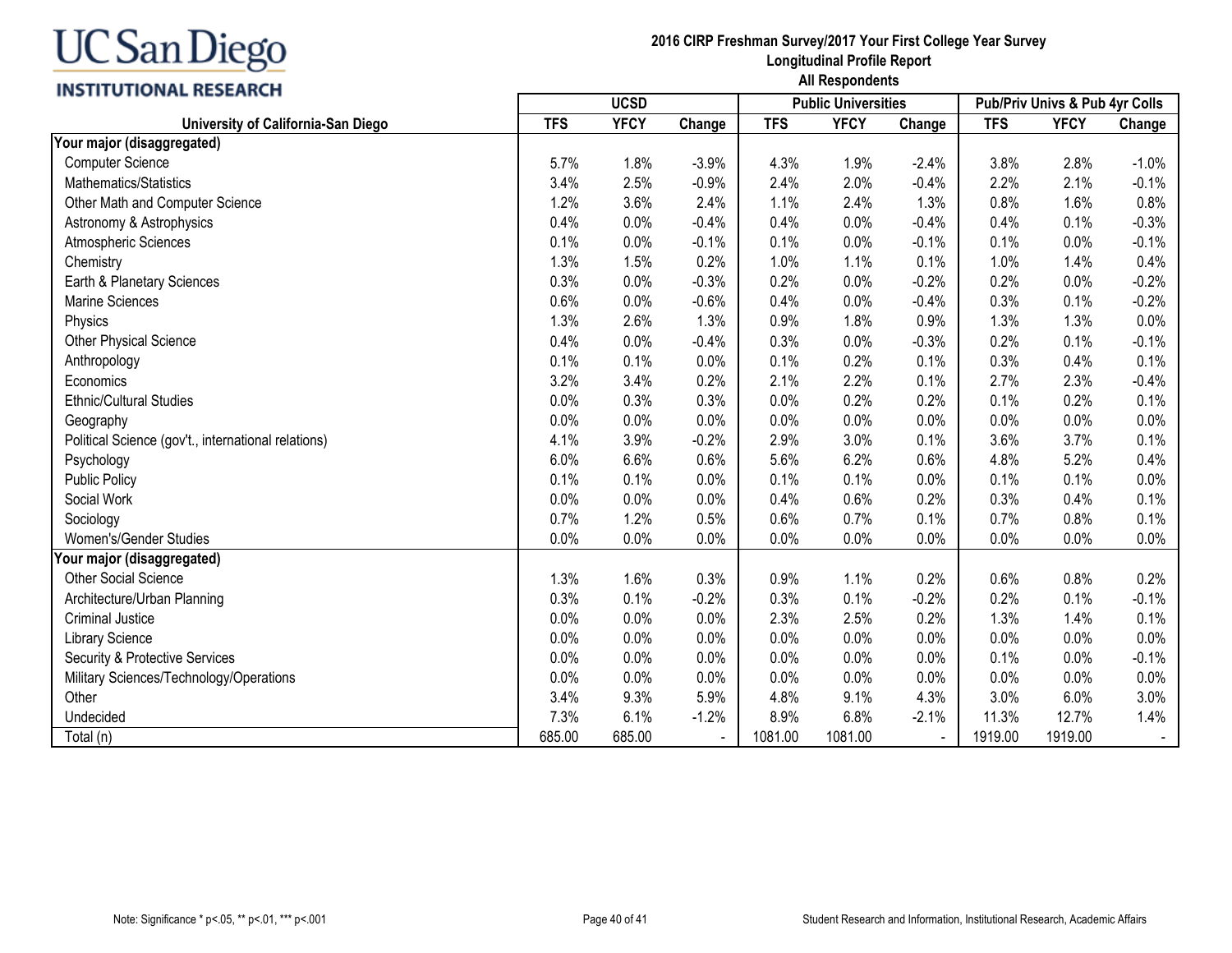**UC San Diego**
**INSTITUTIONAL RESEARCH**

**2016 CIRP Freshman Survey/2017 Your First College Year Survey**
**Longitudinal Profile Report**
**All Respondents**

| University of California-San Diego | UCSD | | | Public Universities | | | Pub/Priv Univs & Pub 4yr Colls | | |
|---|---|---|---|---|---|---|---|---|---|
| | TFS | YFCY | Change | TFS | YFCY | Change | TFS | YFCY | Change |
| **Your major (disaggregated)** | | | | | | | | | |
| Computer Science | 5.7% | 1.8% | -3.9% | 4.3% | 1.9% | -2.4% | 3.8% | 2.8% | -1.0% |
| Mathematics/Statistics | 3.4% | 2.5% | -0.9% | 2.4% | 2.0% | -0.4% | 2.2% | 2.1% | -0.1% |
| Other Math and Computer Science | 1.2% | 3.6% | 2.4% | 1.1% | 2.4% | 1.3% | 0.8% | 1.6% | 0.8% |
| Astronomy & Astrophysics | 0.4% | 0.0% | -0.4% | 0.4% | 0.0% | -0.4% | 0.4% | 0.1% | -0.3% |
| Atmospheric Sciences | 0.1% | 0.0% | -0.1% | 0.1% | 0.0% | -0.1% | 0.1% | 0.0% | -0.1% |
| Chemistry | 1.3% | 1.5% | 0.2% | 1.0% | 1.1% | 0.1% | 1.0% | 1.4% | 0.4% |
| Earth & Planetary Sciences | 0.3% | 0.0% | -0.3% | 0.2% | 0.0% | -0.2% | 0.2% | 0.0% | -0.2% |
| Marine Sciences | 0.6% | 0.0% | -0.6% | 0.4% | 0.0% | -0.4% | 0.3% | 0.1% | -0.2% |
| Physics | 1.3% | 2.6% | 1.3% | 0.9% | 1.8% | 0.9% | 1.3% | 1.3% | 0.0% |
| Other Physical Science | 0.4% | 0.0% | -0.4% | 0.3% | 0.0% | -0.3% | 0.2% | 0.1% | -0.1% |
| Anthropology | 0.1% | 0.1% | 0.0% | 0.1% | 0.2% | 0.1% | 0.3% | 0.4% | 0.1% |
| Economics | 3.2% | 3.4% | 0.2% | 2.1% | 2.2% | 0.1% | 2.7% | 2.3% | -0.4% |
| Ethnic/Cultural Studies | 0.0% | 0.3% | 0.3% | 0.0% | 0.2% | 0.2% | 0.1% | 0.2% | 0.1% |
| Geography | 0.0% | 0.0% | 0.0% | 0.0% | 0.0% | 0.0% | 0.0% | 0.0% | 0.0% |
| Political Science (gov't., international relations) | 4.1% | 3.9% | -0.2% | 2.9% | 3.0% | 0.1% | 3.6% | 3.7% | 0.1% |
| Psychology | 6.0% | 6.6% | 0.6% | 5.6% | 6.2% | 0.6% | 4.8% | 5.2% | 0.4% |
| Public Policy | 0.1% | 0.1% | 0.0% | 0.1% | 0.1% | 0.0% | 0.1% | 0.1% | 0.0% |
| Social Work | 0.0% | 0.0% | 0.0% | 0.4% | 0.6% | 0.2% | 0.3% | 0.4% | 0.1% |
| Sociology | 0.7% | 1.2% | 0.5% | 0.6% | 0.7% | 0.1% | 0.7% | 0.8% | 0.1% |
| Women's/Gender Studies | 0.0% | 0.0% | 0.0% | 0.0% | 0.0% | 0.0% | 0.0% | 0.0% | 0.0% |
| **Your major (disaggregated)** | | | | | | | | | |
| Other Social Science | 1.3% | 1.6% | 0.3% | 0.9% | 1.1% | 0.2% | 0.6% | 0.8% | 0.2% |
| Architecture/Urban Planning | 0.3% | 0.1% | -0.2% | 0.3% | 0.1% | -0.2% | 0.2% | 0.1% | -0.1% |
| Criminal Justice | 0.0% | 0.0% | 0.0% | 2.3% | 2.5% | 0.2% | 1.3% | 1.4% | 0.1% |
| Library Science | 0.0% | 0.0% | 0.0% | 0.0% | 0.0% | 0.0% | 0.0% | 0.0% | 0.0% |
| Security & Protective Services | 0.0% | 0.0% | 0.0% | 0.0% | 0.0% | 0.0% | 0.1% | 0.0% | -0.1% |
| Military Sciences/Technology/Operations | 0.0% | 0.0% | 0.0% | 0.0% | 0.0% | 0.0% | 0.0% | 0.0% | 0.0% |
| Other | 3.4% | 9.3% | 5.9% | 4.8% | 9.1% | 4.3% | 3.0% | 6.0% | 3.0% |
| Undecided | 7.3% | 6.1% | -1.2% | 8.9% | 6.8% | -2.1% | 11.3% | 12.7% | 1.4% |
| Total (n) | 685.00 | 685.00 | - | 1081.00 | 1081.00 | - | 1919.00 | 1919.00 | - |

Note: Significance * p<.05, ** p<.01, *** p<.001

Student Research and Information, Institutional Research, Academic Affairs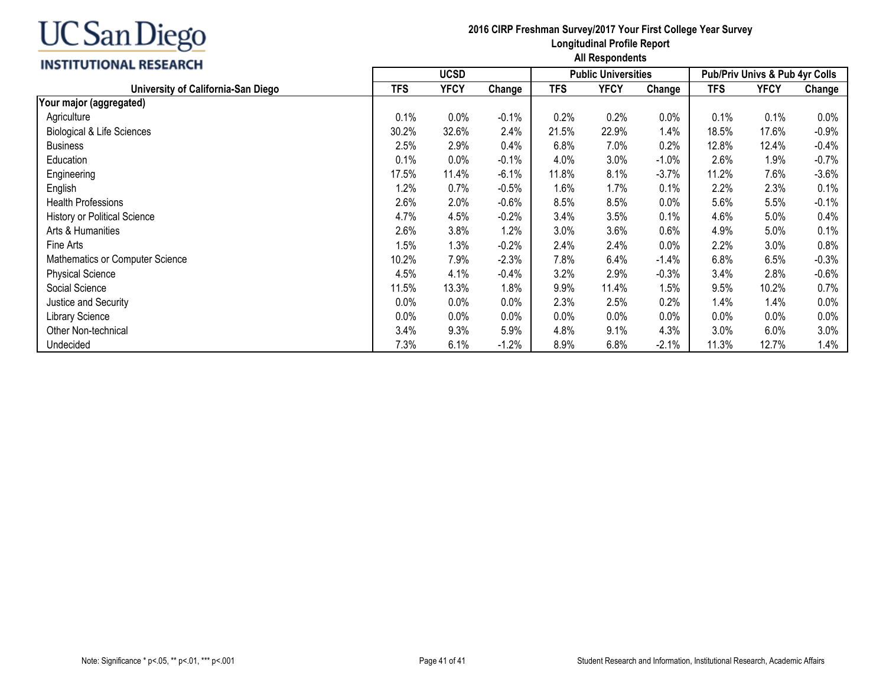UC San Diego
INSTITUTIONAL RESEARCH

**2016 CIRP Freshman Survey/2017 Your First College Year Survey**
**Longitudinal Profile Report**
**All Respondents**

| | UCSD | | | Public Universities | | | Pub/Priv Univs & Pub 4yr Colls | | |
|---|---|---|---|---|---|---|---|---|---|
| **University of California-San Diego** | **TFS** | **YFCY** | **Change** | **TFS** | **YFCY** | **Change** | **TFS** | **YFCY** | **Change** |
| **Your major (aggregated)** | | | | | | | | | |
| Agriculture | 0.1% | 0.0% | -0.1% | 0.2% | 0.2% | 0.0% | 0.1% | 0.1% | 0.0% |
| Biological & Life Sciences | 30.2% | 32.6% | 2.4% | 21.5% | 22.9% | 1.4% | 18.5% | 17.6% | -0.9% |
| Business | 2.5% | 2.9% | 0.4% | 6.8% | 7.0% | 0.2% | 12.8% | 12.4% | -0.4% |
| Education | 0.1% | 0.0% | -0.1% | 4.0% | 3.0% | -1.0% | 2.6% | 1.9% | -0.7% |
| Engineering | 17.5% | 11.4% | -6.1% | 11.8% | 8.1% | -3.7% | 11.2% | 7.6% | -3.6% |
| English | 1.2% | 0.7% | -0.5% | 1.6% | 1.7% | 0.1% | 2.2% | 2.3% | 0.1% |
| Health Professions | 2.6% | 2.0% | -0.6% | 8.5% | 8.5% | 0.0% | 5.6% | 5.5% | -0.1% |
| History or Political Science | 4.7% | 4.5% | -0.2% | 3.4% | 3.5% | 0.1% | 4.6% | 5.0% | 0.4% |
| Arts & Humanities | 2.6% | 3.8% | 1.2% | 3.0% | 3.6% | 0.6% | 4.9% | 5.0% | 0.1% |
| Fine Arts | 1.5% | 1.3% | -0.2% | 2.4% | 2.4% | 0.0% | 2.2% | 3.0% | 0.8% |
| Mathematics or Computer Science | 10.2% | 7.9% | -2.3% | 7.8% | 6.4% | -1.4% | 6.8% | 6.5% | -0.3% |
| Physical Science | 4.5% | 4.1% | -0.4% | 3.2% | 2.9% | -0.3% | 3.4% | 2.8% | -0.6% |
| Social Science | 11.5% | 13.3% | 1.8% | 9.9% | 11.4% | 1.5% | 9.5% | 10.2% | 0.7% |
| Justice and Security | 0.0% | 0.0% | 0.0% | 2.3% | 2.5% | 0.2% | 1.4% | 1.4% | 0.0% |
| Library Science | 0.0% | 0.0% | 0.0% | 0.0% | 0.0% | 0.0% | 0.0% | 0.0% | 0.0% |
| Other Non-technical | 3.4% | 9.3% | 5.9% | 4.8% | 9.1% | 4.3% | 3.0% | 6.0% | 3.0% |
| Undecided | 7.3% | 6.1% | -1.2% | 8.9% | 6.8% | -2.1% | 11.3% | 12.7% | 1.4% |

Note: Significance * p<.05, ** p<.01, *** p<.001

Student Research and Information, Institutional Research, Academic Affairs